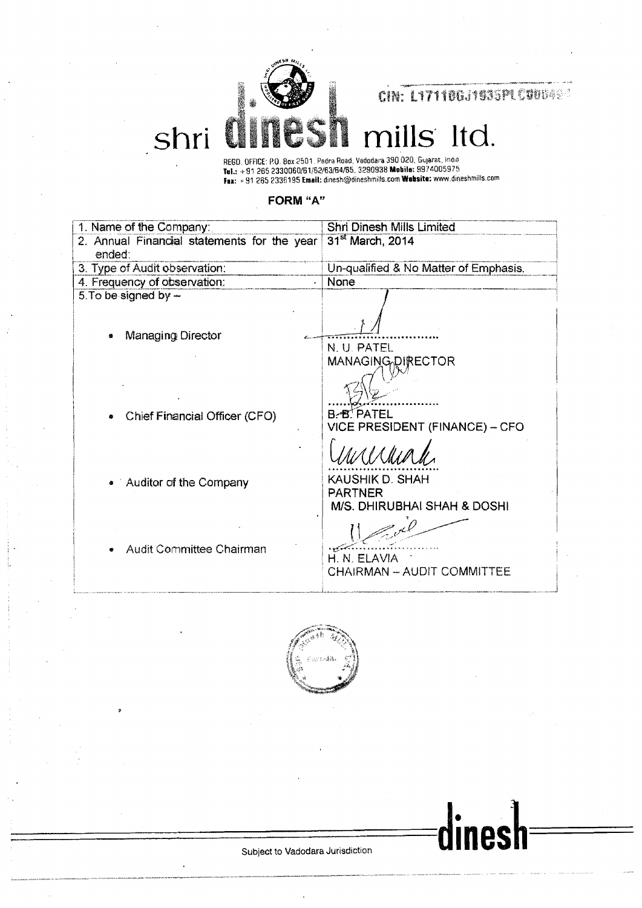CIN: L17110GJ1935PLC000494

# shri dinesh mills ltd.

REGD. OFFICE: P.O. Box 2501, Padra Road, Vadodara 390 020, Gujarat, India
**Tel.:** +91 265 2330060/61/52/63/64/65, 3290938 **Mobile:** 9974005975
**Fax:** +91 265 2336195 **Email:** dinesh@dineshmills.com **Website:** www.dineshmills.com

## FORM "A"

| | |
|---|---|
| 1. Name of the Company: | Shri Dinesh Mills Limited |
| 2. Annual Financial statements for the year ended: | 31st March, 2014 |
| 3. Type of Audit observation: | Un-qualified & No Matter of Emphasis. |
| 4. Frequency of observation: | None |
| 5. To be signed by – | |
| • Managing Director | N. U. PATEL<br>MANAGING DIRECTOR |
| • Chief Financial Officer (CFO) | B. B. PATEL<br>VICE PRESIDENT (FINANCE) – CFO |
| • Auditor of the Company | KAUSHIK D. SHAH<br>PARTNER<br>M/S. DHIRUBHAI SHAH & DOSHI |
| • Audit Committee Chairman | H. N. ELAVIA<br>CHAIRMAN – AUDIT COMMITTEE |

Subject to Vadodara Jurisdiction

dinesh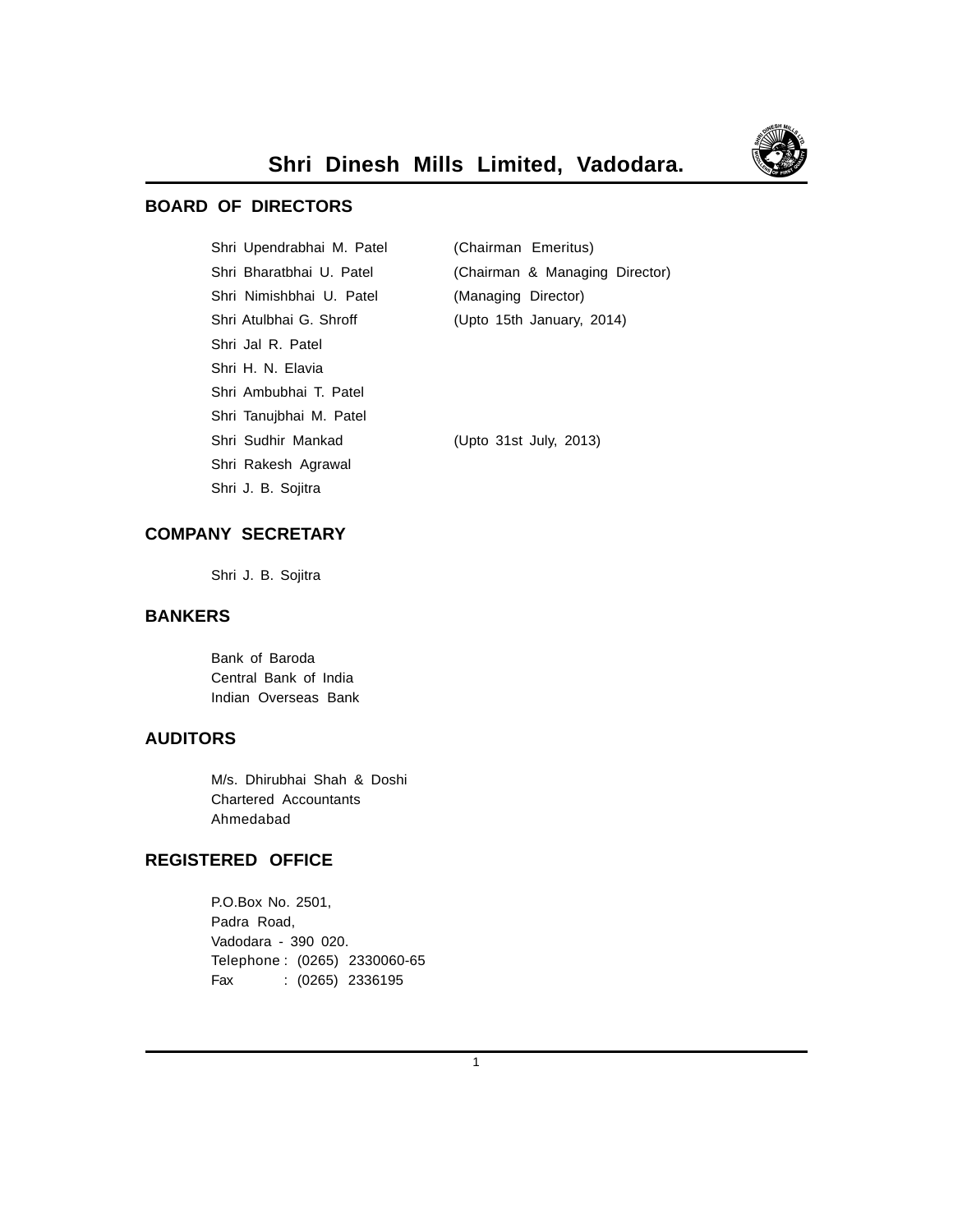# Shri Dinesh Mills Limited, Vadodara.

## BOARD OF DIRECTORS

| | |
|---|---|
| Shri Upendrabhai M. Patel | (Chairman Emeritus) |
| Shri Bharatbhai U. Patel | (Chairman & Managing Director) |
| Shri Nimishbhai U. Patel | (Managing Director) |
| Shri Atulbhai G. Shroff | (Upto 15th January, 2014) |
| Shri Jal R. Patel | |
| Shri H. N. Elavia | |
| Shri Ambubhai T. Patel | |
| Shri Tanujbhai M. Patel | |
| Shri Sudhir Mankad | (Upto 31st July, 2013) |
| Shri Rakesh Agrawal | |
| Shri J. B. Sojitra | |

## COMPANY SECRETARY

Shri J. B. Sojitra

## BANKERS

Bank of Baroda
Central Bank of India
Indian Overseas Bank

## AUDITORS

M/s. Dhirubhai Shah & Doshi
Chartered Accountants
Ahmedabad

## REGISTERED OFFICE

P.O.Box No. 2501,
Padra Road,
Vadodara - 390 020.
Telephone : (0265) 2330060-65
Fax : (0265) 2336195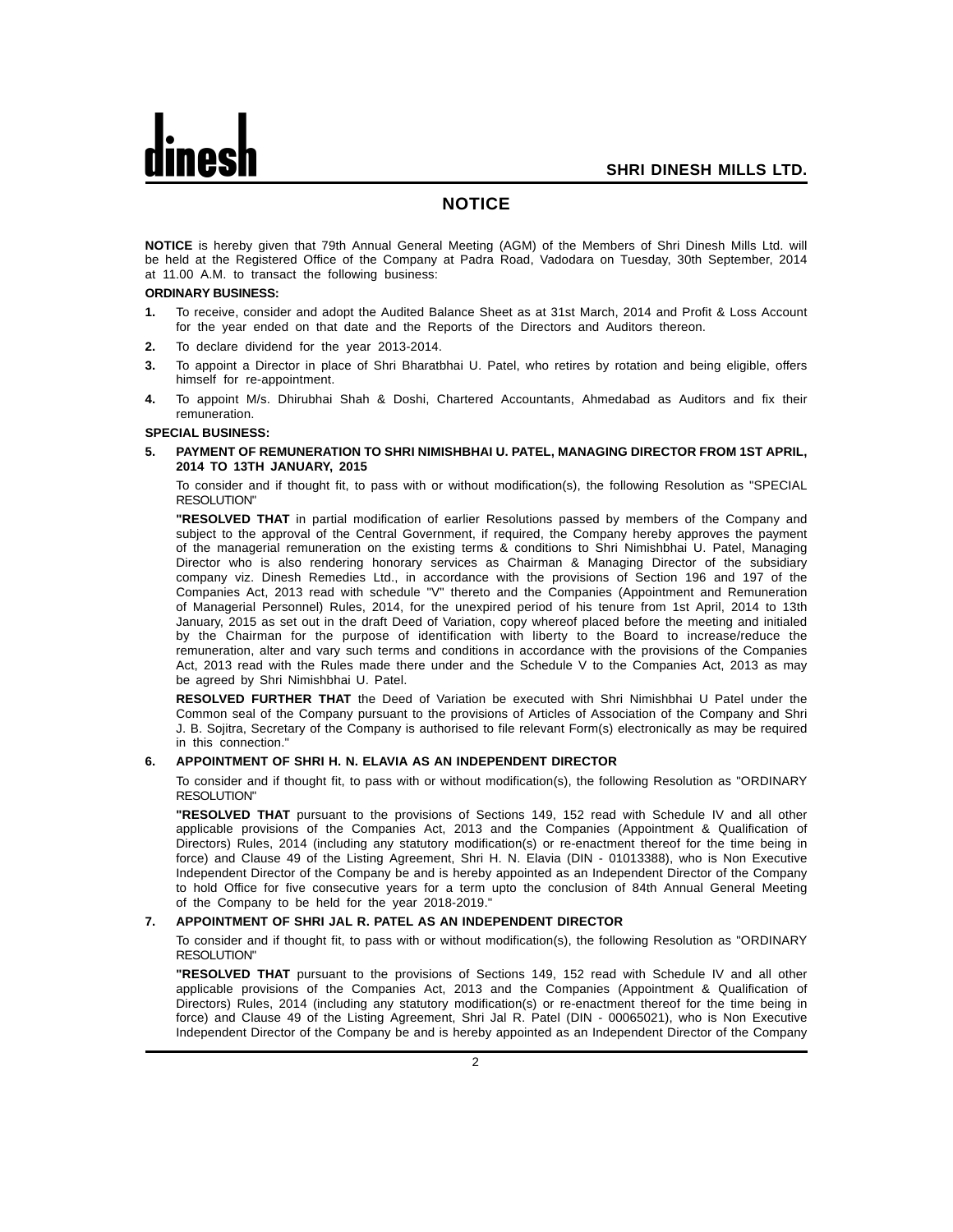# NOTICE

**NOTICE** is hereby given that 79th Annual General Meeting (AGM) of the Members of Shri Dinesh Mills Ltd. will be held at the Registered Office of the Company at Padra Road, Vadodara on Tuesday, 30th September, 2014 at 11.00 A.M. to transact the following business:

**ORDINARY BUSINESS:**

1. To receive, consider and adopt the Audited Balance Sheet as at 31st March, 2014 and Profit & Loss Account for the year ended on that date and the Reports of the Directors and Auditors thereon.
2. To declare dividend for the year 2013-2014.
3. To appoint a Director in place of Shri Bharatbhai U. Patel, who retires by rotation and being eligible, offers himself for re-appointment.
4. To appoint M/s. Dhirubhai Shah & Doshi, Chartered Accountants, Ahmedabad as Auditors and fix their remuneration.

**SPECIAL BUSINESS:**

5. **PAYMENT OF REMUNERATION TO SHRI NIMISHBHAI U. PATEL, MANAGING DIRECTOR FROM 1ST APRIL, 2014 TO 13TH JANUARY, 2015**

   To consider and if thought fit, to pass with or without modification(s), the following Resolution as "SPECIAL RESOLUTION"

   **"RESOLVED THAT** in partial modification of earlier Resolutions passed by members of the Company and subject to the approval of the Central Government, if required, the Company hereby approves the payment of the managerial remuneration on the existing terms & conditions to Shri Nimishbhai U. Patel, Managing Director who is also rendering honorary services as Chairman & Managing Director of the subsidiary company viz. Dinesh Remedies Ltd., in accordance with the provisions of Section 196 and 197 of the Companies Act, 2013 read with schedule "V" thereto and the Companies (Appointment and Remuneration of Managerial Personnel) Rules, 2014, for the unexpired period of his tenure from 1st April, 2014 to 13th January, 2015 as set out in the draft Deed of Variation, copy whereof placed before the meeting and initialed by the Chairman for the purpose of identification with liberty to the Board to increase/reduce the remuneration, alter and vary such terms and conditions in accordance with the provisions of the Companies Act, 2013 read with the Rules made there under and the Schedule V to the Companies Act, 2013 as may be agreed by Shri Nimishbhai U. Patel.

   **RESOLVED FURTHER THAT** the Deed of Variation be executed with Shri Nimishbhai U Patel under the Common seal of the Company pursuant to the provisions of Articles of Association of the Company and Shri J. B. Sojitra, Secretary of the Company is authorised to file relevant Form(s) electronically as may be required in this connection."

6. **APPOINTMENT OF SHRI H. N. ELAVIA AS AN INDEPENDENT DIRECTOR**

   To consider and if thought fit, to pass with or without modification(s), the following Resolution as "ORDINARY RESOLUTION"

   **"RESOLVED THAT** pursuant to the provisions of Sections 149, 152 read with Schedule IV and all other applicable provisions of the Companies Act, 2013 and the Companies (Appointment & Qualification of Directors) Rules, 2014 (including any statutory modification(s) or re-enactment thereof for the time being in force) and Clause 49 of the Listing Agreement, Shri H. N. Elavia (DIN - 01013388), who is Non Executive Independent Director of the Company be and is hereby appointed as an Independent Director of the Company to hold Office for five consecutive years for a term upto the conclusion of 84th Annual General Meeting of the Company to be held for the year 2018-2019."

7. **APPOINTMENT OF SHRI JAL R. PATEL AS AN INDEPENDENT DIRECTOR**

   To consider and if thought fit, to pass with or without modification(s), the following Resolution as "ORDINARY RESOLUTION"

   **"RESOLVED THAT** pursuant to the provisions of Sections 149, 152 read with Schedule IV and all other applicable provisions of the Companies Act, 2013 and the Companies (Appointment & Qualification of Directors) Rules, 2014 (including any statutory modification(s) or re-enactment thereof for the time being in force) and Clause 49 of the Listing Agreement, Shri Jal R. Patel (DIN - 00065021), who is Non Executive Independent Director of the Company be and is hereby appointed as an Independent Director of the Company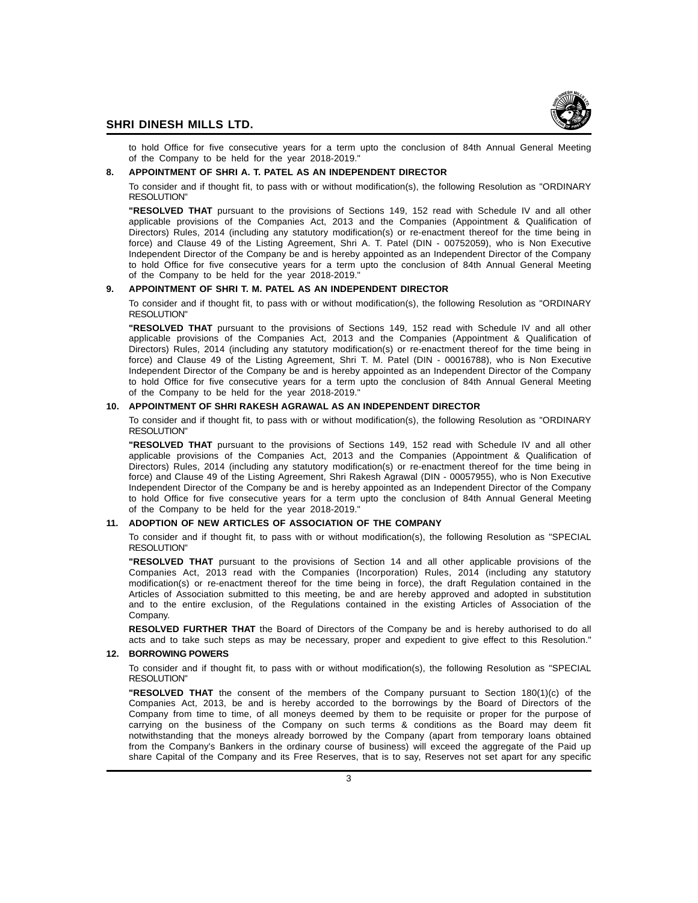to hold Office for five consecutive years for a term upto the conclusion of 84th Annual General Meeting of the Company to be held for the year 2018-2019."

**8. APPOINTMENT OF SHRI A. T. PATEL AS AN INDEPENDENT DIRECTOR**

To consider and if thought fit, to pass with or without modification(s), the following Resolution as "ORDINARY RESOLUTION"

**"RESOLVED THAT** pursuant to the provisions of Sections 149, 152 read with Schedule IV and all other applicable provisions of the Companies Act, 2013 and the Companies (Appointment & Qualification of Directors) Rules, 2014 (including any statutory modification(s) or re-enactment thereof for the time being in force) and Clause 49 of the Listing Agreement, Shri A. T. Patel (DIN - 00752059), who is Non Executive Independent Director of the Company be and is hereby appointed as an Independent Director of the Company to hold Office for five consecutive years for a term upto the conclusion of 84th Annual General Meeting of the Company to be held for the year 2018-2019."

**9. APPOINTMENT OF SHRI T. M. PATEL AS AN INDEPENDENT DIRECTOR**

To consider and if thought fit, to pass with or without modification(s), the following Resolution as "ORDINARY RESOLUTION"

**"RESOLVED THAT** pursuant to the provisions of Sections 149, 152 read with Schedule IV and all other applicable provisions of the Companies Act, 2013 and the Companies (Appointment & Qualification of Directors) Rules, 2014 (including any statutory modification(s) or re-enactment thereof for the time being in force) and Clause 49 of the Listing Agreement, Shri T. M. Patel (DIN - 00016788), who is Non Executive Independent Director of the Company be and is hereby appointed as an Independent Director of the Company to hold Office for five consecutive years for a term upto the conclusion of 84th Annual General Meeting of the Company to be held for the year 2018-2019."

**10. APPOINTMENT OF SHRI RAKESH AGRAWAL AS AN INDEPENDENT DIRECTOR**

To consider and if thought fit, to pass with or without modification(s), the following Resolution as "ORDINARY RESOLUTION"

**"RESOLVED THAT** pursuant to the provisions of Sections 149, 152 read with Schedule IV and all other applicable provisions of the Companies Act, 2013 and the Companies (Appointment & Qualification of Directors) Rules, 2014 (including any statutory modification(s) or re-enactment thereof for the time being in force) and Clause 49 of the Listing Agreement, Shri Rakesh Agrawal (DIN - 00057955), who is Non Executive Independent Director of the Company be and is hereby appointed as an Independent Director of the Company to hold Office for five consecutive years for a term upto the conclusion of 84th Annual General Meeting of the Company to be held for the year 2018-2019."

**11. ADOPTION OF NEW ARTICLES OF ASSOCIATION OF THE COMPANY**

To consider and if thought fit, to pass with or without modification(s), the following Resolution as "SPECIAL RESOLUTION"

**"RESOLVED THAT** pursuant to the provisions of Section 14 and all other applicable provisions of the Companies Act, 2013 read with the Companies (Incorporation) Rules, 2014 (including any statutory modification(s) or re-enactment thereof for the time being in force), the draft Regulation contained in the Articles of Association submitted to this meeting, be and are hereby approved and adopted in substitution and to the entire exclusion, of the Regulations contained in the existing Articles of Association of the Company.

**RESOLVED FURTHER THAT** the Board of Directors of the Company be and is hereby authorised to do all acts and to take such steps as may be necessary, proper and expedient to give effect to this Resolution."

**12. BORROWING POWERS**

To consider and if thought fit, to pass with or without modification(s), the following Resolution as "SPECIAL RESOLUTION"

**"RESOLVED THAT** the consent of the members of the Company pursuant to Section 180(1)(c) of the Companies Act, 2013, be and is hereby accorded to the borrowings by the Board of Directors of the Company from time to time, of all moneys deemed by them to be requisite or proper for the purpose of carrying on the business of the Company on such terms & conditions as the Board may deem fit notwithstanding that the moneys already borrowed by the Company (apart from temporary loans obtained from the Company's Bankers in the ordinary course of business) will exceed the aggregate of the Paid up share Capital of the Company and its Free Reserves, that is to say, Reserves not set apart for any specific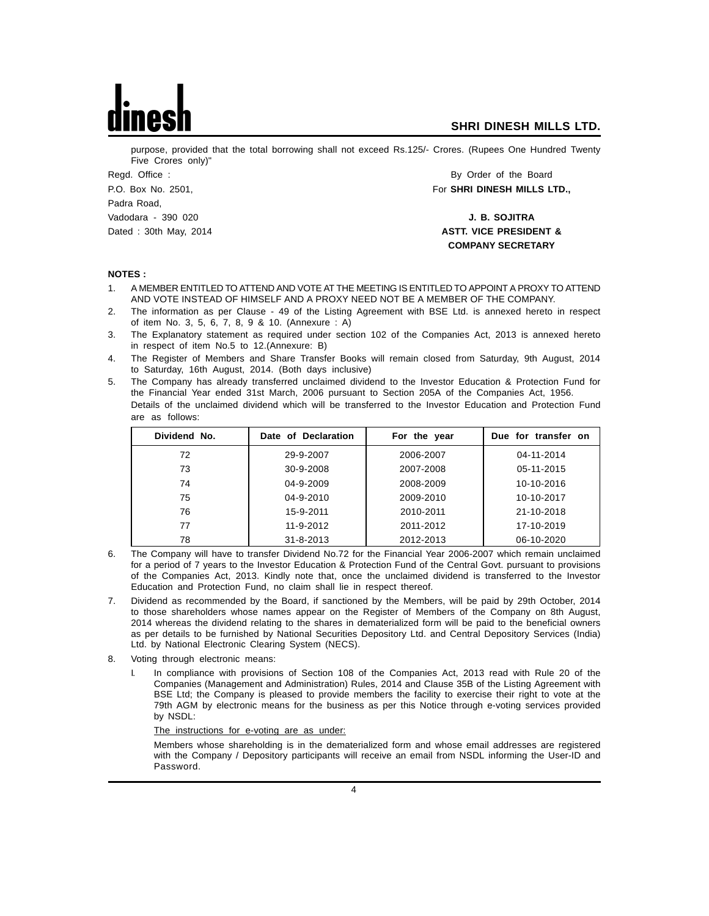purpose, provided that the total borrowing shall not exceed Rs.125/- Crores. (Rupees One Hundred Twenty Five Crores only)"

Regd. Office :
P.O. Box No. 2501,
Padra Road,
Vadodara - 390 020
Dated : 30th May, 2014

By Order of the Board
For **SHRI DINESH MILLS LTD.,**

**J. B. SOJITRA**
**ASTT. VICE PRESIDENT &**
**COMPANY SECRETARY**

**NOTES :**

1. A MEMBER ENTITLED TO ATTEND AND VOTE AT THE MEETING IS ENTITLED TO APPOINT A PROXY TO ATTEND AND VOTE INSTEAD OF HIMSELF AND A PROXY NEED NOT BE A MEMBER OF THE COMPANY.
2. The information as per Clause - 49 of the Listing Agreement with BSE Ltd. is annexed hereto in respect of item No. 3, 5, 6, 7, 8, 9 & 10. (Annexure : A)
3. The Explanatory statement as required under section 102 of the Companies Act, 2013 is annexed hereto in respect of item No.5 to 12.(Annexure: B)
4. The Register of Members and Share Transfer Books will remain closed from Saturday, 9th August, 2014 to Saturday, 16th August, 2014. (Both days inclusive)
5. The Company has already transferred unclaimed dividend to the Investor Education & Protection Fund for the Financial Year ended 31st March, 2006 pursuant to Section 205A of the Companies Act, 1956.
   Details of the unclaimed dividend which will be transferred to the Investor Education and Protection Fund are as follows:

| Dividend No. | Date of Declaration | For the year | Due for transfer on |
|---|---|---|---|
| 72 | 29-9-2007 | 2006-2007 | 04-11-2014 |
| 73 | 30-9-2008 | 2007-2008 | 05-11-2015 |
| 74 | 04-9-2009 | 2008-2009 | 10-10-2016 |
| 75 | 04-9-2010 | 2009-2010 | 10-10-2017 |
| 76 | 15-9-2011 | 2010-2011 | 21-10-2018 |
| 77 | 11-9-2012 | 2011-2012 | 17-10-2019 |
| 78 | 31-8-2013 | 2012-2013 | 06-10-2020 |

6. The Company will have to transfer Dividend No.72 for the Financial Year 2006-2007 which remain unclaimed for a period of 7 years to the Investor Education & Protection Fund of the Central Govt. pursuant to provisions of the Companies Act, 2013. Kindly note that, once the unclaimed dividend is transferred to the Investor Education and Protection Fund, no claim shall lie in respect thereof.
7. Dividend as recommended by the Board, if sanctioned by the Members, will be paid by 29th October, 2014 to those shareholders whose names appear on the Register of Members of the Company on 8th August, 2014 whereas the dividend relating to the shares in dematerialized form will be paid to the beneficial owners as per details to be furnished by National Securities Depository Ltd. and Central Depository Services (India) Ltd. by National Electronic Clearing System (NECS).
8. Voting through electronic means:
   I. In compliance with provisions of Section 108 of the Companies Act, 2013 read with Rule 20 of the Companies (Management and Administration) Rules, 2014 and Clause 35B of the Listing Agreement with BSE Ltd; the Company is pleased to provide members the facility to exercise their right to vote at the 79th AGM by electronic means for the business as per this Notice through e-voting services provided by NSDL:

      The instructions for e-voting are as under:

      Members whose shareholding is in the dematerialized form and whose email addresses are registered with the Company / Depository participants will receive an email from NSDL informing the User-ID and Password.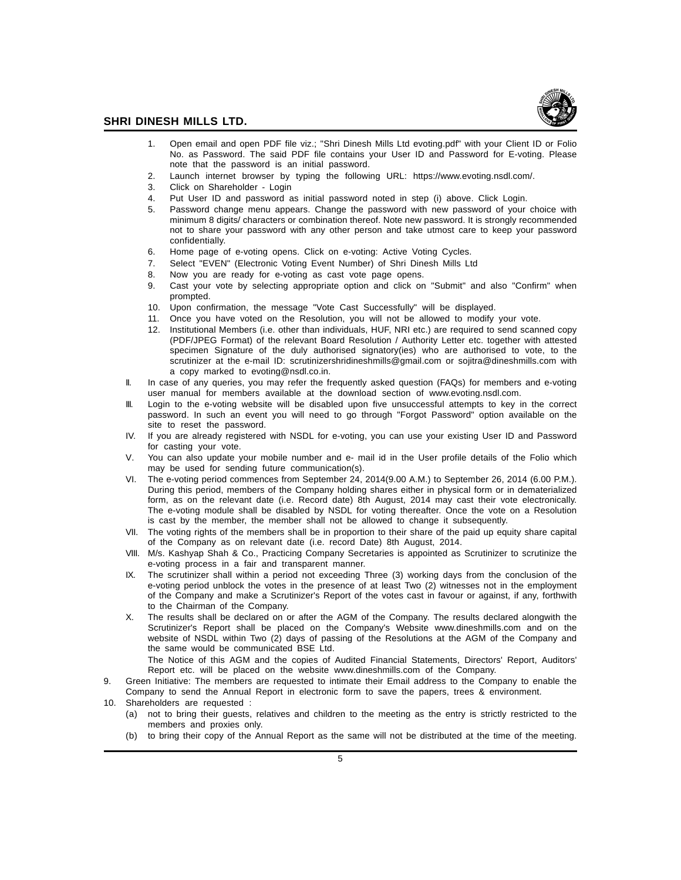1. Open email and open PDF file viz.; "Shri Dinesh Mills Ltd evoting.pdf" with your Client ID or Folio No. as Password. The said PDF file contains your User ID and Password for E-voting. Please note that the password is an initial password.
2. Launch internet browser by typing the following URL: https://www.evoting.nsdl.com/.
3. Click on Shareholder - Login
4. Put User ID and password as initial password noted in step (i) above. Click Login.
5. Password change menu appears. Change the password with new password of your choice with minimum 8 digits/ characters or combination thereof. Note new password. It is strongly recommended not to share your password with any other person and take utmost care to keep your password confidentially.
6. Home page of e-voting opens. Click on e-voting: Active Voting Cycles.
7. Select "EVEN" (Electronic Voting Event Number) of Shri Dinesh Mills Ltd
8. Now you are ready for e-voting as cast vote page opens.
9. Cast your vote by selecting appropriate option and click on "Submit" and also "Confirm" when prompted.
10. Upon confirmation, the message "Vote Cast Successfully" will be displayed.
11. Once you have voted on the Resolution, you will not be allowed to modify your vote.
12. Institutional Members (i.e. other than individuals, HUF, NRI etc.) are required to send scanned copy (PDF/JPEG Format) of the relevant Board Resolution / Authority Letter etc. together with attested specimen Signature of the duly authorised signatory(ies) who are authorised to vote, to the scrutinizer at the e-mail ID: scrutinizershridineshmills@gmail.com or sojitra@dineshmills.com with a copy marked to evoting@nsdl.co.in.

II. In case of any queries, you may refer the frequently asked question (FAQs) for members and e-voting user manual for members available at the download section of www.evoting.nsdl.com.

III. Login to the e-voting website will be disabled upon five unsuccessful attempts to key in the correct password. In such an event you will need to go through "Forgot Password" option available on the site to reset the password.

IV. If you are already registered with NSDL for e-voting, you can use your existing User ID and Password for casting your vote.

V. You can also update your mobile number and e- mail id in the User profile details of the Folio which may be used for sending future communication(s).

VI. The e-voting period commences from September 24, 2014(9.00 A.M.) to September 26, 2014 (6.00 P.M.). During this period, members of the Company holding shares either in physical form or in dematerialized form, as on the relevant date (i.e. Record date) 8th August, 2014 may cast their vote electronically. The e-voting module shall be disabled by NSDL for voting thereafter. Once the vote on a Resolution is cast by the member, the member shall not be allowed to change it subsequently.

VII. The voting rights of the members shall be in proportion to their share of the paid up equity share capital of the Company as on relevant date (i.e. record Date) 8th August, 2014.

VIII. M/s. Kashyap Shah & Co., Practicing Company Secretaries is appointed as Scrutinizer to scrutinize the e-voting process in a fair and transparent manner.

IX. The scrutinizer shall within a period not exceeding Three (3) working days from the conclusion of the e-voting period unblock the votes in the presence of at least Two (2) witnesses not in the employment of the Company and make a Scrutinizer's Report of the votes cast in favour or against, if any, forthwith to the Chairman of the Company.

X. The results shall be declared on or after the AGM of the Company. The results declared alongwith the Scrutinizer's Report shall be placed on the Company's Website www.dineshmills.com and on the website of NSDL within Two (2) days of passing of the Resolutions at the AGM of the Company and the same would be communicated BSE Ltd.

The Notice of this AGM and the copies of Audited Financial Statements, Directors' Report, Auditors' Report etc. will be placed on the website www.dineshmills.com of the Company.

9. Green Initiative: The members are requested to intimate their Email address to the Company to enable the Company to send the Annual Report in electronic form to save the papers, trees & environment.
10. Shareholders are requested :
    (a) not to bring their guests, relatives and children to the meeting as the entry is strictly restricted to the members and proxies only.
    (b) to bring their copy of the Annual Report as the same will not be distributed at the time of the meeting.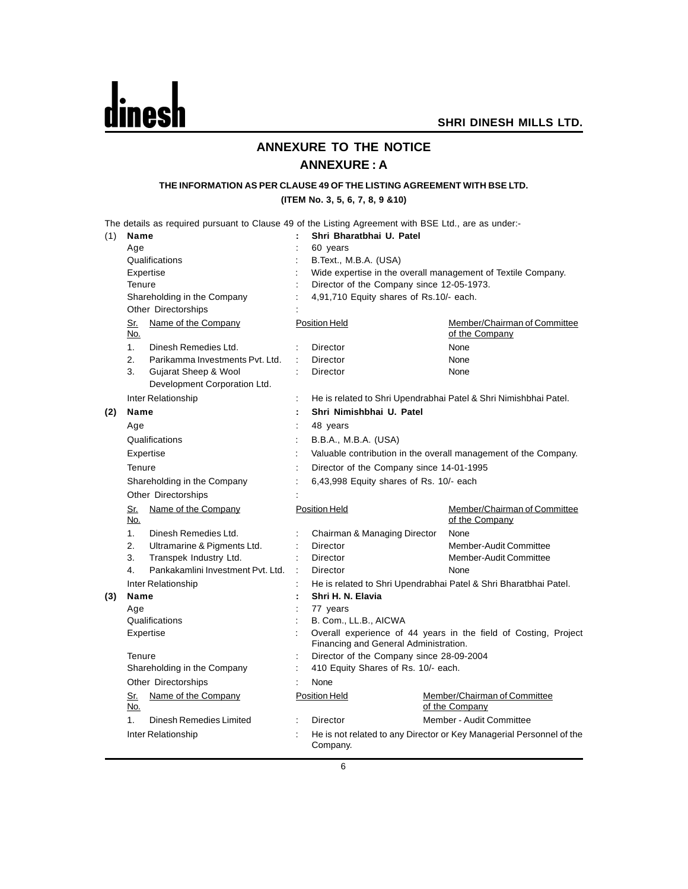# ANNEXURE TO THE NOTICE

## ANNEXURE : A

### THE INFORMATION AS PER CLAUSE 49 OF THE LISTING AGREEMENT WITH BSE LTD.

### (ITEM No. 3, 5, 6, 7, 8, 9 &10)

The details as required pursuant to Clause 49 of the Listing Agreement with BSE Ltd., are as under:-

**(1) Name : Shri Bharatbhai U. Patel**

Age : 60 years

Qualifications : B.Text., M.B.A. (USA)

Expertise : Wide expertise in the overall management of Textile Company.

Tenure : Director of the Company since 12-05-1973.

Shareholding in the Company : 4,91,710 Equity shares of Rs.10/- each.

Other Directorships :

| Sr. No. | Name of the Company | Position Held | Member/Chairman of Committee of the Company |
|---|---|---|---|
| 1. | Dinesh Remedies Ltd. | Director | None |
| 2. | Parikamma Investments Pvt. Ltd. | Director | None |
| 3. | Gujarat Sheep & Wool Development Corporation Ltd. | Director | None |

Inter Relationship : He is related to Shri Upendrabhai Patel & Shri Nimishbhai Patel.

**(2) Name : Shri Nimishbhai U. Patel**

Age : 48 years

Qualifications : B.B.A., M.B.A. (USA)

Expertise : Valuable contribution in the overall management of the Company.

Tenure : Director of the Company since 14-01-1995

Shareholding in the Company : 6,43,998 Equity shares of Rs. 10/- each

Other Directorships :

| Sr. No. | Name of the Company | Position Held | Member/Chairman of Committee of the Company |
|---|---|---|---|
| 1. | Dinesh Remedies Ltd. | Chairman & Managing Director | None |
| 2. | Ultramarine & Pigments Ltd. | Director | Member-Audit Committee |
| 3. | Transpek Industry Ltd. | Director | Member-Audit Committee |
| 4. | Pankakamlini Investment Pvt. Ltd. | Director | None |

Inter Relationship : He is related to Shri Upendrabhai Patel & Shri Bharatbhai Patel.

**(3) Name : Shri H. N. Elavia**

Age : 77 years

Qualifications : B. Com., LL.B., AICWA

Expertise : Overall experience of 44 years in the field of Costing, Project Financing and General Administration.

Tenure : Director of the Company since 28-09-2004

Shareholding in the Company : 410 Equity Shares of Rs. 10/- each.

Other Directorships : None

| Sr. No. | Name of the Company | Position Held | Member/Chairman of Committee of the Company |
|---|---|---|---|
| 1. | Dinesh Remedies Limited | Director | Member - Audit Committee |

Inter Relationship : He is not related to any Director or Key Managerial Personnel of the Company.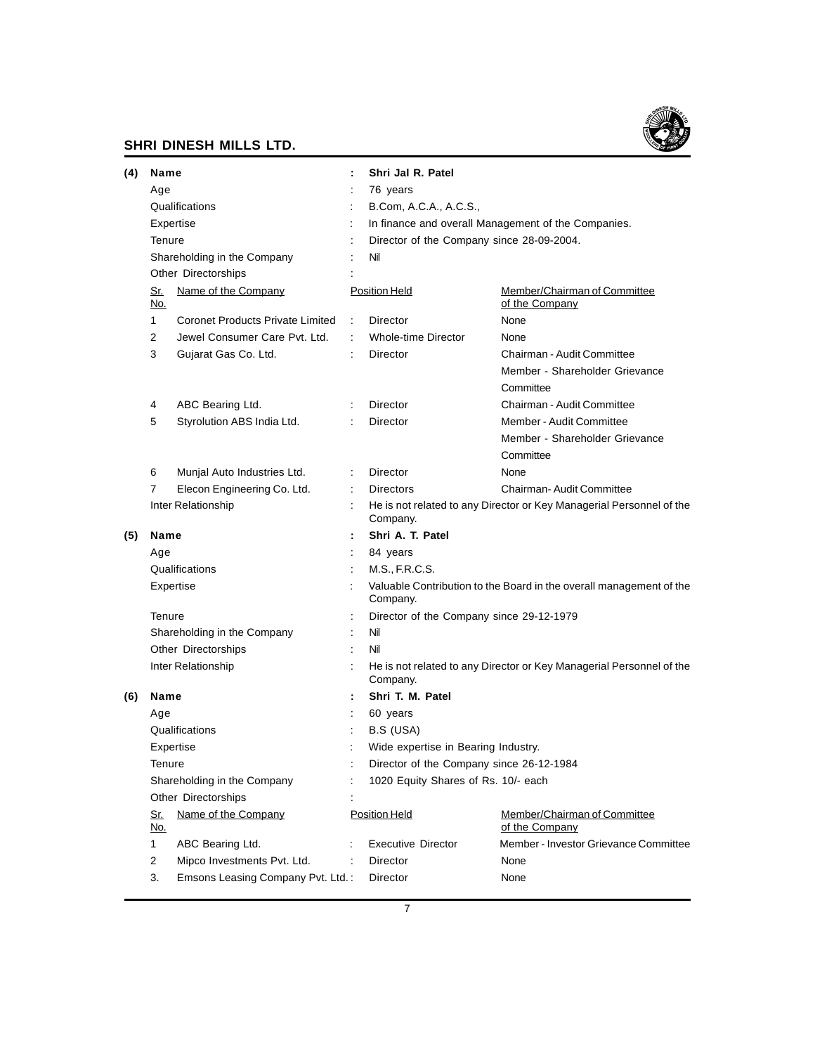**(4) Name : Shri Jal R. Patel**

| | | |
|---|---|---|
| Age | : | 76 years |
| Qualifications | : | B.Com, A.C.A., A.C.S., |
| Expertise | : | In finance and overall Management of the Companies. |
| Tenure | : | Director of the Company since 28-09-2004. |
| Shareholding in the Company | : | Nil |
| Other Directorships | : | |

| Sr. No. | Name of the Company | Position Held | Member/Chairman of Committee of the Company |
|---|---|---|---|
| 1 | Coronet Products Private Limited | Director | None |
| 2 | Jewel Consumer Care Pvt. Ltd. | Whole-time Director | None |
| 3 | Gujarat Gas Co. Ltd. | Director | Chairman - Audit Committee<br>Member - Shareholder Grievance Committee |
| 4 | ABC Bearing Ltd. | Director | Chairman - Audit Committee |
| 5 | Styrolution ABS India Ltd. | Director | Member - Audit Committee<br>Member - Shareholder Grievance Committee |
| 6 | Munjal Auto Industries Ltd. | Director | None |
| 7 | Elecon Engineering Co. Ltd. | Directors | Chairman- Audit Committee |

Inter Relationship : He is not related to any Director or Key Managerial Personnel of the Company.

**(5) Name : Shri A. T. Patel**

| | | |
|---|---|---|
| Age | : | 84 years |
| Qualifications | : | M.S., F.R.C.S. |
| Expertise | : | Valuable Contribution to the Board in the overall management of the Company. |
| Tenure | : | Director of the Company since 29-12-1979 |
| Shareholding in the Company | : | Nil |
| Other Directorships | : | Nil |
| Inter Relationship | : | He is not related to any Director or Key Managerial Personnel of the Company. |

**(6) Name : Shri T. M. Patel**

| | | |
|---|---|---|
| Age | : | 60 years |
| Qualifications | : | B.S (USA) |
| Expertise | : | Wide expertise in Bearing Industry. |
| Tenure | : | Director of the Company since 26-12-1984 |
| Shareholding in the Company | : | 1020 Equity Shares of Rs. 10/- each |
| Other Directorships | : | |

| Sr. No. | Name of the Company | Position Held | Member/Chairman of Committee of the Company |
|---|---|---|---|
| 1 | ABC Bearing Ltd. | Executive Director | Member - Investor Grievance Committee |
| 2 | Mipco Investments Pvt. Ltd. | Director | None |
| 3. | Emsons Leasing Company Pvt. Ltd. | Director | None |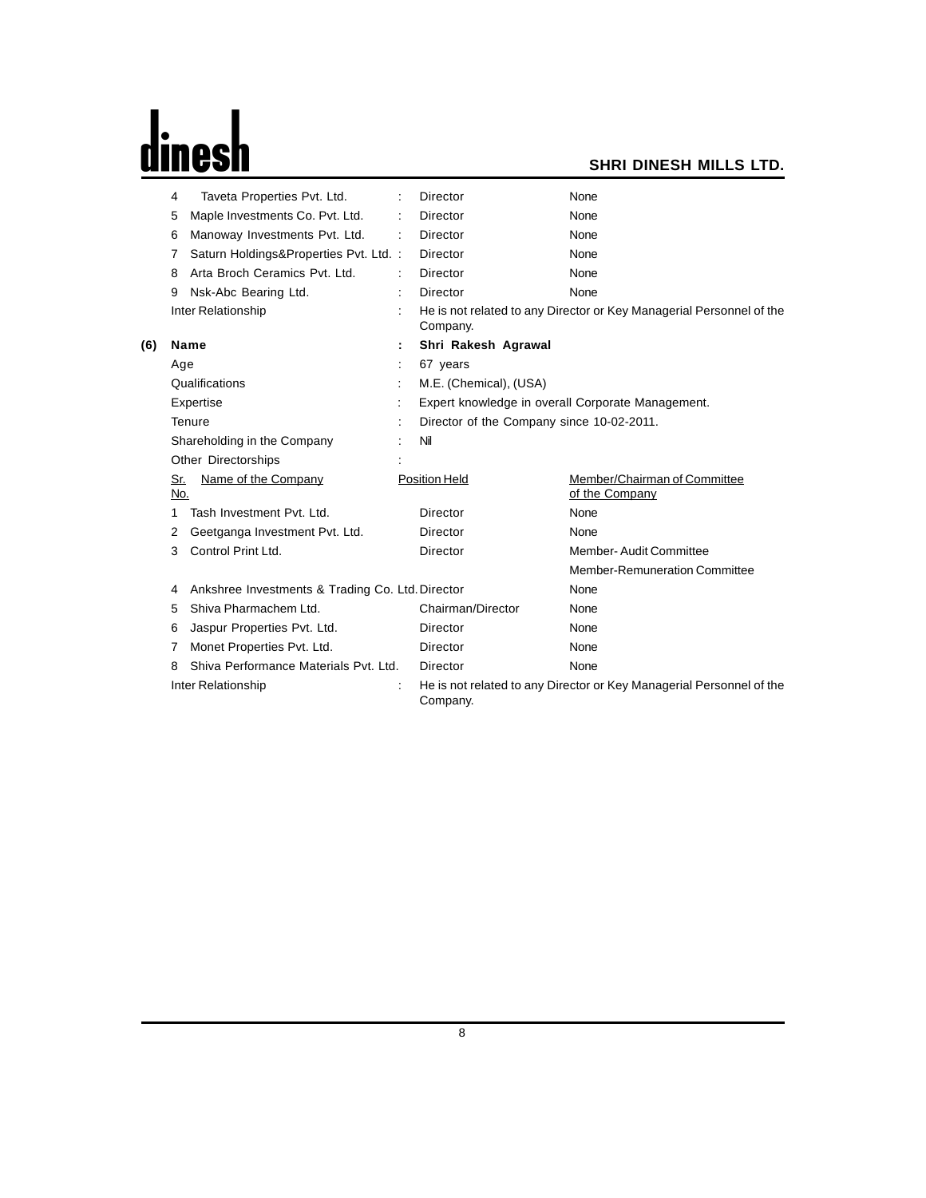| | | | |
|---|---|---|---|
| 4 | Taveta Properties Pvt. Ltd. | Director | None |
| 5 | Maple Investments Co. Pvt. Ltd. | Director | None |
| 6 | Manoway Investments Pvt. Ltd. | Director | None |
| 7 | Saturn Holdings&Properties Pvt. Ltd. | Director | None |
| 8 | Arta Broch Ceramics Pvt. Ltd. | Director | None |
| 9 | Nsk-Abc Bearing Ltd. | Director | None |

Inter Relationship : He is not related to any Director or Key Managerial Personnel of the Company.

**(6) Name : Shri Rakesh Agrawal**

Age : 67 years

Qualifications : M.E. (Chemical), (USA)

Expertise : Expert knowledge in overall Corporate Management.

Tenure : Director of the Company since 10-02-2011.

Shareholding in the Company : Nil

Other Directorships :

| Sr. No. | Name of the Company | Position Held | Member/Chairman of Committee of the Company |
|---|---|---|---|
| 1 | Tash Investment Pvt. Ltd. | Director | None |
| 2 | Geetganga Investment Pvt. Ltd. | Director | None |
| 3 | Control Print Ltd. | Director | Member- Audit Committee<br>Member-Remuneration Committee |
| 4 | Ankshree Investments & Trading Co. Ltd. | Director | None |
| 5 | Shiva Pharmachem Ltd. | Chairman/Director | None |
| 6 | Jaspur Properties Pvt. Ltd. | Director | None |
| 7 | Monet Properties Pvt. Ltd. | Director | None |
| 8 | Shiva Performance Materials Pvt. Ltd. | Director | None |

Inter Relationship : He is not related to any Director or Key Managerial Personnel of the Company.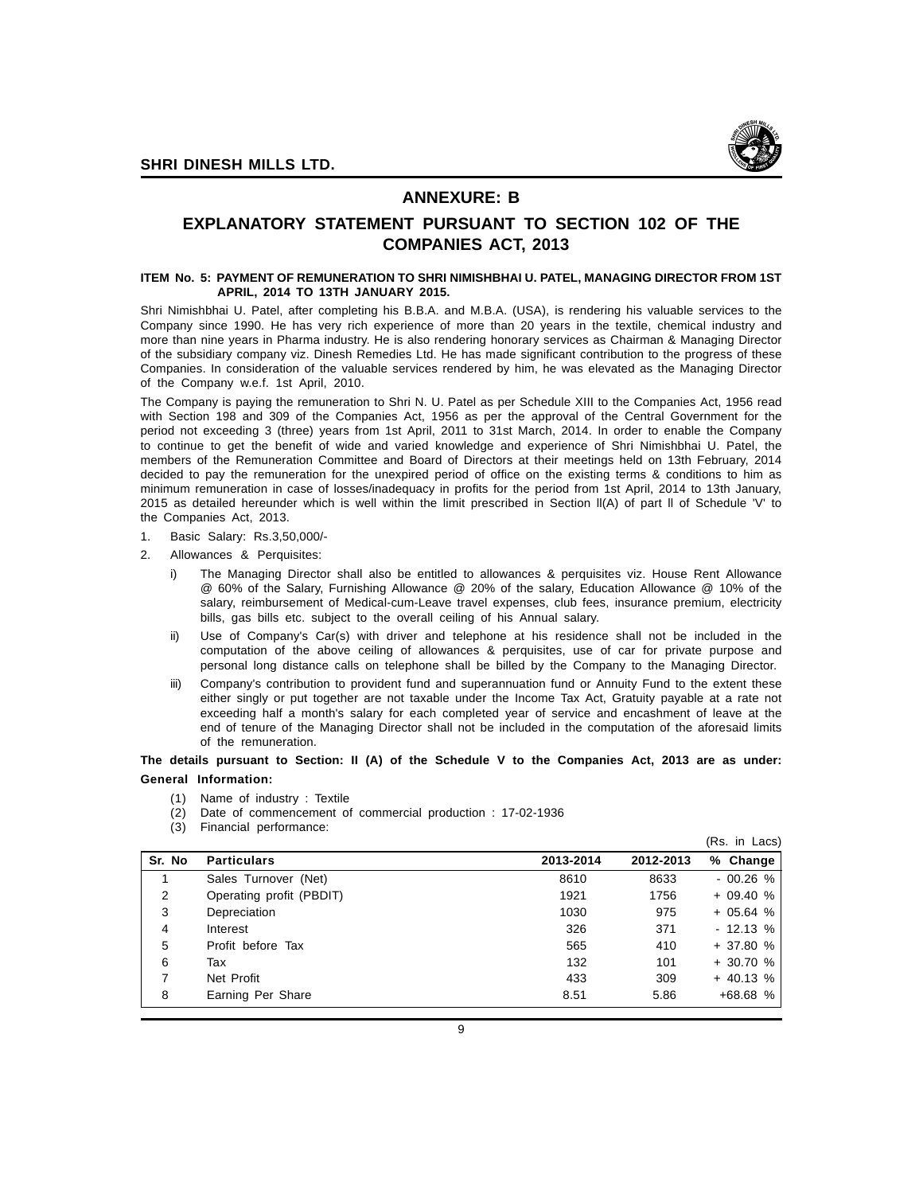# ANNEXURE: B

## EXPLANATORY STATEMENT PURSUANT TO SECTION 102 OF THE COMPANIES ACT, 2013

**ITEM No. 5: PAYMENT OF REMUNERATION TO SHRI NIMISHBHAI U. PATEL, MANAGING DIRECTOR FROM 1ST APRIL, 2014 TO 13TH JANUARY 2015.**

Shri Nimishbhai U. Patel, after completing his B.B.A. and M.B.A. (USA), is rendering his valuable services to the Company since 1990. He has very rich experience of more than 20 years in the textile, chemical industry and more than nine years in Pharma industry. He is also rendering honorary services as Chairman & Managing Director of the subsidiary company viz. Dinesh Remedies Ltd. He has made significant contribution to the progress of these Companies. In consideration of the valuable services rendered by him, he was elevated as the Managing Director of the Company w.e.f. 1st April, 2010.

The Company is paying the remuneration to Shri N. U. Patel as per Schedule XIII to the Companies Act, 1956 read with Section 198 and 309 of the Companies Act, 1956 as per the approval of the Central Government for the period not exceeding 3 (three) years from 1st April, 2011 to 31st March, 2014. In order to enable the Company to continue to get the benefit of wide and varied knowledge and experience of Shri Nimishbhai U. Patel, the members of the Remuneration Committee and Board of Directors at their meetings held on 13th February, 2014 decided to pay the remuneration for the unexpired period of office on the existing terms & conditions to him as minimum remuneration in case of losses/inadequacy in profits for the period from 1st April, 2014 to 13th January, 2015 as detailed hereunder which is well within the limit prescribed in Section ll(A) of part ll of Schedule 'V' to the Companies Act, 2013.

1. Basic Salary: Rs.3,50,000/-
2. Allowances & Perquisites:
   i) The Managing Director shall also be entitled to allowances & perquisites viz. House Rent Allowance @ 60% of the Salary, Furnishing Allowance @ 20% of the salary, Education Allowance @ 10% of the salary, reimbursement of Medical-cum-Leave travel expenses, club fees, insurance premium, electricity bills, gas bills etc. subject to the overall ceiling of his Annual salary.
   ii) Use of Company's Car(s) with driver and telephone at his residence shall not be included in the computation of the above ceiling of allowances & perquisites, use of car for private purpose and personal long distance calls on telephone shall be billed by the Company to the Managing Director.
   iii) Company's contribution to provident fund and superannuation fund or Annuity Fund to the extent these either singly or put together are not taxable under the Income Tax Act, Gratuity payable at a rate not exceeding half a month's salary for each completed year of service and encashment of leave at the end of tenure of the Managing Director shall not be included in the computation of the aforesaid limits of the remuneration.

**The details pursuant to Section: II (A) of the Schedule V to the Companies Act, 2013 are as under:**

**General Information:**

(1) Name of industry : Textile
(2) Date of commencement of commercial production : 17-02-1936
(3) Financial performance:

(Rs. in Lacs)

| Sr. No | Particulars | 2013-2014 | 2012-2013 | % Change |
|---|---|---|---|---|
| 1 | Sales Turnover (Net) | 8610 | 8633 | - 00.26 % |
| 2 | Operating profit (PBDIT) | 1921 | 1756 | + 09.40 % |
| 3 | Depreciation | 1030 | 975 | + 05.64 % |
| 4 | Interest | 326 | 371 | - 12.13 % |
| 5 | Profit before Tax | 565 | 410 | + 37.80 % |
| 6 | Tax | 132 | 101 | + 30.70 % |
| 7 | Net Profit | 433 | 309 | + 40.13 % |
| 8 | Earning Per Share | 8.51 | 5.86 | +68.68 % |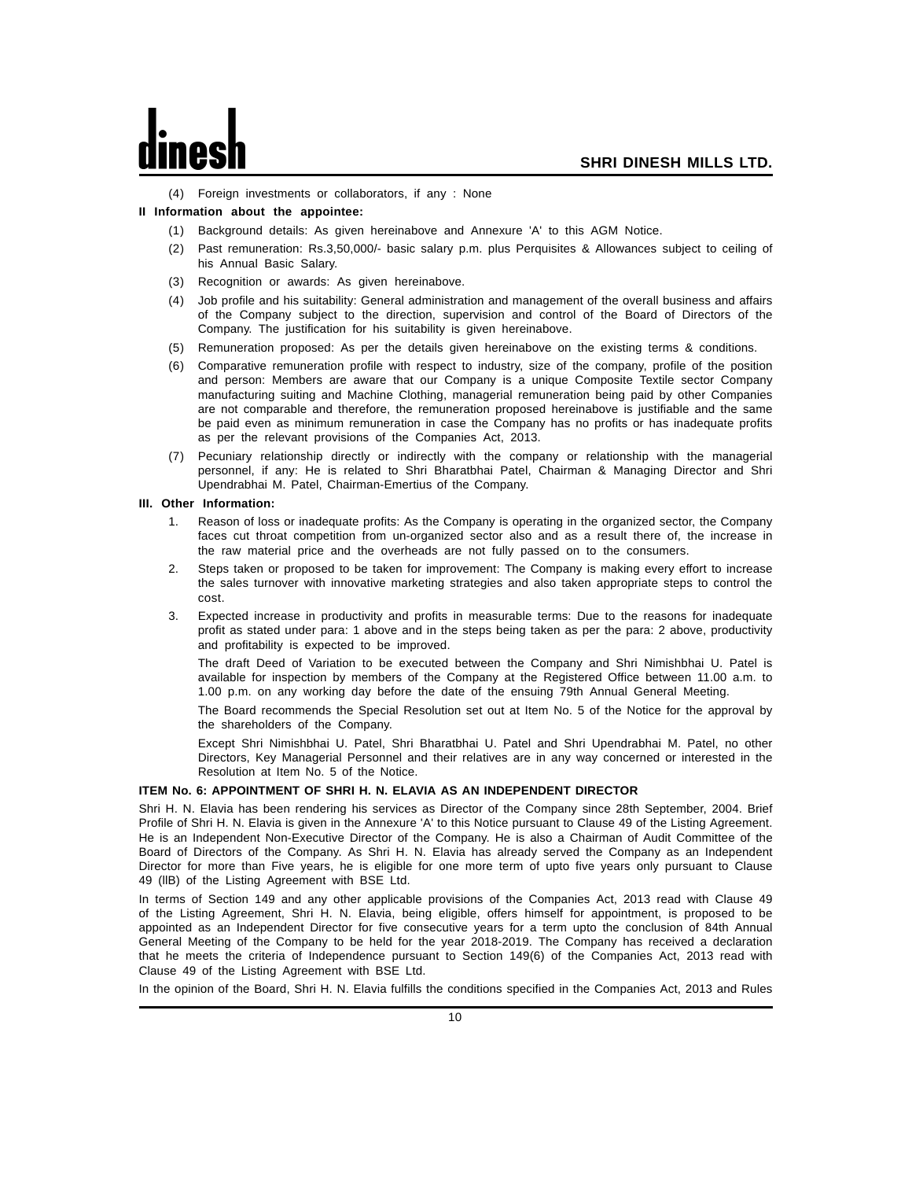(4) Foreign investments or collaborators, if any : None

**II Information about the appointee:**

(1) Background details: As given hereinabove and Annexure 'A' to this AGM Notice.

(2) Past remuneration: Rs.3,50,000/- basic salary p.m. plus Perquisites & Allowances subject to ceiling of his Annual Basic Salary.

(3) Recognition or awards: As given hereinabove.

(4) Job profile and his suitability: General administration and management of the overall business and affairs of the Company subject to the direction, supervision and control of the Board of Directors of the Company. The justification for his suitability is given hereinabove.

(5) Remuneration proposed: As per the details given hereinabove on the existing terms & conditions.

(6) Comparative remuneration profile with respect to industry, size of the company, profile of the position and person: Members are aware that our Company is a unique Composite Textile sector Company manufacturing suiting and Machine Clothing, managerial remuneration being paid by other Companies are not comparable and therefore, the remuneration proposed hereinabove is justifiable and the same be paid even as minimum remuneration in case the Company has no profits or has inadequate profits as per the relevant provisions of the Companies Act, 2013.

(7) Pecuniary relationship directly or indirectly with the company or relationship with the managerial personnel, if any: He is related to Shri Bharatbhai Patel, Chairman & Managing Director and Shri Upendrabhai M. Patel, Chairman-Emertius of the Company.

**III. Other Information:**

1. Reason of loss or inadequate profits: As the Company is operating in the organized sector, the Company faces cut throat competition from un-organized sector also and as a result there of, the increase in the raw material price and the overheads are not fully passed on to the consumers.

2. Steps taken or proposed to be taken for improvement: The Company is making every effort to increase the sales turnover with innovative marketing strategies and also taken appropriate steps to control the cost.

3. Expected increase in productivity and profits in measurable terms: Due to the reasons for inadequate profit as stated under para: 1 above and in the steps being taken as per the para: 2 above, productivity and profitability is expected to be improved.

   The draft Deed of Variation to be executed between the Company and Shri Nimishbhai U. Patel is available for inspection by members of the Company at the Registered Office between 11.00 a.m. to 1.00 p.m. on any working day before the date of the ensuing 79th Annual General Meeting.

   The Board recommends the Special Resolution set out at Item No. 5 of the Notice for the approval by the shareholders of the Company.

   Except Shri Nimishbhai U. Patel, Shri Bharatbhai U. Patel and Shri Upendrabhai M. Patel, no other Directors, Key Managerial Personnel and their relatives are in any way concerned or interested in the Resolution at Item No. 5 of the Notice.

**ITEM No. 6: APPOINTMENT OF SHRI H. N. ELAVIA AS AN INDEPENDENT DIRECTOR**

Shri H. N. Elavia has been rendering his services as Director of the Company since 28th September, 2004. Brief Profile of Shri H. N. Elavia is given in the Annexure 'A' to this Notice pursuant to Clause 49 of the Listing Agreement. He is an Independent Non-Executive Director of the Company. He is also a Chairman of Audit Committee of the Board of Directors of the Company. As Shri H. N. Elavia has already served the Company as an Independent Director for more than Five years, he is eligible for one more term of upto five years only pursuant to Clause 49 (IIB) of the Listing Agreement with BSE Ltd.

In terms of Section 149 and any other applicable provisions of the Companies Act, 2013 read with Clause 49 of the Listing Agreement, Shri H. N. Elavia, being eligible, offers himself for appointment, is proposed to be appointed as an Independent Director for five consecutive years for a term upto the conclusion of 84th Annual General Meeting of the Company to be held for the year 2018-2019. The Company has received a declaration that he meets the criteria of Independence pursuant to Section 149(6) of the Companies Act, 2013 read with Clause 49 of the Listing Agreement with BSE Ltd.

In the opinion of the Board, Shri H. N. Elavia fulfills the conditions specified in the Companies Act, 2013 and Rules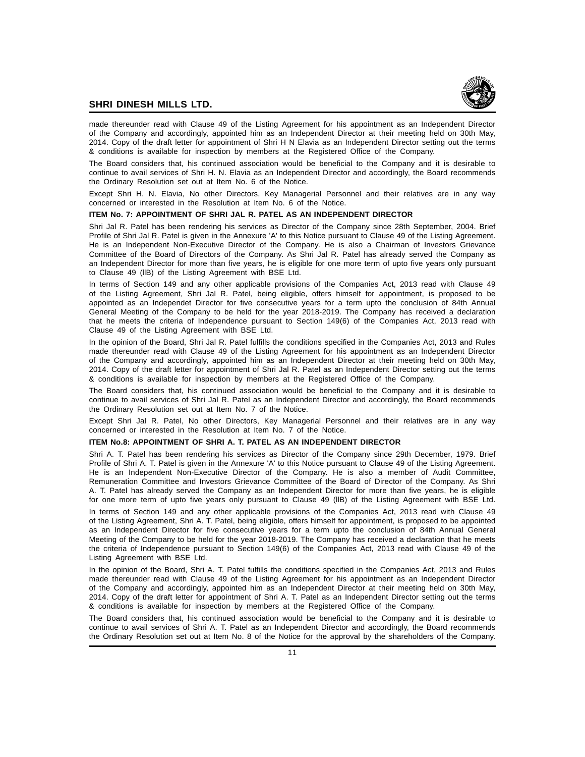made thereunder read with Clause 49 of the Listing Agreement for his appointment as an Independent Director of the Company and accordingly, appointed him as an Independent Director at their meeting held on 30th May, 2014. Copy of the draft letter for appointment of Shri H N Elavia as an Independent Director setting out the terms & conditions is available for inspection by members at the Registered Office of the Company.

The Board considers that, his continued association would be beneficial to the Company and it is desirable to continue to avail services of Shri H. N. Elavia as an Independent Director and accordingly, the Board recommends the Ordinary Resolution set out at Item No. 6 of the Notice.

Except Shri H. N. Elavia, No other Directors, Key Managerial Personnel and their relatives are in any way concerned or interested in the Resolution at Item No. 6 of the Notice.

**ITEM No. 7: APPOINTMENT OF SHRI JAL R. PATEL AS AN INDEPENDENT DIRECTOR**

Shri Jal R. Patel has been rendering his services as Director of the Company since 28th September, 2004. Brief Profile of Shri Jal R. Patel is given in the Annexure 'A' to this Notice pursuant to Clause 49 of the Listing Agreement. He is an Independent Non-Executive Director of the Company. He is also a Chairman of Investors Grievance Committee of the Board of Directors of the Company. As Shri Jal R. Patel has already served the Company as an Independent Director for more than five years, he is eligible for one more term of upto five years only pursuant to Clause 49 (IIB) of the Listing Agreement with BSE Ltd.

In terms of Section 149 and any other applicable provisions of the Companies Act, 2013 read with Clause 49 of the Listing Agreement, Shri Jal R. Patel, being eligible, offers himself for appointment, is proposed to be appointed as an Independet Director for five consecutive years for a term upto the conclusion of 84th Annual General Meeting of the Company to be held for the year 2018-2019. The Company has received a declaration that he meets the criteria of Independence pursuant to Section 149(6) of the Companies Act, 2013 read with Clause 49 of the Listing Agreement with BSE Ltd.

In the opinion of the Board, Shri Jal R. Patel fulfills the conditions specified in the Companies Act, 2013 and Rules made thereunder read with Clause 49 of the Listing Agreement for his appointment as an Independent Director of the Company and accordingly, appointed him as an Independent Director at their meeting held on 30th May, 2014. Copy of the draft letter for appointment of Shri Jal R. Patel as an Independent Director setting out the terms & conditions is available for inspection by members at the Registered Office of the Company.

The Board considers that, his continued association would be beneficial to the Company and it is desirable to continue to avail services of Shri Jal R. Patel as an Independent Director and accordingly, the Board recommends the Ordinary Resolution set out at Item No. 7 of the Notice.

Except Shri Jal R. Patel, No other Directors, Key Managerial Personnel and their relatives are in any way concerned or interested in the Resolution at Item No. 7 of the Notice.

**ITEM No.8: APPOINTMENT OF SHRI A. T. PATEL AS AN INDEPENDENT DIRECTOR**

Shri A. T. Patel has been rendering his services as Director of the Company since 29th December, 1979. Brief Profile of Shri A. T. Patel is given in the Annexure 'A' to this Notice pursuant to Clause 49 of the Listing Agreement. He is an Independent Non-Executive Director of the Company. He is also a member of Audit Committee, Remuneration Committee and Investors Grievance Committee of the Board of Director of the Company. As Shri A. T. Patel has already served the Company as an Independent Director for more than five years, he is eligible for one more term of upto five years only pursuant to Clause 49 (IIB) of the Listing Agreement with BSE Ltd.

In terms of Section 149 and any other applicable provisions of the Companies Act, 2013 read with Clause 49 of the Listing Agreement, Shri A. T. Patel, being eligible, offers himself for appointment, is proposed to be appointed as an Independent Director for five consecutive years for a term upto the conclusion of 84th Annual General Meeting of the Company to be held for the year 2018-2019. The Company has received a declaration that he meets the criteria of Independence pursuant to Section 149(6) of the Companies Act, 2013 read with Clause 49 of the Listing Agreement with BSE Ltd.

In the opinion of the Board, Shri A. T. Patel fulfills the conditions specified in the Companies Act, 2013 and Rules made thereunder read with Clause 49 of the Listing Agreement for his appointment as an Independent Director of the Company and accordingly, appointed him as an Independent Director at their meeting held on 30th May, 2014. Copy of the draft letter for appointment of Shri A. T. Patel as an Independent Director setting out the terms & conditions is available for inspection by members at the Registered Office of the Company.

The Board considers that, his continued association would be beneficial to the Company and it is desirable to continue to avail services of Shri A. T. Patel as an Independent Director and accordingly, the Board recommends the Ordinary Resolution set out at Item No. 8 of the Notice for the approval by the shareholders of the Company.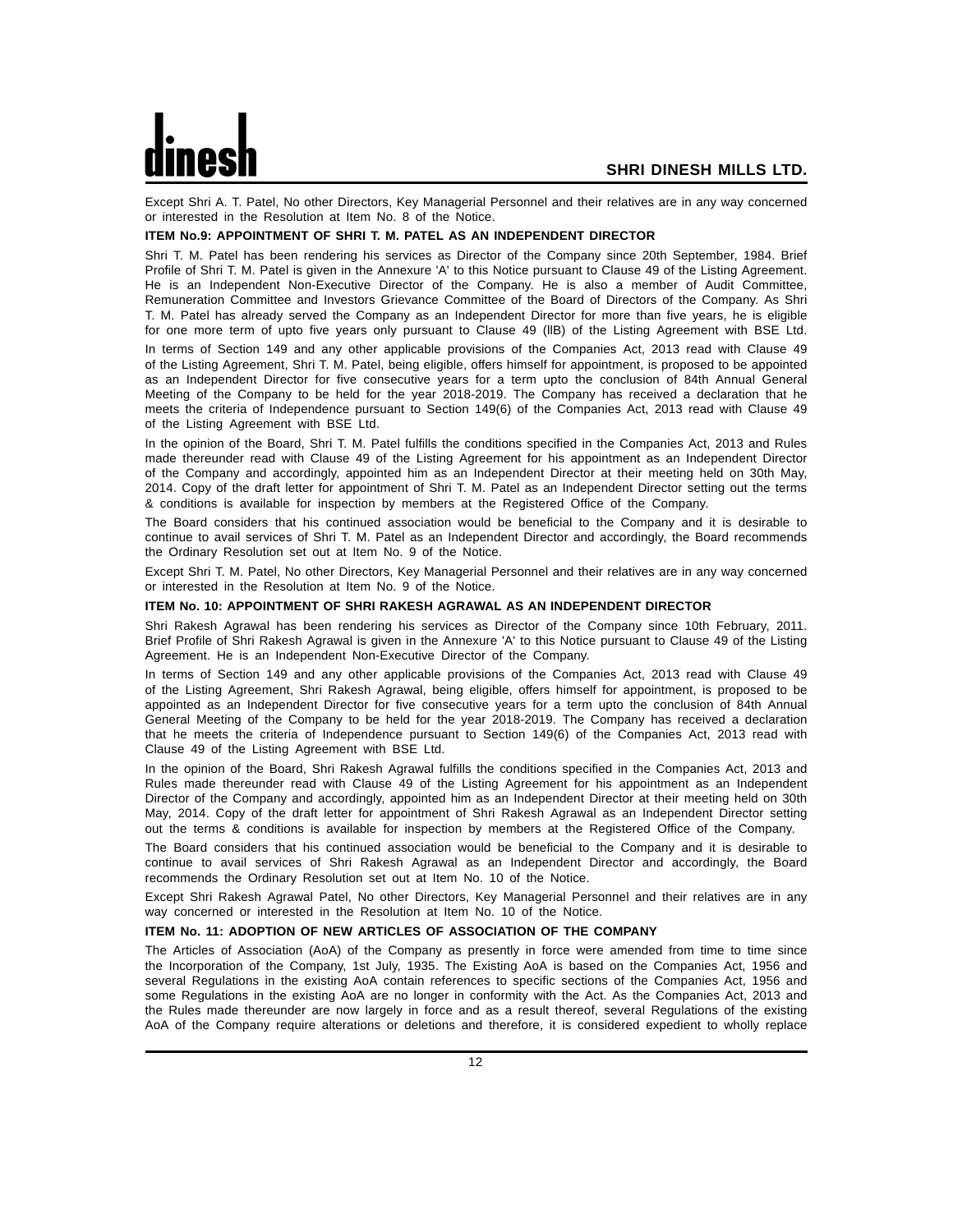Except Shri A. T. Patel, No other Directors, Key Managerial Personnel and their relatives are in any way concerned or interested in the Resolution at Item No. 8 of the Notice.

**ITEM No.9: APPOINTMENT OF SHRI T. M. PATEL AS AN INDEPENDENT DIRECTOR**

Shri T. M. Patel has been rendering his services as Director of the Company since 20th September, 1984. Brief Profile of Shri T. M. Patel is given in the Annexure 'A' to this Notice pursuant to Clause 49 of the Listing Agreement. He is an Independent Non-Executive Director of the Company. He is also a member of Audit Committee, Remuneration Committee and Investors Grievance Committee of the Board of Directors of the Company. As Shri T. M. Patel has already served the Company as an Independent Director for more than five years, he is eligible for one more term of upto five years only pursuant to Clause 49 (IIB) of the Listing Agreement with BSE Ltd.

In terms of Section 149 and any other applicable provisions of the Companies Act, 2013 read with Clause 49 of the Listing Agreement, Shri T. M. Patel, being eligible, offers himself for appointment, is proposed to be appointed as an Independent Director for five consecutive years for a term upto the conclusion of 84th Annual General Meeting of the Company to be held for the year 2018-2019. The Company has received a declaration that he meets the criteria of Independence pursuant to Section 149(6) of the Companies Act, 2013 read with Clause 49 of the Listing Agreement with BSE Ltd.

In the opinion of the Board, Shri T. M. Patel fulfills the conditions specified in the Companies Act, 2013 and Rules made thereunder read with Clause 49 of the Listing Agreement for his appointment as an Independent Director of the Company and accordingly, appointed him as an Independent Director at their meeting held on 30th May, 2014. Copy of the draft letter for appointment of Shri T. M. Patel as an Independent Director setting out the terms & conditions is available for inspection by members at the Registered Office of the Company.

The Board considers that his continued association would be beneficial to the Company and it is desirable to continue to avail services of Shri T. M. Patel as an Independent Director and accordingly, the Board recommends the Ordinary Resolution set out at Item No. 9 of the Notice.

Except Shri T. M. Patel, No other Directors, Key Managerial Personnel and their relatives are in any way concerned or interested in the Resolution at Item No. 9 of the Notice.

**ITEM No. 10: APPOINTMENT OF SHRI RAKESH AGRAWAL AS AN INDEPENDENT DIRECTOR**

Shri Rakesh Agrawal has been rendering his services as Director of the Company since 10th February, 2011. Brief Profile of Shri Rakesh Agrawal is given in the Annexure 'A' to this Notice pursuant to Clause 49 of the Listing Agreement. He is an Independent Non-Executive Director of the Company.

In terms of Section 149 and any other applicable provisions of the Companies Act, 2013 read with Clause 49 of the Listing Agreement, Shri Rakesh Agrawal, being eligible, offers himself for appointment, is proposed to be appointed as an Independent Director for five consecutive years for a term upto the conclusion of 84th Annual General Meeting of the Company to be held for the year 2018-2019. The Company has received a declaration that he meets the criteria of Independence pursuant to Section 149(6) of the Companies Act, 2013 read with Clause 49 of the Listing Agreement with BSE Ltd.

In the opinion of the Board, Shri Rakesh Agrawal fulfills the conditions specified in the Companies Act, 2013 and Rules made thereunder read with Clause 49 of the Listing Agreement for his appointment as an Independent Director of the Company and accordingly, appointed him as an Independent Director at their meeting held on 30th May, 2014. Copy of the draft letter for appointment of Shri Rakesh Agrawal as an Independent Director setting out the terms & conditions is available for inspection by members at the Registered Office of the Company.

The Board considers that his continued association would be beneficial to the Company and it is desirable to continue to avail services of Shri Rakesh Agrawal as an Independent Director and accordingly, the Board recommends the Ordinary Resolution set out at Item No. 10 of the Notice.

Except Shri Rakesh Agrawal Patel, No other Directors, Key Managerial Personnel and their relatives are in any way concerned or interested in the Resolution at Item No. 10 of the Notice.

**ITEM No. 11: ADOPTION OF NEW ARTICLES OF ASSOCIATION OF THE COMPANY**

The Articles of Association (AoA) of the Company as presently in force were amended from time to time since the Incorporation of the Company, 1st July, 1935. The Existing AoA is based on the Companies Act, 1956 and several Regulations in the existing AoA contain references to specific sections of the Companies Act, 1956 and some Regulations in the existing AoA are no longer in conformity with the Act. As the Companies Act, 2013 and the Rules made thereunder are now largely in force and as a result thereof, several Regulations of the existing AoA of the Company require alterations or deletions and therefore, it is considered expedient to wholly replace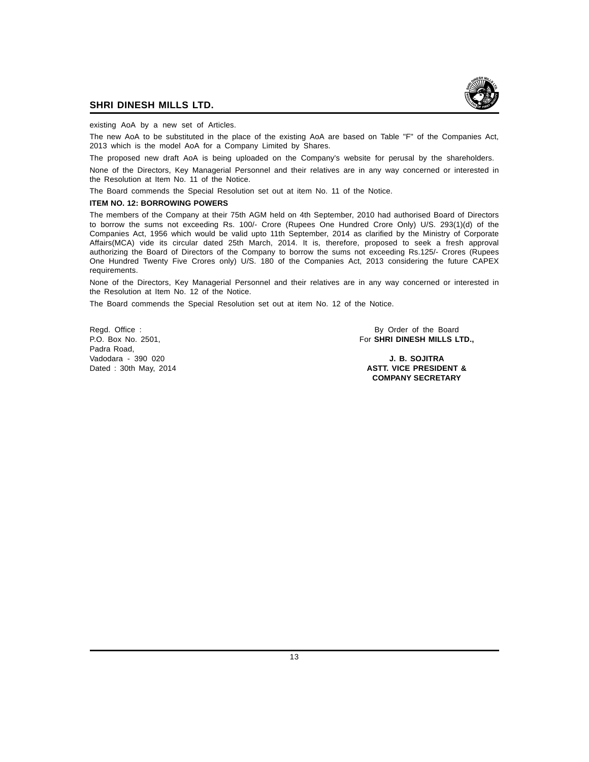existing AoA by a new set of Articles.

The new AoA to be substituted in the place of the existing AoA are based on Table "F" of the Companies Act, 2013 which is the model AoA for a Company Limited by Shares.

The proposed new draft AoA is being uploaded on the Company's website for perusal by the shareholders.

None of the Directors, Key Managerial Personnel and their relatives are in any way concerned or interested in the Resolution at Item No. 11 of the Notice.

The Board commends the Special Resolution set out at item No. 11 of the Notice.

**ITEM NO. 12: BORROWING POWERS**

The members of the Company at their 75th AGM held on 4th September, 2010 had authorised Board of Directors to borrow the sums not exceeding Rs. 100/- Crore (Rupees One Hundred Crore Only) U/S. 293(1)(d) of the Companies Act, 1956 which would be valid upto 11th September, 2014 as clarified by the Ministry of Corporate Affairs(MCA) vide its circular dated 25th March, 2014. It is, therefore, proposed to seek a fresh approval authorizing the Board of Directors of the Company to borrow the sums not exceeding Rs.125/- Crores (Rupees One Hundred Twenty Five Crores only) U/S. 180 of the Companies Act, 2013 considering the future CAPEX requirements.

None of the Directors, Key Managerial Personnel and their relatives are in any way concerned or interested in the Resolution at Item No. 12 of the Notice.

The Board commends the Special Resolution set out at item No. 12 of the Notice.

Regd. Office :
P.O. Box No. 2501,
Padra Road,
Vadodara - 390 020
Dated : 30th May, 2014

By Order of the Board
For **SHRI DINESH MILLS LTD.,**

**J. B. SOJITRA**
**ASTT. VICE PRESIDENT &**
**COMPANY SECRETARY**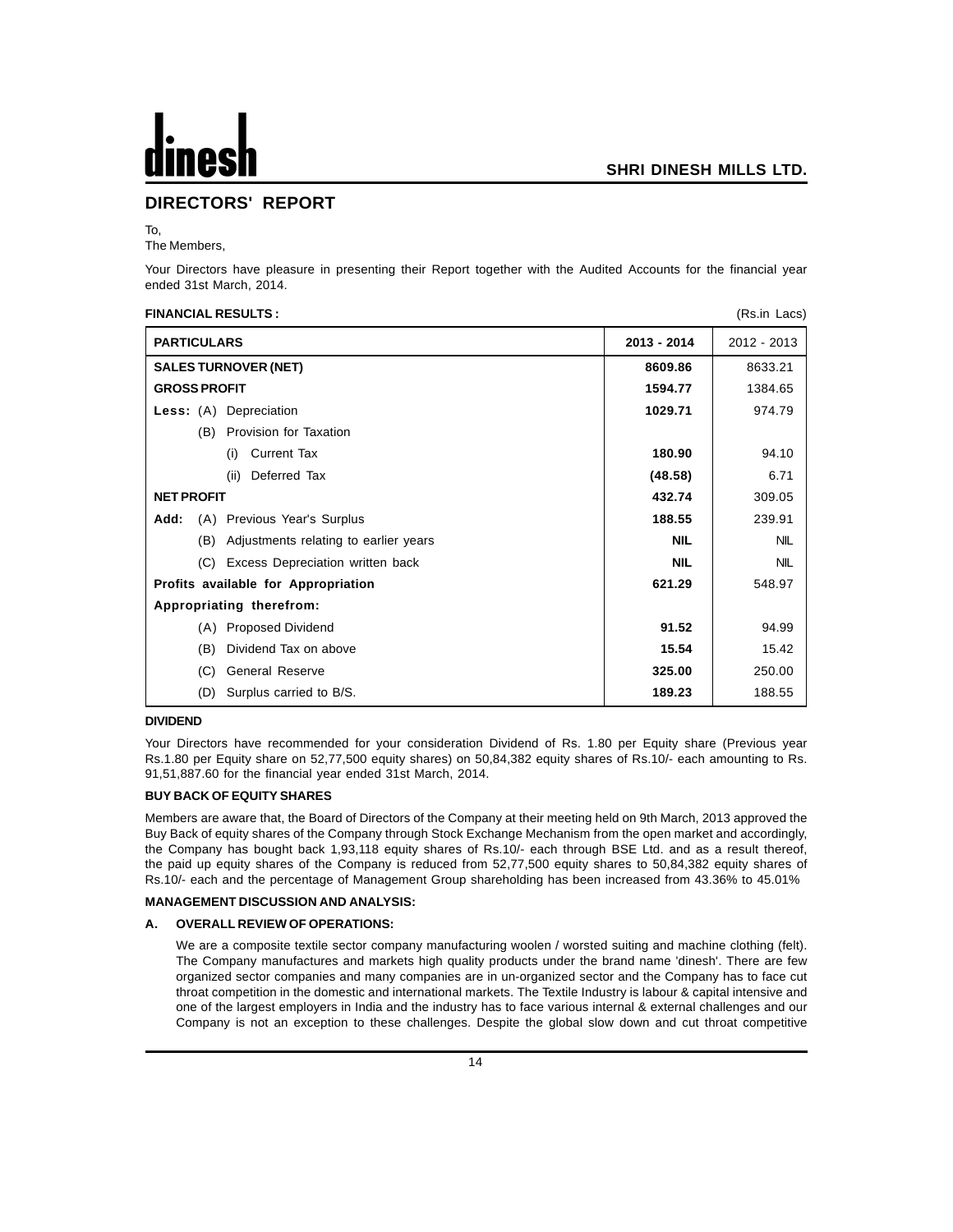# DIRECTORS' REPORT

To,
The Members,

Your Directors have pleasure in presenting their Report together with the Audited Accounts for the financial year ended 31st March, 2014.

**FINANCIAL RESULTS :** (Rs.in Lacs)

| PARTICULARS | 2013 - 2014 | 2012 - 2013 |
|---|---|---|
| **SALES TURNOVER (NET)** | **8609.86** | 8633.21 |
| **GROSS PROFIT** | **1594.77** | 1384.65 |
| **Less:** (A) Depreciation | **1029.71** | 974.79 |
| (B) Provision for Taxation | | |
| (i) Current Tax | **180.90** | 94.10 |
| (ii) Deferred Tax | **(48.58)** | 6.71 |
| **NET PROFIT** | **432.74** | 309.05 |
| **Add:** (A) Previous Year's Surplus | **188.55** | 239.91 |
| (B) Adjustments relating to earlier years | **NIL** | NIL |
| (C) Excess Depreciation written back | **NIL** | NIL |
| **Profits available for Appropriation** | **621.29** | 548.97 |
| **Appropriating therefrom:** | | |
| (A) Proposed Dividend | **91.52** | 94.99 |
| (B) Dividend Tax on above | **15.54** | 15.42 |
| (C) General Reserve | **325.00** | 250.00 |
| (D) Surplus carried to B/S. | **189.23** | 188.55 |

**DIVIDEND**

Your Directors have recommended for your consideration Dividend of Rs. 1.80 per Equity share (Previous year Rs.1.80 per Equity share on 52,77,500 equity shares) on 50,84,382 equity shares of Rs.10/- each amounting to Rs. 91,51,887.60 for the financial year ended 31st March, 2014.

**BUY BACK OF EQUITY SHARES**

Members are aware that, the Board of Directors of the Company at their meeting held on 9th March, 2013 approved the Buy Back of equity shares of the Company through Stock Exchange Mechanism from the open market and accordingly, the Company has bought back 1,93,118 equity shares of Rs.10/- each through BSE Ltd. and as a result thereof, the paid up equity shares of the Company is reduced from 52,77,500 equity shares to 50,84,382 equity shares of Rs.10/- each and the percentage of Management Group shareholding has been increased from 43.36% to 45.01%

**MANAGEMENT DISCUSSION AND ANALYSIS:**

**A. OVERALL REVIEW OF OPERATIONS:**

We are a composite textile sector company manufacturing woolen / worsted suiting and machine clothing (felt). The Company manufactures and markets high quality products under the brand name 'dinesh'. There are few organized sector companies and many companies are in un-organized sector and the Company has to face cut throat competition in the domestic and international markets. The Textile Industry is labour & capital intensive and one of the largest employers in India and the industry has to face various internal & external challenges and our Company is not an exception to these challenges. Despite the global slow down and cut throat competitive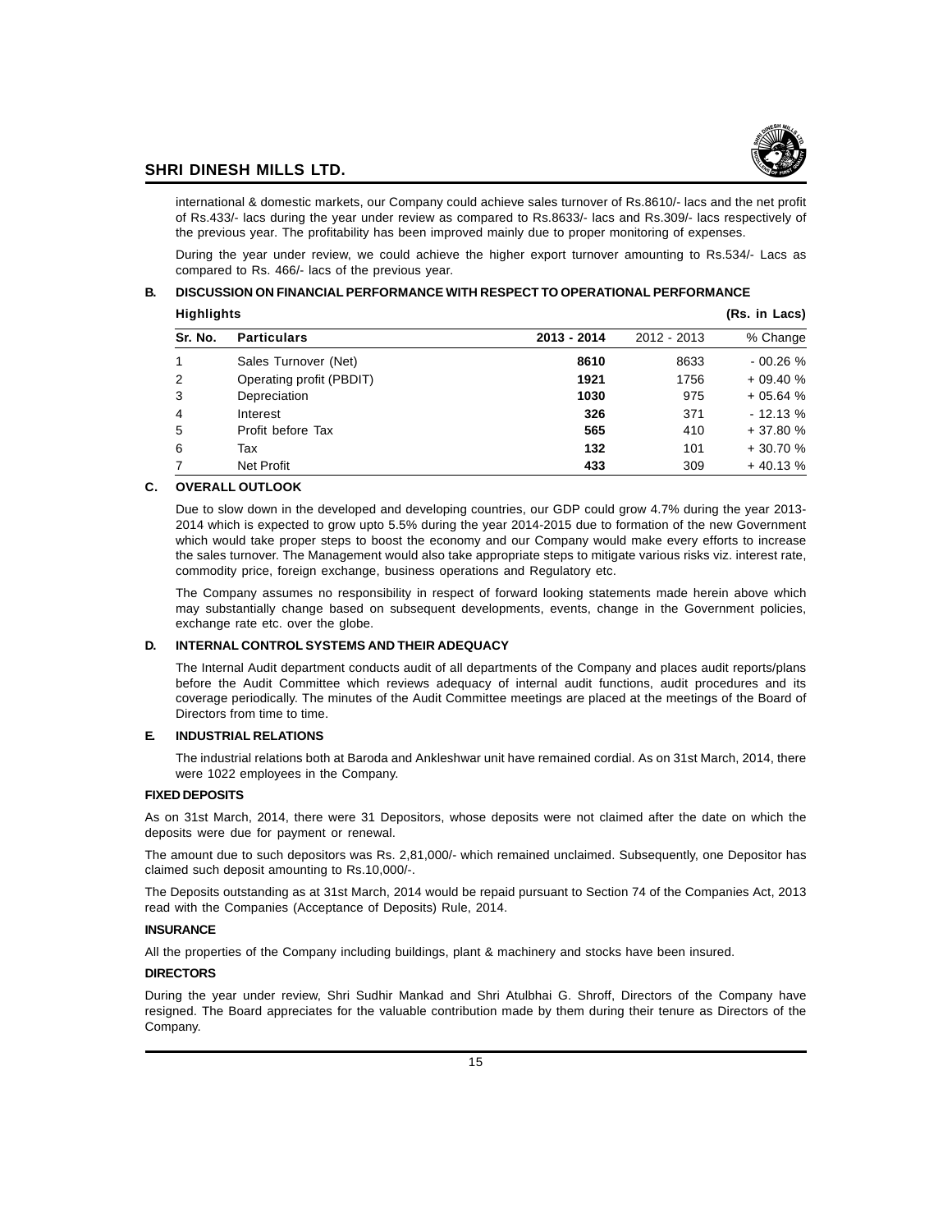international & domestic markets, our Company could achieve sales turnover of Rs.8610/- lacs and the net profit of Rs.433/- lacs during the year under review as compared to Rs.8633/- lacs and Rs.309/- lacs respectively of the previous year. The profitability has been improved mainly due to proper monitoring of expenses.

During the year under review, we could achieve the higher export turnover amounting to Rs.534/- Lacs as compared to Rs. 466/- lacs of the previous year.

## B. DISCUSSION ON FINANCIAL PERFORMANCE WITH RESPECT TO OPERATIONAL PERFORMANCE

**Highlights** **(Rs. in Lacs)**

| Sr. No. | Particulars | 2013 - 2014 | 2012 - 2013 | % Change |
|---|---|---|---|---|
| 1 | Sales Turnover (Net) | **8610** | 8633 | - 00.26 % |
| 2 | Operating profit (PBDIT) | **1921** | 1756 | + 09.40 % |
| 3 | Depreciation | **1030** | 975 | + 05.64 % |
| 4 | Interest | **326** | 371 | - 12.13 % |
| 5 | Profit before Tax | **565** | 410 | + 37.80 % |
| 6 | Tax | **132** | 101 | + 30.70 % |
| 7 | Net Profit | **433** | 309 | + 40.13 % |

## C. OVERALL OUTLOOK

Due to slow down in the developed and developing countries, our GDP could grow 4.7% during the year 2013-2014 which is expected to grow upto 5.5% during the year 2014-2015 due to formation of the new Government which would take proper steps to boost the economy and our Company would make every efforts to increase the sales turnover. The Management would also take appropriate steps to mitigate various risks viz. interest rate, commodity price, foreign exchange, business operations and Regulatory etc.

The Company assumes no responsibility in respect of forward looking statements made herein above which may substantially change based on subsequent developments, events, change in the Government policies, exchange rate etc. over the globe.

## D. INTERNAL CONTROL SYSTEMS AND THEIR ADEQUACY

The Internal Audit department conducts audit of all departments of the Company and places audit reports/plans before the Audit Committee which reviews adequacy of internal audit functions, audit procedures and its coverage periodically. The minutes of the Audit Committee meetings are placed at the meetings of the Board of Directors from time to time.

## E. INDUSTRIAL RELATIONS

The industrial relations both at Baroda and Ankleshwar unit have remained cordial. As on 31st March, 2014, there were 1022 employees in the Company.

## FIXED DEPOSITS

As on 31st March, 2014, there were 31 Depositors, whose deposits were not claimed after the date on which the deposits were due for payment or renewal.

The amount due to such depositors was Rs. 2,81,000/- which remained unclaimed. Subsequently, one Depositor has claimed such deposit amounting to Rs.10,000/-.

The Deposits outstanding as at 31st March, 2014 would be repaid pursuant to Section 74 of the Companies Act, 2013 read with the Companies (Acceptance of Deposits) Rule, 2014.

## INSURANCE

All the properties of the Company including buildings, plant & machinery and stocks have been insured.

## DIRECTORS

During the year under review, Shri Sudhir Mankad and Shri Atulbhai G. Shroff, Directors of the Company have resigned. The Board appreciates for the valuable contribution made by them during their tenure as Directors of the Company.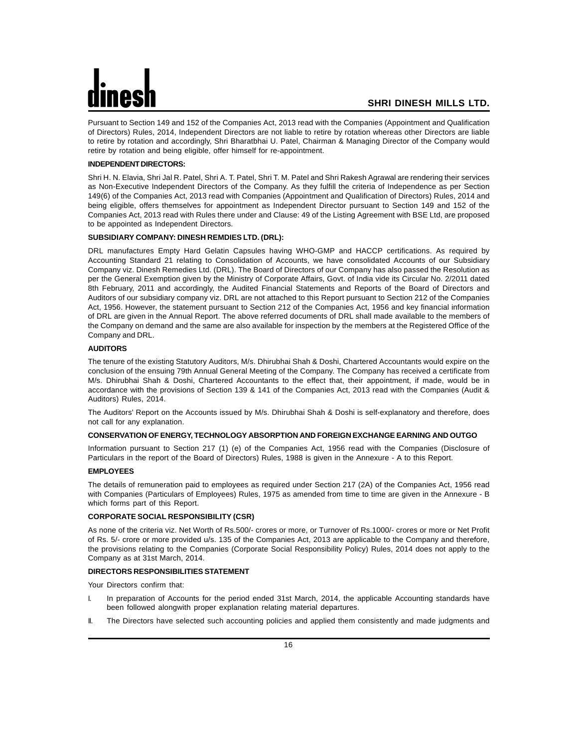Pursuant to Section 149 and 152 of the Companies Act, 2013 read with the Companies (Appointment and Qualification of Directors) Rules, 2014, Independent Directors are not liable to retire by rotation whereas other Directors are liable to retire by rotation and accordingly, Shri Bharatbhai U. Patel, Chairman & Managing Director of the Company would retire by rotation and being eligible, offer himself for re-appointment.

**INDEPENDENT DIRECTORS:**

Shri H. N. Elavia, Shri Jal R. Patel, Shri A. T. Patel, Shri T. M. Patel and Shri Rakesh Agrawal are rendering their services as Non-Executive Independent Directors of the Company. As they fulfill the criteria of Independence as per Section 149(6) of the Companies Act, 2013 read with Companies (Appointment and Qualification of Directors) Rules, 2014 and being eligible, offers themselves for appointment as Independent Director pursuant to Section 149 and 152 of the Companies Act, 2013 read with Rules there under and Clause: 49 of the Listing Agreement with BSE Ltd, are proposed to be appointed as Independent Directors.

**SUBSIDIARY COMPANY: DINESH REMDIES LTD. (DRL):**

DRL manufactures Empty Hard Gelatin Capsules having WHO-GMP and HACCP certifications. As required by Accounting Standard 21 relating to Consolidation of Accounts, we have consolidated Accounts of our Subsidiary Company viz. Dinesh Remedies Ltd. (DRL). The Board of Directors of our Company has also passed the Resolution as per the General Exemption given by the Ministry of Corporate Affairs, Govt. of India vide its Circular No. 2/2011 dated 8th February, 2011 and accordingly, the Audited Financial Statements and Reports of the Board of Directors and Auditors of our subsidiary company viz. DRL are not attached to this Report pursuant to Section 212 of the Companies Act, 1956. However, the statement pursuant to Section 212 of the Companies Act, 1956 and key financial information of DRL are given in the Annual Report. The above referred documents of DRL shall made available to the members of the Company on demand and the same are also available for inspection by the members at the Registered Office of the Company and DRL.

**AUDITORS**

The tenure of the existing Statutory Auditors, M/s. Dhirubhai Shah & Doshi, Chartered Accountants would expire on the conclusion of the ensuing 79th Annual General Meeting of the Company. The Company has received a certificate from M/s. Dhirubhai Shah & Doshi, Chartered Accountants to the effect that, their appointment, if made, would be in accordance with the provisions of Section 139 & 141 of the Companies Act, 2013 read with the Companies (Audit & Auditors) Rules, 2014.

The Auditors' Report on the Accounts issued by M/s. Dhirubhai Shah & Doshi is self-explanatory and therefore, does not call for any explanation.

**CONSERVATION OF ENERGY, TECHNOLOGY ABSORPTION AND FOREIGN EXCHANGE EARNING AND OUTGO**

Information pursuant to Section 217 (1) (e) of the Companies Act, 1956 read with the Companies (Disclosure of Particulars in the report of the Board of Directors) Rules, 1988 is given in the Annexure - A to this Report.

**EMPLOYEES**

The details of remuneration paid to employees as required under Section 217 (2A) of the Companies Act, 1956 read with Companies (Particulars of Employees) Rules, 1975 as amended from time to time are given in the Annexure - B which forms part of this Report.

**CORPORATE SOCIAL RESPONSIBILITY (CSR)**

As none of the criteria viz. Net Worth of Rs.500/- crores or more, or Turnover of Rs.1000/- crores or more or Net Profit of Rs. 5/- crore or more provided u/s. 135 of the Companies Act, 2013 are applicable to the Company and therefore, the provisions relating to the Companies (Corporate Social Responsibility Policy) Rules, 2014 does not apply to the Company as at 31st March, 2014.

**DIRECTORS RESPONSIBILITIES STATEMENT**

Your Directors confirm that:

I. In preparation of Accounts for the period ended 31st March, 2014, the applicable Accounting standards have been followed alongwith proper explanation relating material departures.

II. The Directors have selected such accounting policies and applied them consistently and made judgments and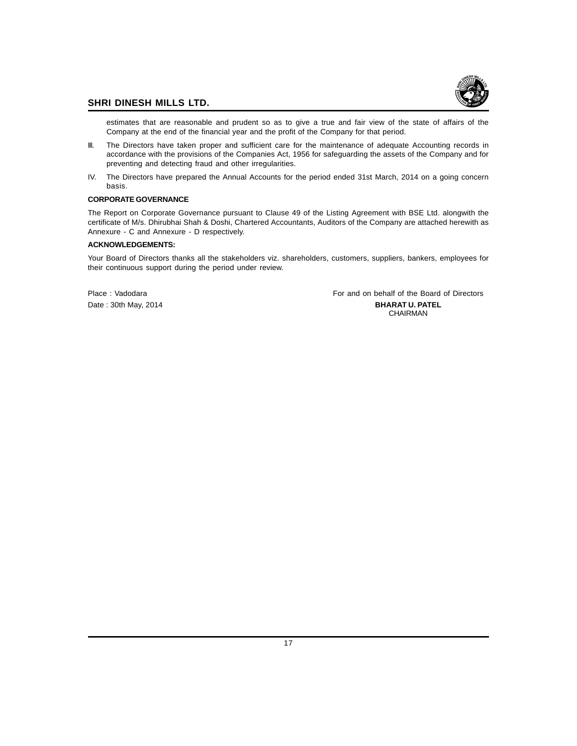estimates that are reasonable and prudent so as to give a true and fair view of the state of affairs of the Company at the end of the financial year and the profit of the Company for that period.

III. The Directors have taken proper and sufficient care for the maintenance of adequate Accounting records in accordance with the provisions of the Companies Act, 1956 for safeguarding the assets of the Company and for preventing and detecting fraud and other irregularities.

IV. The Directors have prepared the Annual Accounts for the period ended 31st March, 2014 on a going concern basis.

**CORPORATE GOVERNANCE**

The Report on Corporate Governance pursuant to Clause 49 of the Listing Agreement with BSE Ltd. alongwith the certificate of M/s. Dhirubhai Shah & Doshi, Chartered Accountants, Auditors of the Company are attached herewith as Annexure - C and Annexure - D respectively.

**ACKNOWLEDGEMENTS:**

Your Board of Directors thanks all the stakeholders viz. shareholders, customers, suppliers, bankers, employees for their continuous support during the period under review.

Place : Vadodara

Date : 30th May, 2014

For and on behalf of the Board of Directors

**BHARAT U. PATEL**

CHAIRMAN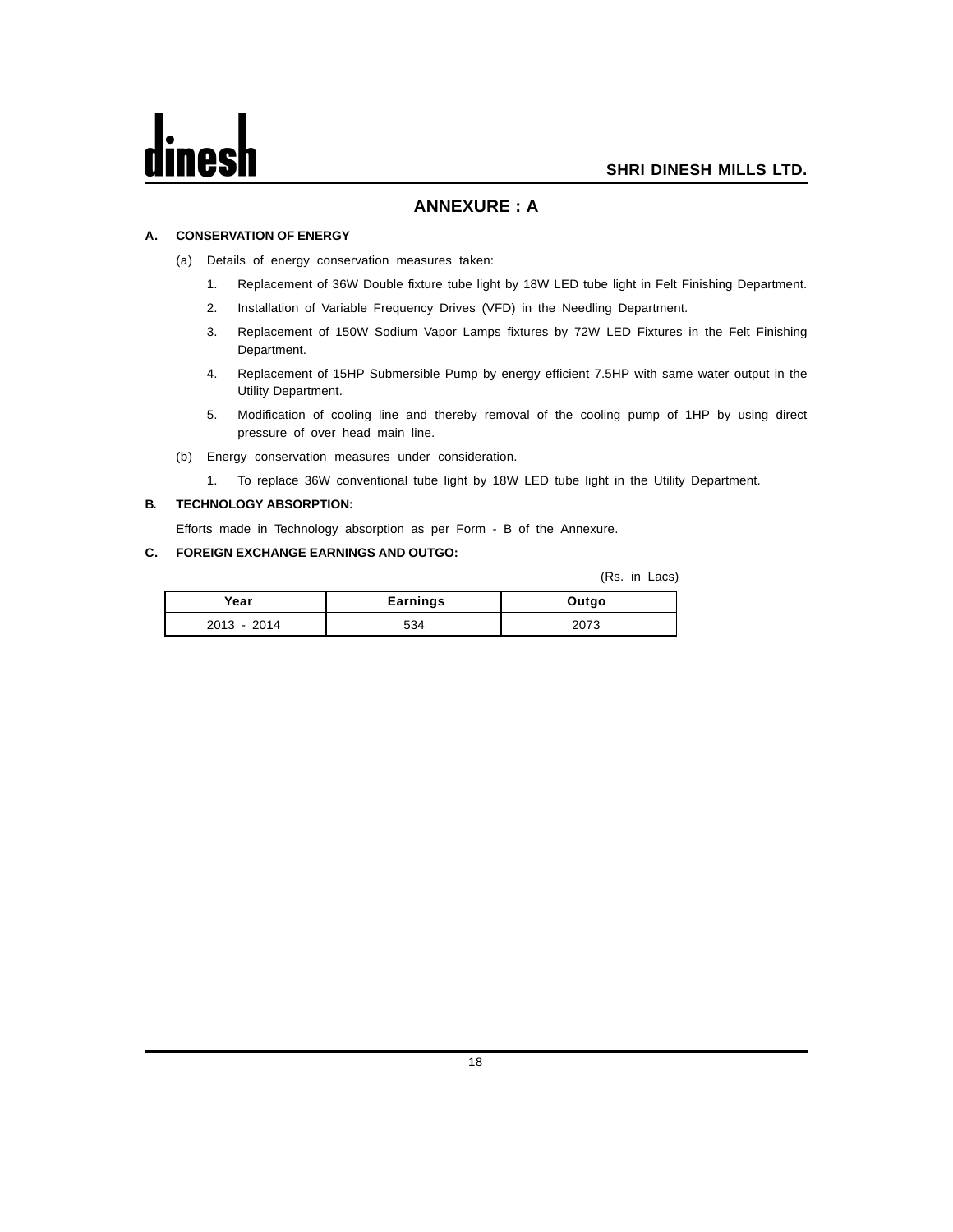## ANNEXURE : A

**A. CONSERVATION OF ENERGY**

(a) Details of energy conservation measures taken:

1. Replacement of 36W Double fixture tube light by 18W LED tube light in Felt Finishing Department.
2. Installation of Variable Frequency Drives (VFD) in the Needling Department.
3. Replacement of 150W Sodium Vapor Lamps fixtures by 72W LED Fixtures in the Felt Finishing Department.
4. Replacement of 15HP Submersible Pump by energy efficient 7.5HP with same water output in the Utility Department.
5. Modification of cooling line and thereby removal of the cooling pump of 1HP by using direct pressure of over head main line.

(b) Energy conservation measures under consideration.

1. To replace 36W conventional tube light by 18W LED tube light in the Utility Department.

**B. TECHNOLOGY ABSORPTION:**

Efforts made in Technology absorption as per Form - B of the Annexure.

**C. FOREIGN EXCHANGE EARNINGS AND OUTGO:**

(Rs. in Lacs)

| Year | Earnings | Outgo |
|---|---|---|
| 2013 - 2014 | 534 | 2073 |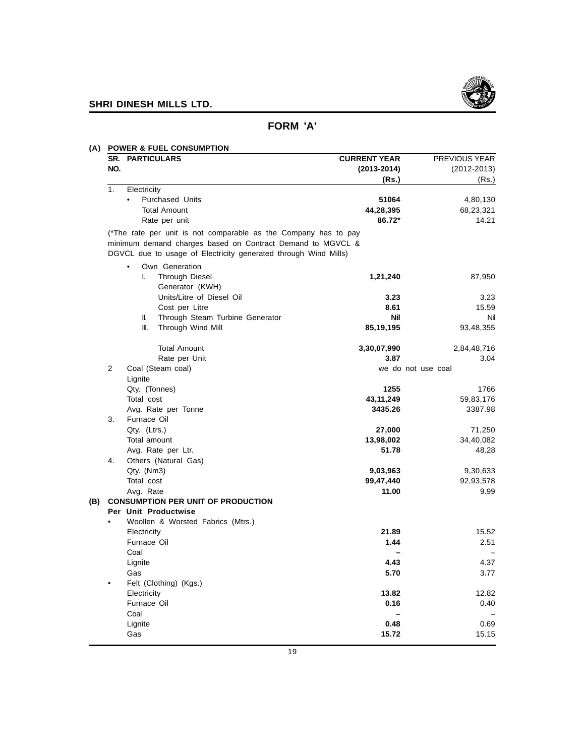# FORM 'A'

## (A) POWER & FUEL CONSUMPTION

| SR. NO. | PARTICULARS | CURRENT YEAR (2013-2014) (Rs.) | PREVIOUS YEAR (2012-2013) (Rs.) |
|---|---|---|---|
| 1. | Electricity | | |
| | • Purchased Units | **51064** | 4,80,130 |
| | Total Amount | **44,28,395** | 68,23,321 |
| | Rate per unit | **86.72*** | 14.21 |
| | (*The rate per unit is not comparable as the Company has to pay minimum demand charges based on Contract Demand to MGVCL & DGVCL due to usage of Electricity generated through Wind Mills) | | |
| | • Own Generation | | |
| | I. Through Diesel Generator (KWH) | **1,21,240** | 87,950 |
| | Units/Litre of Diesel Oil | **3.23** | 3.23 |
| | Cost per Litre | **8.61** | 15.59 |
| | II. Through Steam Turbine Generator | **Nil** | Nil |
| | III. Through Wind Mill | **85,19,195** | 93,48,355 |
| | Total Amount | **3,30,07,990** | 2,84,48,716 |
| | Rate per Unit | **3.87** | 3.04 |
| 2 | Coal (Steam coal) | we do not use coal | |
| | Lignite | | |
| | Qty. (Tonnes) | **1255** | 1766 |
| | Total cost | **43,11,249** | 59,83,176 |
| | Avg. Rate per Tonne | **3435.26** | 3387.98 |
| 3. | Furnace Oil | | |
| | Qty. (Ltrs.) | **27,000** | 71,250 |
| | Total amount | **13,98,002** | 34,40,082 |
| | Avg. Rate per Ltr. | **51.78** | 48.28 |
| 4. | Others (Natural Gas) | | |
| | Qty. (Nm3) | **9,03,963** | 9,30,633 |
| | Total cost | **99,47,440** | 92,93,578 |
| | Avg. Rate | **11.00** | 9.99 |

## (B) CONSUMPTION PER UNIT OF PRODUCTION

**Per Unit Productwise**

| | Particulars | CURRENT YEAR (2013-2014) | PREVIOUS YEAR (2012-2013) |
|---|---|---|---|
| • | Woollen & Worsted Fabrics (Mtrs.) | | |
| | Electricity | **21.89** | 15.52 |
| | Furnace Oil | **1.44** | 2.51 |
| | Coal | **–** | – |
| | Lignite | **4.43** | 4.37 |
| | Gas | **5.70** | 3.77 |
| • | Felt (Clothing) (Kgs.) | | |
| | Electricity | **13.82** | 12.82 |
| | Furnace Oil | **0.16** | 0.40 |
| | Coal | **–** | – |
| | Lignite | **0.48** | 0.69 |
| | Gas | **15.72** | 15.15 |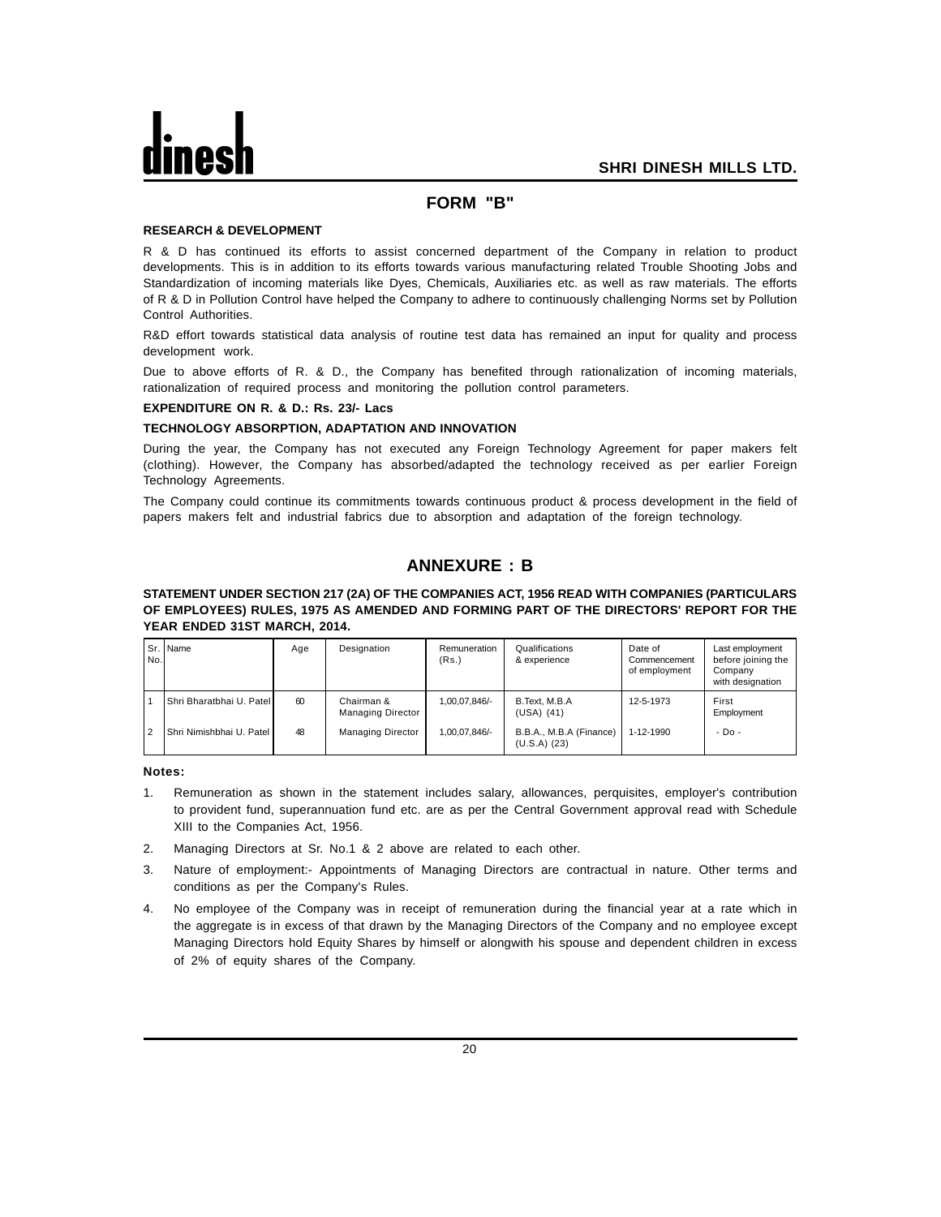## FORM "B"

**RESEARCH & DEVELOPMENT**

R & D has continued its efforts to assist concerned department of the Company in relation to product developments. This is in addition to its efforts towards various manufacturing related Trouble Shooting Jobs and Standardization of incoming materials like Dyes, Chemicals, Auxiliaries etc. as well as raw materials. The efforts of R & D in Pollution Control have helped the Company to adhere to continuously challenging Norms set by Pollution Control Authorities.

R&D effort towards statistical data analysis of routine test data has remained an input for quality and process development work.

Due to above efforts of R. & D., the Company has benefited through rationalization of incoming materials, rationalization of required process and monitoring the pollution control parameters.

**EXPENDITURE ON R. & D.: Rs. 23/- Lacs**

**TECHNOLOGY ABSORPTION, ADAPTATION AND INNOVATION**

During the year, the Company has not executed any Foreign Technology Agreement for paper makers felt (clothing). However, the Company has absorbed/adapted the technology received as per earlier Foreign Technology Agreements.

The Company could continue its commitments towards continuous product & process development in the field of papers makers felt and industrial fabrics due to absorption and adaptation of the foreign technology.

## ANNEXURE : B

**STATEMENT UNDER SECTION 217 (2A) OF THE COMPANIES ACT, 1956 READ WITH COMPANIES (PARTICULARS OF EMPLOYEES) RULES, 1975 AS AMENDED AND FORMING PART OF THE DIRECTORS' REPORT FOR THE YEAR ENDED 31ST MARCH, 2014.**

| Sr. No. | Name | Age | Designation | Remuneration (Rs.) | Qualifications & experience | Date of Commencement of employment | Last employment before joining the Company with designation |
|---|---|---|---|---|---|---|---|
| 1 | Shri Bharatbhai U. Patel | 60 | Chairman & Managing Director | 1,00,07,846/- | B.Text, M.B.A (USA) (41) | 12-5-1973 | First Employment |
| 2 | Shri Nimishbhai U. Patel | 48 | Managing Director | 1,00,07,846/- | B.B.A., M.B.A (Finance) (U.S.A) (23) | 1-12-1990 | - Do - |

**Notes:**

1. Remuneration as shown in the statement includes salary, allowances, perquisites, employer's contribution to provident fund, superannuation fund etc. are as per the Central Government approval read with Schedule XIII to the Companies Act, 1956.
2. Managing Directors at Sr. No.1 & 2 above are related to each other.
3. Nature of employment:- Appointments of Managing Directors are contractual in nature. Other terms and conditions as per the Company's Rules.
4. No employee of the Company was in receipt of remuneration during the financial year at a rate which in the aggregate is in excess of that drawn by the Managing Directors of the Company and no employee except Managing Directors hold Equity Shares by himself or alongwith his spouse and dependent children in excess of 2% of equity shares of the Company.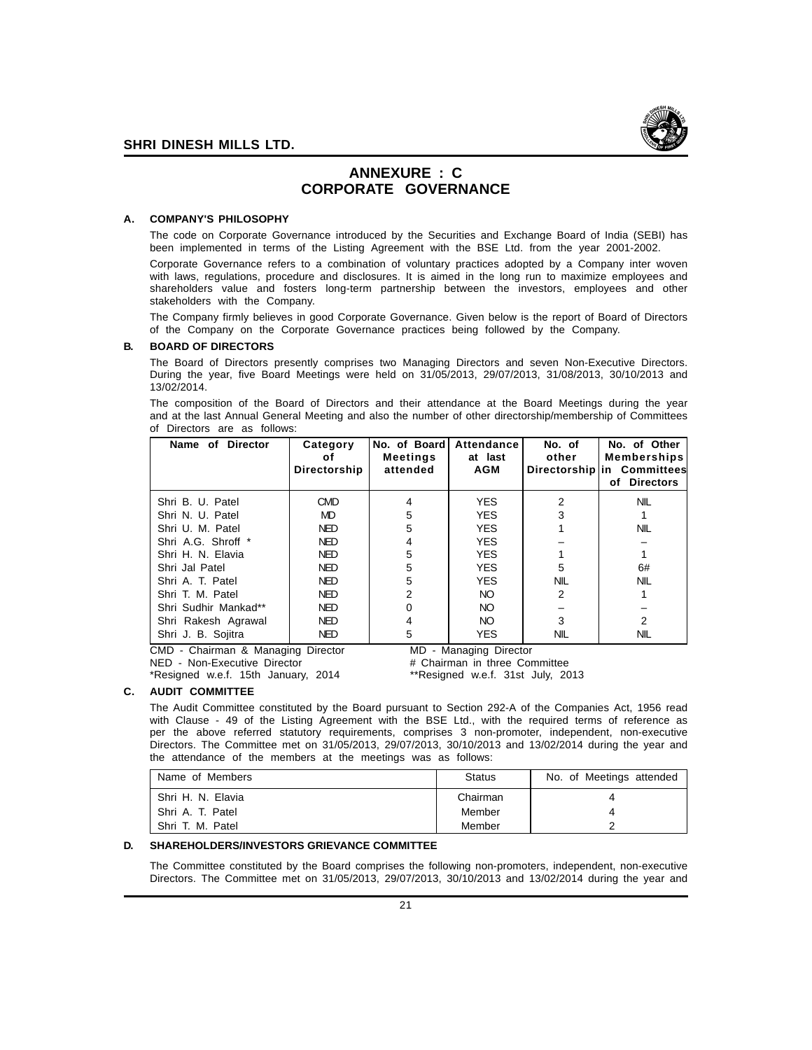# ANNEXURE : C
# CORPORATE GOVERNANCE

**A. COMPANY'S PHILOSOPHY**

The code on Corporate Governance introduced by the Securities and Exchange Board of India (SEBI) has been implemented in terms of the Listing Agreement with the BSE Ltd. from the year 2001-2002.

Corporate Governance refers to a combination of voluntary practices adopted by a Company inter woven with laws, regulations, procedure and disclosures. It is aimed in the long run to maximize employees and shareholders value and fosters long-term partnership between the investors, employees and other stakeholders with the Company.

The Company firmly believes in good Corporate Governance. Given below is the report of Board of Directors of the Company on the Corporate Governance practices being followed by the Company.

**B. BOARD OF DIRECTORS**

The Board of Directors presently comprises two Managing Directors and seven Non-Executive Directors. During the year, five Board Meetings were held on 31/05/2013, 29/07/2013, 31/08/2013, 30/10/2013 and 13/02/2014.

The composition of the Board of Directors and their attendance at the Board Meetings during the year and at the last Annual General Meeting and also the number of other directorship/membership of Committees of Directors are as follows:

| Name of Director | Category of Directorship | No. of Board Meetings attended | Attendance at last AGM | No. of other Directorship | No. of Other Memberships in Committees of Directors |
|---|---|---|---|---|---|
| Shri B. U. Patel | CMD | 4 | YES | 2 | NIL |
| Shri N. U. Patel | MD | 5 | YES | 3 | 1 |
| Shri U. M. Patel | NED | 5 | YES | 1 | NIL |
| Shri A.G. Shroff * | NED | 4 | YES | – | – |
| Shri H. N. Elavia | NED | 5 | YES | 1 | 1 |
| Shri Jal Patel | NED | 5 | YES | 5 | 6# |
| Shri A. T. Patel | NED | 5 | YES | NIL | NIL |
| Shri T. M. Patel | NED | 2 | NO | 2 | 1 |
| Shri Sudhir Mankad** | NED | 0 | NO | – | – |
| Shri Rakesh Agrawal | NED | 4 | NO | 3 | 2 |
| Shri J. B. Sojitra | NED | 5 | YES | NIL | NIL |

CMD - Chairman & Managing Director
MD - Managing Director
NED - Non-Executive Director
# Chairman in three Committee
*Resigned w.e.f. 15th January, 2014
**Resigned w.e.f. 31st July, 2013

**C. AUDIT COMMITTEE**

The Audit Committee constituted by the Board pursuant to Section 292-A of the Companies Act, 1956 read with Clause - 49 of the Listing Agreement with the BSE Ltd., with the required terms of reference as per the above referred statutory requirements, comprises 3 non-promoter, independent, non-executive Directors. The Committee met on 31/05/2013, 29/07/2013, 30/10/2013 and 13/02/2014 during the year and the attendance of the members at the meetings was as follows:

| Name of Members | Status | No. of Meetings attended |
|---|---|---|
| Shri H. N. Elavia | Chairman | 4 |
| Shri A. T. Patel | Member | 4 |
| Shri T. M. Patel | Member | 2 |

**D. SHAREHOLDERS/INVESTORS GRIEVANCE COMMITTEE**

The Committee constituted by the Board comprises the following non-promoters, independent, non-executive Directors. The Committee met on 31/05/2013, 29/07/2013, 30/10/2013 and 13/02/2014 during the year and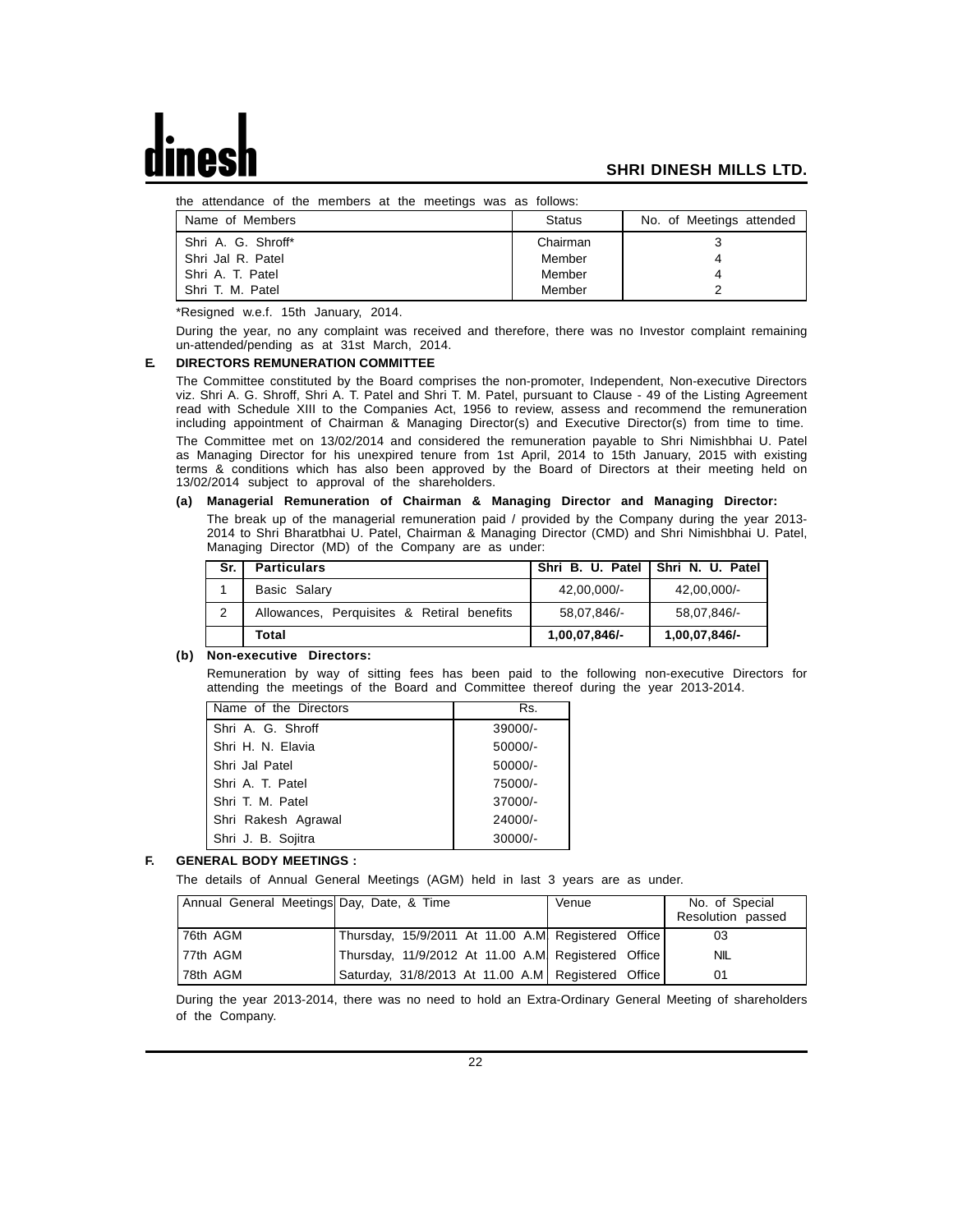the attendance of the members at the meetings was as follows:

| Name of Members | Status | No. of Meetings attended |
|---|---|---|
| Shri A. G. Shroff* | Chairman | 3 |
| Shri Jal R. Patel | Member | 4 |
| Shri A. T. Patel | Member | 4 |
| Shri T. M. Patel | Member | 2 |

*Resigned w.e.f. 15th January, 2014.

During the year, no any complaint was received and therefore, there was no Investor complaint remaining un-attended/pending as at 31st March, 2014.

**E. DIRECTORS REMUNERATION COMMITTEE**

The Committee constituted by the Board comprises the non-promoter, Independent, Non-executive Directors viz. Shri A. G. Shroff, Shri A. T. Patel and Shri T. M. Patel, pursuant to Clause - 49 of the Listing Agreement read with Schedule XIII to the Companies Act, 1956 to review, assess and recommend the remuneration including appointment of Chairman & Managing Director(s) and Executive Director(s) from time to time.

The Committee met on 13/02/2014 and considered the remuneration payable to Shri Nimishbhai U. Patel as Managing Director for his unexpired tenure from 1st April, 2014 to 15th January, 2015 with existing terms & conditions which has also been approved by the Board of Directors at their meeting held on 13/02/2014 subject to approval of the shareholders.

**(a) Managerial Remuneration of Chairman & Managing Director and Managing Director:**

The break up of the managerial remuneration paid / provided by the Company during the year 2013-2014 to Shri Bharatbhai U. Patel, Chairman & Managing Director (CMD) and Shri Nimishbhai U. Patel, Managing Director (MD) of the Company are as under:

| Sr. | Particulars | Shri B. U. Patel | Shri N. U. Patel |
|---|---|---|---|
| 1 | Basic Salary | 42,00,000/- | 42,00,000/- |
| 2 | Allowances, Perquisites & Retiral benefits | 58,07,846/- | 58,07,846/- |
| | **Total** | **1,00,07,846/-** | **1,00,07,846/-** |

**(b) Non-executive Directors:**

Remuneration by way of sitting fees has been paid to the following non-executive Directors for attending the meetings of the Board and Committee thereof during the year 2013-2014.

| Name of the Directors | Rs. |
|---|---|
| Shri A. G. Shroff | 39000/- |
| Shri H. N. Elavia | 50000/- |
| Shri Jal Patel | 50000/- |
| Shri A. T. Patel | 75000/- |
| Shri T. M. Patel | 37000/- |
| Shri Rakesh Agrawal | 24000/- |
| Shri J. B. Sojitra | 30000/- |

**F. GENERAL BODY MEETINGS :**

The details of Annual General Meetings (AGM) held in last 3 years are as under.

| Annual General Meetings | Day, Date, & Time | Venue | No. of Special Resolution passed |
|---|---|---|---|
| 76th AGM | Thursday, 15/9/2011 At 11.00 A.M | Registered Office | 03 |
| 77th AGM | Thursday, 11/9/2012 At 11.00 A.M | Registered Office | NIL |
| 78th AGM | Saturday, 31/8/2013 At 11.00 A.M | Registered Office | 01 |

During the year 2013-2014, there was no need to hold an Extra-Ordinary General Meeting of shareholders of the Company.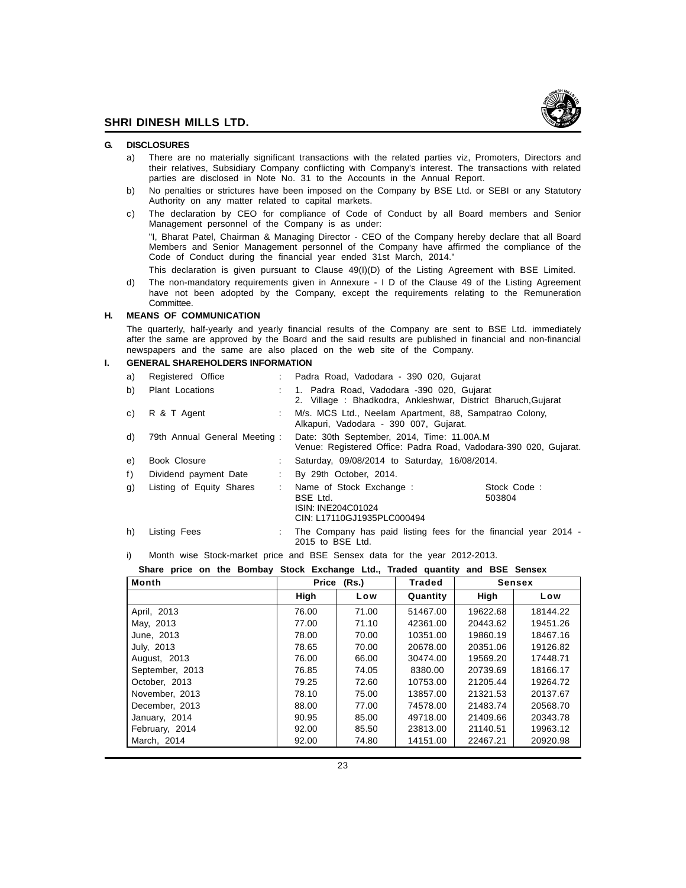## G. DISCLOSURES

a) There are no materially significant transactions with the related parties viz, Promoters, Directors and their relatives, Subsidiary Company conflicting with Company's interest. The transactions with related parties are disclosed in Note No. 31 to the Accounts in the Annual Report.

b) No penalties or strictures have been imposed on the Company by BSE Ltd. or SEBI or any Statutory Authority on any matter related to capital markets.

c) The declaration by CEO for compliance of Code of Conduct by all Board members and Senior Management personnel of the Company is as under:

"I, Bharat Patel, Chairman & Managing Director - CEO of the Company hereby declare that all Board Members and Senior Management personnel of the Company have affirmed the compliance of the Code of Conduct during the financial year ended 31st March, 2014."

This declaration is given pursuant to Clause 49(I)(D) of the Listing Agreement with BSE Limited.

d) The non-mandatory requirements given in Annexure - I D of the Clause 49 of the Listing Agreement have not been adopted by the Company, except the requirements relating to the Remuneration Committee.

## H. MEANS OF COMMUNICATION

The quarterly, half-yearly and yearly financial results of the Company are sent to BSE Ltd. immediately after the same are approved by the Board and the said results are published in financial and non-financial newspapers and the same are also placed on the web site of the Company.

## I. GENERAL SHAREHOLDERS INFORMATION

a) Registered Office : Padra Road, Vadodara - 390 020, Gujarat

b) Plant Locations : 1. Padra Road, Vadodara -390 020, Gujarat
2. Village : Bhadkodra, Ankleshwar, District Bharuch,Gujarat

c) R & T Agent : M/s. MCS Ltd., Neelam Apartment, 88, Sampatrao Colony, Alkapuri, Vadodara - 390 007, Gujarat.

d) 79th Annual General Meeting : Date: 30th September, 2014, Time: 11.00A.M
Venue: Registered Office: Padra Road, Vadodara-390 020, Gujarat.

e) Book Closure : Saturday, 09/08/2014 to Saturday, 16/08/2014.

f) Dividend payment Date : By 29th October, 2014.

g) Listing of Equity Shares : Name of Stock Exchange : BSE Ltd. — Stock Code : 503804
ISIN: INE204C01024
CIN: L17110GJ1935PLC000494

h) Listing Fees : The Company has paid listing fees for the financial year 2014 - 2015 to BSE Ltd.

i) Month wise Stock-market price and BSE Sensex data for the year 2012-2013.

**Share price on the Bombay Stock Exchange Ltd., Traded quantity and BSE Sensex**

| Month | Price (Rs.) | | Traded | Sensex | |
|---|---|---|---|---|---|
| | High | Low | Quantity | High | Low |
| April, 2013 | 76.00 | 71.00 | 51467.00 | 19622.68 | 18144.22 |
| May, 2013 | 77.00 | 71.10 | 42361.00 | 20443.62 | 19451.26 |
| June, 2013 | 78.00 | 70.00 | 10351.00 | 19860.19 | 18467.16 |
| July, 2013 | 78.65 | 70.00 | 20678.00 | 20351.06 | 19126.82 |
| August, 2013 | 76.00 | 66.00 | 30474.00 | 19569.20 | 17448.71 |
| September, 2013 | 76.85 | 74.05 | 8380.00 | 20739.69 | 18166.17 |
| October, 2013 | 79.25 | 72.60 | 10753.00 | 21205.44 | 19264.72 |
| November, 2013 | 78.10 | 75.00 | 13857.00 | 21321.53 | 20137.67 |
| December, 2013 | 88.00 | 77.00 | 74578.00 | 21483.74 | 20568.70 |
| January, 2014 | 90.95 | 85.00 | 49718.00 | 21409.66 | 20343.78 |
| February, 2014 | 92.00 | 85.50 | 23813.00 | 21140.51 | 19963.12 |
| March, 2014 | 92.00 | 74.80 | 14151.00 | 22467.21 | 20920.98 |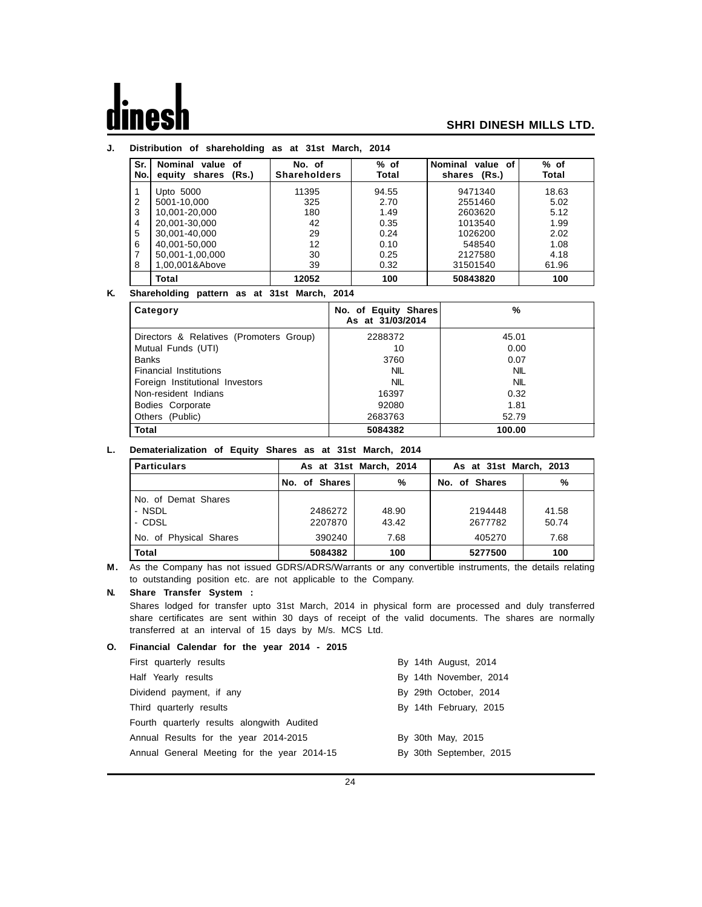**J. Distribution of shareholding as at 31st March, 2014**

| Sr. No. | Nominal value of equity shares (Rs.) | No. of Shareholders | % of Total | Nominal value of shares (Rs.) | % of Total |
|---|---|---|---|---|---|
| 1 | Upto 5000 | 11395 | 94.55 | 9471340 | 18.63 |
| 2 | 5001-10,000 | 325 | 2.70 | 2551460 | 5.02 |
| 3 | 10,001-20,000 | 180 | 1.49 | 2603620 | 5.12 |
| 4 | 20,001-30,000 | 42 | 0.35 | 1013540 | 1.99 |
| 5 | 30,001-40,000 | 29 | 0.24 | 1026200 | 2.02 |
| 6 | 40,001-50,000 | 12 | 0.10 | 548540 | 1.08 |
| 7 | 50,001-1,00,000 | 30 | 0.25 | 2127580 | 4.18 |
| 8 | 1,00,001&Above | 39 | 0.32 | 31501540 | 61.96 |
| | **Total** | **12052** | **100** | **50843820** | **100** |

**K. Shareholding pattern as at 31st March, 2014**

| Category | No. of Equity Shares As at 31/03/2014 | % |
|---|---|---|
| Directors & Relatives (Promoters Group) | 2288372 | 45.01 |
| Mutual Funds (UTI) | 10 | 0.00 |
| Banks | 3760 | 0.07 |
| Financial Institutions | NIL | NIL |
| Foreign Institutional Investors | NIL | NIL |
| Non-resident Indians | 16397 | 0.32 |
| Bodies Corporate | 92080 | 1.81 |
| Others (Public) | 2683763 | 52.79 |
| **Total** | **5084382** | **100.00** |

**L. Dematerialization of Equity Shares as at 31st March, 2014**

| Particulars | As at 31st March, 2014 | | As at 31st March, 2013 | |
|---|---|---|---|---|
| | No. of Shares | % | No. of Shares | % |
| No. of Demat Shares | | | | |
| - NSDL | 2486272 | 48.90 | 2194448 | 41.58 |
| - CDSL | 2207870 | 43.42 | 2677782 | 50.74 |
| No. of Physical Shares | 390240 | 7.68 | 405270 | 7.68 |
| **Total** | **5084382** | **100** | **5277500** | **100** |

**M.** As the Company has not issued GDRS/ADRS/Warrants or any convertible instruments, the details relating to outstanding position etc. are not applicable to the Company.

**N. Share Transfer System :**

Shares lodged for transfer upto 31st March, 2014 in physical form are processed and duly transferred share certificates are sent within 30 days of receipt of the valid documents. The shares are normally transferred at an interval of 15 days by M/s. MCS Ltd.

**O. Financial Calendar for the year 2014 - 2015**

| | |
|---|---|
| First quarterly results | By 14th August, 2014 |
| Half Yearly results | By 14th November, 2014 |
| Dividend payment, if any | By 29th October, 2014 |
| Third quarterly results | By 14th February, 2015 |
| Fourth quarterly results alongwith Audited Annual Results for the year 2014-2015 | By 30th May, 2015 |
| Annual General Meeting for the year 2014-15 | By 30th September, 2015 |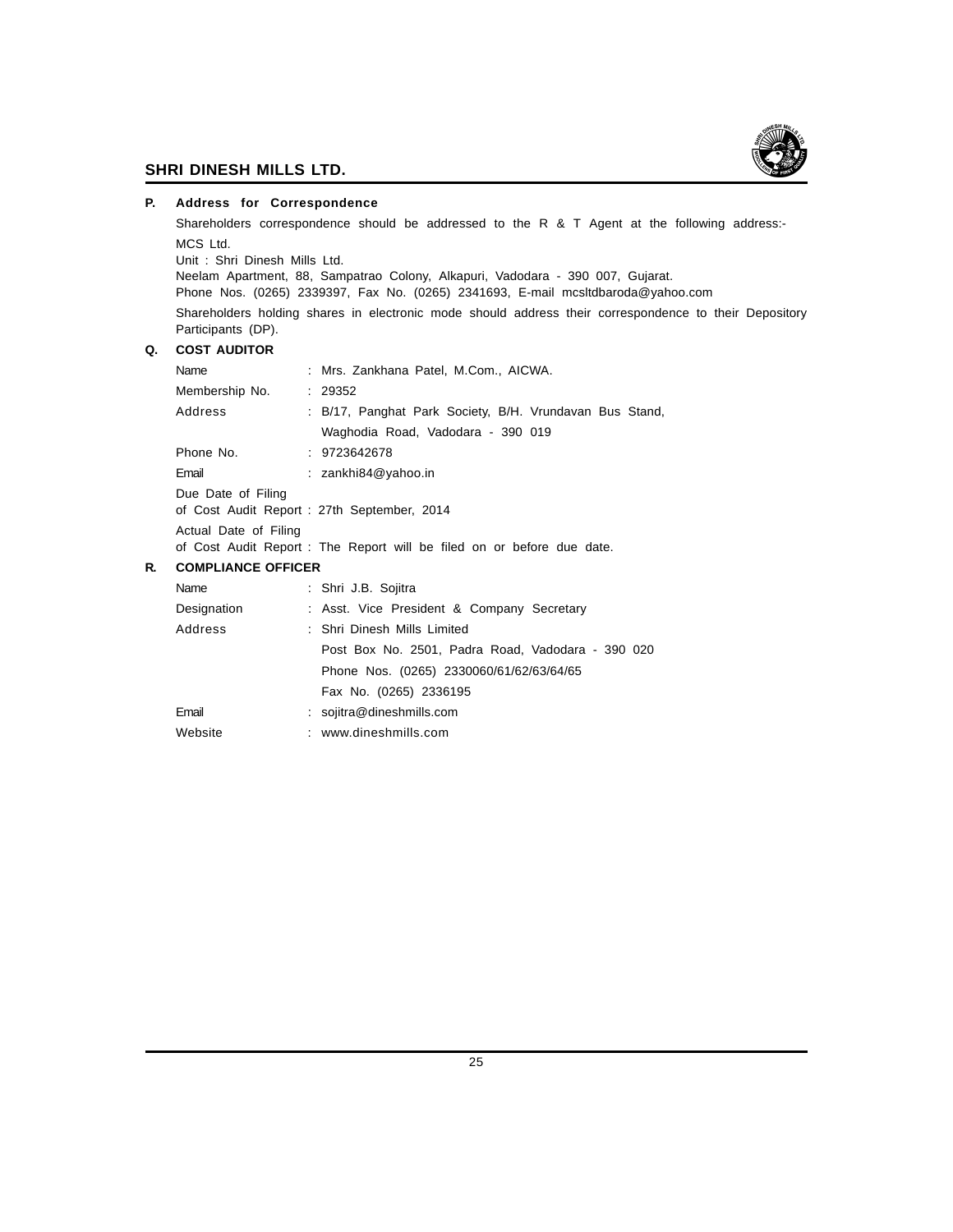**P. Address for Correspondence**

Shareholders correspondence should be addressed to the R & T Agent at the following address:-

MCS Ltd.
Unit : Shri Dinesh Mills Ltd.
Neelam Apartment, 88, Sampatrao Colony, Alkapuri, Vadodara - 390 007, Gujarat.
Phone Nos. (0265) 2339397, Fax No. (0265) 2341693, E-mail mcsltdbaroda@yahoo.com

Shareholders holding shares in electronic mode should address their correspondence to their Depository Participants (DP).

**Q. COST AUDITOR**

Name : Mrs. Zankhana Patel, M.Com., AICWA.

Membership No. : 29352

Address : B/17, Panghat Park Society, B/H. Vrundavan Bus Stand, Waghodia Road, Vadodara - 390 019

Phone No. : 9723642678

Email : zankhi84@yahoo.in

Due Date of Filing of Cost Audit Report : 27th September, 2014

Actual Date of Filing of Cost Audit Report : The Report will be filed on or before due date.

**R. COMPLIANCE OFFICER**

Name : Shri J.B. Sojitra

Designation : Asst. Vice President & Company Secretary

Address : Shri Dinesh Mills Limited
Post Box No. 2501, Padra Road, Vadodara - 390 020
Phone Nos. (0265) 2330060/61/62/63/64/65
Fax No. (0265) 2336195

Email : sojitra@dineshmills.com

Website : www.dineshmills.com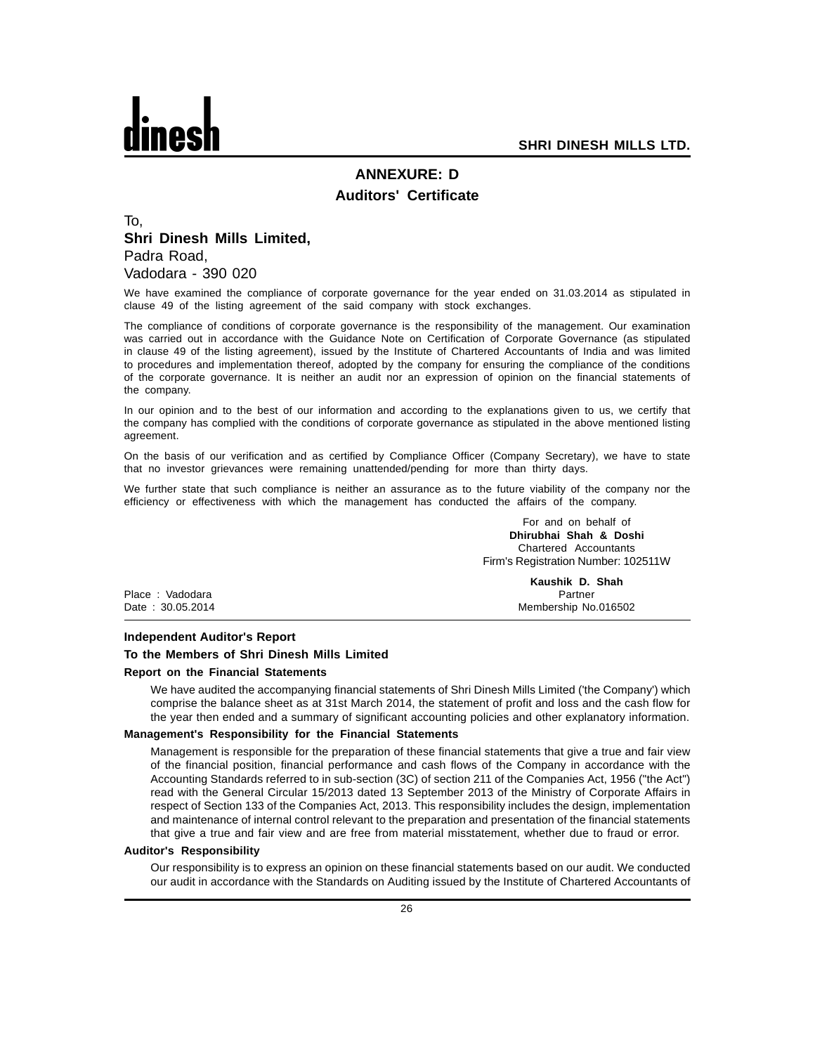# ANNEXURE: D

## Auditors' Certificate

To,

**Shri Dinesh Mills Limited,**

Padra Road,

Vadodara - 390 020

We have examined the compliance of corporate governance for the year ended on 31.03.2014 as stipulated in clause 49 of the listing agreement of the said company with stock exchanges.

The compliance of conditions of corporate governance is the responsibility of the management. Our examination was carried out in accordance with the Guidance Note on Certification of Corporate Governance (as stipulated in clause 49 of the listing agreement), issued by the Institute of Chartered Accountants of India and was limited to procedures and implementation thereof, adopted by the company for ensuring the compliance of the conditions of the corporate governance. It is neither an audit nor an expression of opinion on the financial statements of the company.

In our opinion and to the best of our information and according to the explanations given to us, we certify that the company has complied with the conditions of corporate governance as stipulated in the above mentioned listing agreement.

On the basis of our verification and as certified by Compliance Officer (Company Secretary), we have to state that no investor grievances were remaining unattended/pending for more than thirty days.

We further state that such compliance is neither an assurance as to the future viability of the company nor the efficiency or effectiveness with which the management has conducted the affairs of the company.

For and on behalf of
**Dhirubhai Shah & Doshi**
Chartered Accountants
Firm's Registration Number: 102511W

**Kaushik D. Shah**
Partner
Membership No.016502

Place : Vadodara
Date : 30.05.2014

---

### Independent Auditor's Report

### To the Members of Shri Dinesh Mills Limited

#### Report on the Financial Statements

We have audited the accompanying financial statements of Shri Dinesh Mills Limited ('the Company') which comprise the balance sheet as at 31st March 2014, the statement of profit and loss and the cash flow for the year then ended and a summary of significant accounting policies and other explanatory information.

#### Management's Responsibility for the Financial Statements

Management is responsible for the preparation of these financial statements that give a true and fair view of the financial position, financial performance and cash flows of the Company in accordance with the Accounting Standards referred to in sub-section (3C) of section 211 of the Companies Act, 1956 ("the Act") read with the General Circular 15/2013 dated 13 September 2013 of the Ministry of Corporate Affairs in respect of Section 133 of the Companies Act, 2013. This responsibility includes the design, implementation and maintenance of internal control relevant to the preparation and presentation of the financial statements that give a true and fair view and are free from material misstatement, whether due to fraud or error.

#### Auditor's Responsibility

Our responsibility is to express an opinion on these financial statements based on our audit. We conducted our audit in accordance with the Standards on Auditing issued by the Institute of Chartered Accountants of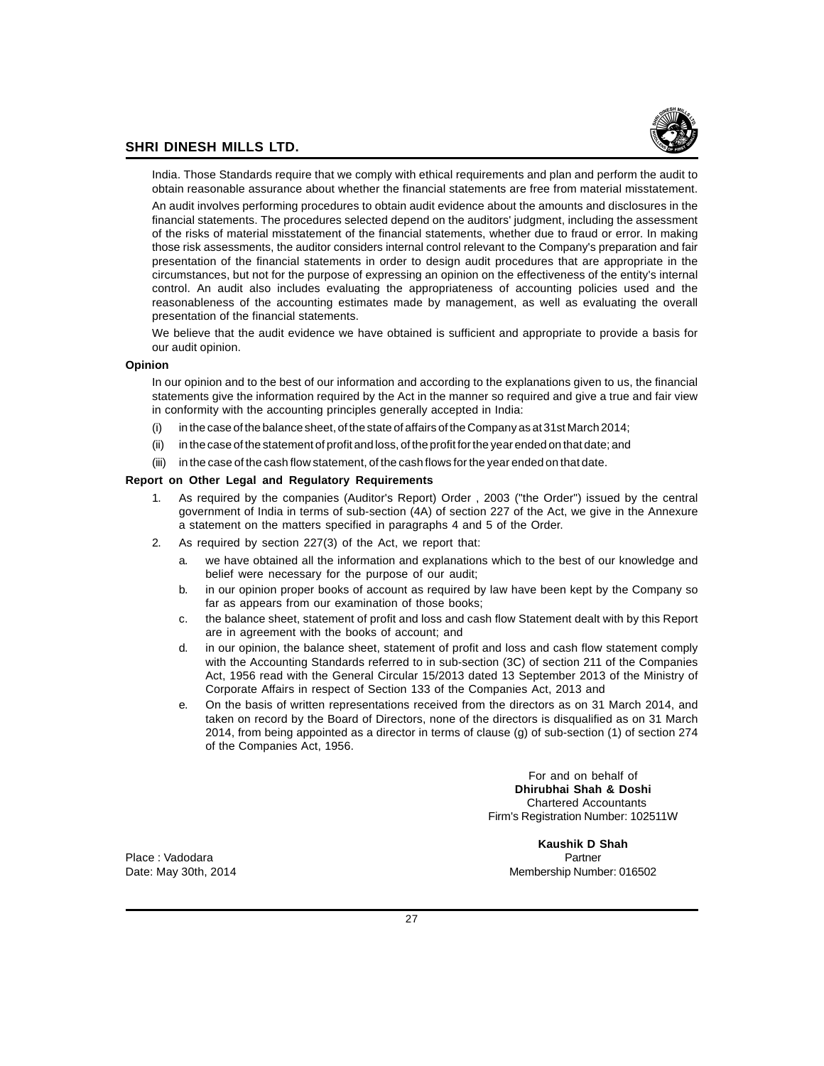India. Those Standards require that we comply with ethical requirements and plan and perform the audit to obtain reasonable assurance about whether the financial statements are free from material misstatement.

An audit involves performing procedures to obtain audit evidence about the amounts and disclosures in the financial statements. The procedures selected depend on the auditors' judgment, including the assessment of the risks of material misstatement of the financial statements, whether due to fraud or error. In making those risk assessments, the auditor considers internal control relevant to the Company's preparation and fair presentation of the financial statements in order to design audit procedures that are appropriate in the circumstances, but not for the purpose of expressing an opinion on the effectiveness of the entity's internal control. An audit also includes evaluating the appropriateness of accounting policies used and the reasonableness of the accounting estimates made by management, as well as evaluating the overall presentation of the financial statements.

We believe that the audit evidence we have obtained is sufficient and appropriate to provide a basis for our audit opinion.

**Opinion**

In our opinion and to the best of our information and according to the explanations given to us, the financial statements give the information required by the Act in the manner so required and give a true and fair view in conformity with the accounting principles generally accepted in India:

(i) in the case of the balance sheet, of the state of affairs of the Company as at 31st March 2014;

(ii) in the case of the statement of profit and loss, of the profit for the year ended on that date; and

(iii) in the case of the cash flow statement, of the cash flows for the year ended on that date.

**Report on Other Legal and Regulatory Requirements**

1. As required by the companies (Auditor's Report) Order , 2003 ("the Order") issued by the central government of India in terms of sub-section (4A) of section 227 of the Act, we give in the Annexure a statement on the matters specified in paragraphs 4 and 5 of the Order.

2. As required by section 227(3) of the Act, we report that:

   a. we have obtained all the information and explanations which to the best of our knowledge and belief were necessary for the purpose of our audit;

   b. in our opinion proper books of account as required by law have been kept by the Company so far as appears from our examination of those books;

   c. the balance sheet, statement of profit and loss and cash flow Statement dealt with by this Report are in agreement with the books of account; and

   d. in our opinion, the balance sheet, statement of profit and loss and cash flow statement comply with the Accounting Standards referred to in sub-section (3C) of section 211 of the Companies Act, 1956 read with the General Circular 15/2013 dated 13 September 2013 of the Ministry of Corporate Affairs in respect of Section 133 of the Companies Act, 2013 and

   e. On the basis of written representations received from the directors as on 31 March 2014, and taken on record by the Board of Directors, none of the directors is disqualified as on 31 March 2014, from being appointed as a director in terms of clause (g) of sub-section (1) of section 274 of the Companies Act, 1956.

For and on behalf of
**Dhirubhai Shah & Doshi**
Chartered Accountants
Firm's Registration Number: 102511W

**Kaushik D Shah**
Partner
Membership Number: 016502

Place : Vadodara
Date: May 30th, 2014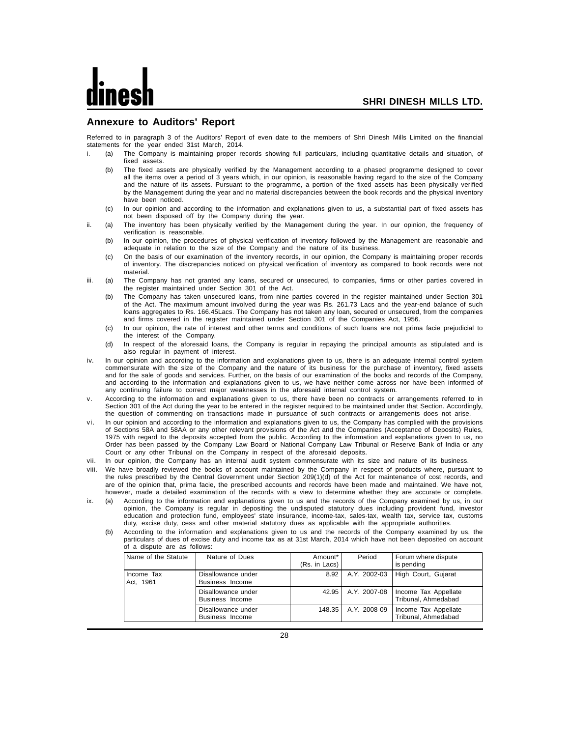## Annexure to Auditors' Report

Referred to in paragraph 3 of the Auditors' Report of even date to the members of Shri Dinesh Mills Limited on the financial statements for the year ended 31st March, 2014.

i. (a) The Company is maintaining proper records showing full particulars, including quantitative details and situation, of fixed assets.

(b) The fixed assets are physically verified by the Management according to a phased programme designed to cover all the items over a period of 3 years which, in our opinion, is reasonable having regard to the size of the Company and the nature of its assets. Pursuant to the programme, a portion of the fixed assets has been physically verified by the Management during the year and no material discrepancies between the book records and the physical inventory have been noticed.

(c) In our opinion and according to the information and explanations given to us, a substantial part of fixed assets has not been disposed off by the Company during the year.

ii. (a) The inventory has been physically verified by the Management during the year. In our opinion, the frequency of verification is reasonable.

(b) In our opinion, the procedures of physical verification of inventory followed by the Management are reasonable and adequate in relation to the size of the Company and the nature of its business.

(c) On the basis of our examination of the inventory records, in our opinion, the Company is maintaining proper records of inventory. The discrepancies noticed on physical verification of inventory as compared to book records were not material.

iii. (a) The Company has not granted any loans, secured or unsecured, to companies, firms or other parties covered in the register maintained under Section 301 of the Act.

(b) The Company has taken unsecured loans, from nine parties covered in the register maintained under Section 301 of the Act. The maximum amount involved during the year was Rs. 261.73 Lacs and the year-end balance of such loans aggregates to Rs. 166.45Lacs. The Company has not taken any loan, secured or unsecured, from the companies and firms covered in the register maintained under Section 301 of the Companies Act, 1956.

(c) In our opinion, the rate of interest and other terms and conditions of such loans are not prima facie prejudicial to the interest of the Company.

(d) In respect of the aforesaid loans, the Company is regular in repaying the principal amounts as stipulated and is also regular in payment of interest.

iv. In our opinion and according to the information and explanations given to us, there is an adequate internal control system commensurate with the size of the Company and the nature of its business for the purchase of inventory, fixed assets and for the sale of goods and services. Further, on the basis of our examination of the books and records of the Company, and according to the information and explanations given to us, we have neither come across nor have been informed of any continuing failure to correct major weaknesses in the aforesaid internal control system.

v. According to the information and explanations given to us, there have been no contracts or arrangements referred to in Section 301 of the Act during the year to be entered in the register required to be maintained under that Section. Accordingly, the question of commenting on transactions made in pursuance of such contracts or arrangements does not arise.

vi. In our opinion and according to the information and explanations given to us, the Company has complied with the provisions of Sections 58A and 58AA or any other relevant provisions of the Act and the Companies (Acceptance of Deposits) Rules, 1975 with regard to the deposits accepted from the public. According to the information and explanations given to us, no Order has been passed by the Company Law Board or National Company Law Tribunal or Reserve Bank of India or any Court or any other Tribunal on the Company in respect of the aforesaid deposits.

vii. In our opinion, the Company has an internal audit system commensurate with its size and nature of its business.

viii. We have broadly reviewed the books of account maintained by the Company in respect of products where, pursuant to the rules prescribed by the Central Government under Section 209(1)(d) of the Act for maintenance of cost records, and are of the opinion that, prima facie, the prescribed accounts and records have been made and maintained. We have not, however, made a detailed examination of the records with a view to determine whether they are accurate or complete.

ix. (a) According to the information and explanations given to us and the records of the Company examined by us, in our opinion, the Company is regular in depositing the undisputed statutory dues including provident fund, investor education and protection fund, employees' state insurance, income-tax, sales-tax, wealth tax, service tax, customs duty, excise duty, cess and other material statutory dues as applicable with the appropriate authorities.

(b) According to the information and explanations given to us and the records of the Company examined by us, the particulars of dues of excise duty and income tax as at 31st March, 2014 which have not been deposited on account of a dispute are as follows:

| Name of the Statute | Nature of Dues | Amount* (Rs. in Lacs) | Period | Forum where dispute is pending |
|---|---|---|---|---|
| Income Tax Act, 1961 | Disallowance under Business Income | 8.92 | A.Y. 2002-03 | High Court, Gujarat |
| | Disallowance under Business Income | 42.95 | A.Y. 2007-08 | Income Tax Appellate Tribunal, Ahmedabad |
| | Disallowance under Business Income | 148.35 | A.Y. 2008-09 | Income Tax Appellate Tribunal, Ahmedabad |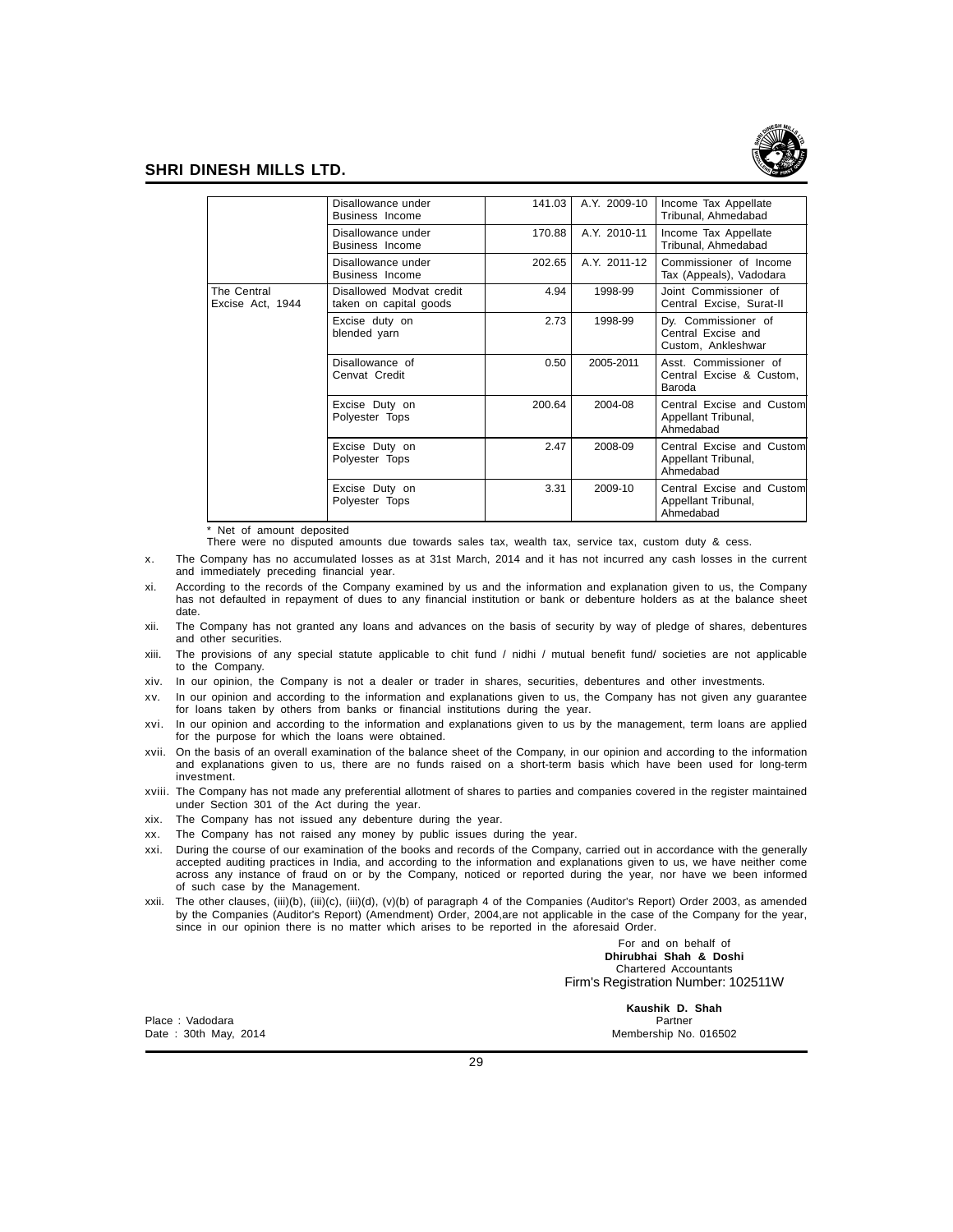| | | | | |
|---|---|---|---|---|
| | Disallowance under Business Income | 141.03 | A.Y. 2009-10 | Income Tax Appellate Tribunal, Ahmedabad |
| | Disallowance under Business Income | 170.88 | A.Y. 2010-11 | Income Tax Appellate Tribunal, Ahmedabad |
| | Disallowance under Business Income | 202.65 | A.Y. 2011-12 | Commissioner of Income Tax (Appeals), Vadodara |
| The Central Excise Act, 1944 | Disallowed Modvat credit taken on capital goods | 4.94 | 1998-99 | Joint Commissioner of Central Excise, Surat-II |
| | Excise duty on blended yarn | 2.73 | 1998-99 | Dy. Commissioner of Central Excise and Custom, Ankleshwar |
| | Disallowance of Cenvat Credit | 0.50 | 2005-2011 | Asst. Commissioner of Central Excise & Custom, Baroda |
| | Excise Duty on Polyester Tops | 200.64 | 2004-08 | Central Excise and Custom Appellant Tribunal, Ahmedabad |
| | Excise Duty on Polyester Tops | 2.47 | 2008-09 | Central Excise and Custom Appellant Tribunal, Ahmedabad |
| | Excise Duty on Polyester Tops | 3.31 | 2009-10 | Central Excise and Custom Appellant Tribunal, Ahmedabad |

* Net of amount deposited

There were no disputed amounts due towards sales tax, wealth tax, service tax, custom duty & cess.

x. The Company has no accumulated losses as at 31st March, 2014 and it has not incurred any cash losses in the current and immediately preceding financial year.

xi. According to the records of the Company examined by us and the information and explanation given to us, the Company has not defaulted in repayment of dues to any financial institution or bank or debenture holders as at the balance sheet date.

xii. The Company has not granted any loans and advances on the basis of security by way of pledge of shares, debentures and other securities.

xiii. The provisions of any special statute applicable to chit fund / nidhi / mutual benefit fund/ societies are not applicable to the Company.

xiv. In our opinion, the Company is not a dealer or trader in shares, securities, debentures and other investments.

xv. In our opinion and according to the information and explanations given to us, the Company has not given any guarantee for loans taken by others from banks or financial institutions during the year.

xvi. In our opinion and according to the information and explanations given to us by the management, term loans are applied for the purpose for which the loans were obtained.

xvii. On the basis of an overall examination of the balance sheet of the Company, in our opinion and according to the information and explanations given to us, there are no funds raised on a short-term basis which have been used for long-term investment.

xviii. The Company has not made any preferential allotment of shares to parties and companies covered in the register maintained under Section 301 of the Act during the year.

xix. The Company has not issued any debenture during the year.

xx. The Company has not raised any money by public issues during the year.

xxi. During the course of our examination of the books and records of the Company, carried out in accordance with the generally accepted auditing practices in India, and according to the information and explanations given to us, we have neither come across any instance of fraud on or by the Company, noticed or reported during the year, nor have we been informed of such case by the Management.

xxii. The other clauses, (iii)(b), (iii)(c), (iii)(d), (v)(b) of paragraph 4 of the Companies (Auditor's Report) Order 2003, as amended by the Companies (Auditor's Report) (Amendment) Order, 2004,are not applicable in the case of the Company for the year, since in our opinion there is no matter which arises to be reported in the aforesaid Order.

For and on behalf of
**Dhirubhai Shah & Doshi**
Chartered Accountants
Firm's Registration Number: 102511W

**Kaushik D. Shah**
Partner
Membership No. 016502

Place : Vadodara
Date : 30th May, 2014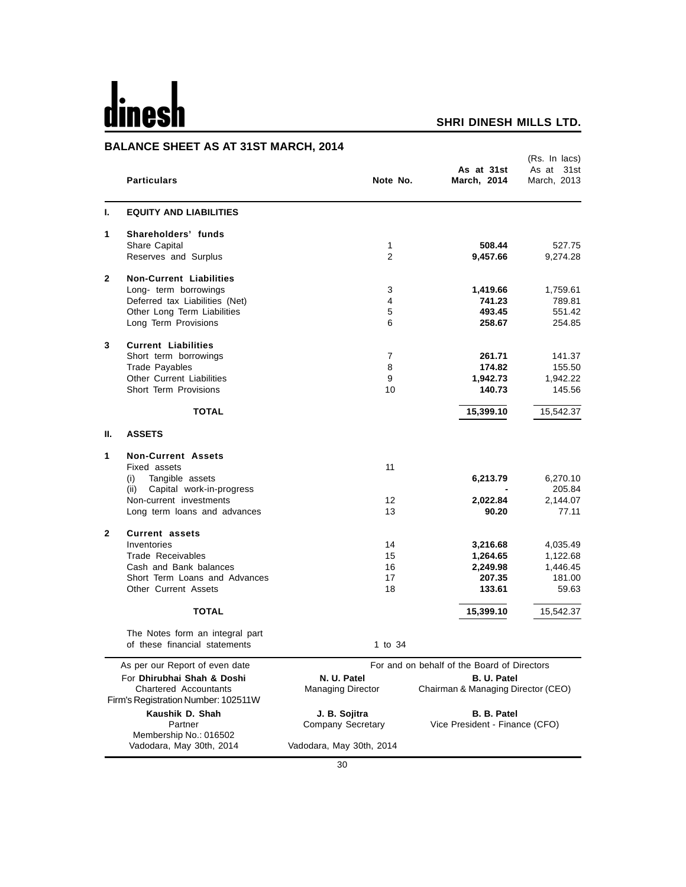**dinesh** **SHRI DINESH MILLS LTD.**

## BALANCE SHEET AS AT 31ST MARCH, 2014

(Rs. In lacs)

| | Particulars | Note No. | As at 31st March, 2014 | As at 31st March, 2013 |
|---|---|---|---|---|
| **I.** | **EQUITY AND LIABILITIES** | | | |
| **1** | **Shareholders' funds** | | | |
| | Share Capital | 1 | **508.44** | 527.75 |
| | Reserves and Surplus | 2 | **9,457.66** | 9,274.28 |
| **2** | **Non-Current Liabilities** | | | |
| | Long- term borrowings | 3 | **1,419.66** | 1,759.61 |
| | Deferred tax Liabilities (Net) | 4 | **741.23** | 789.81 |
| | Other Long Term Liabilities | 5 | **493.45** | 551.42 |
| | Long Term Provisions | 6 | **258.67** | 254.85 |
| **3** | **Current Liabilities** | | | |
| | Short term borrowings | 7 | **261.71** | 141.37 |
| | Trade Payables | 8 | **174.82** | 155.50 |
| | Other Current Liabilities | 9 | **1,942.73** | 1,942.22 |
| | Short Term Provisions | 10 | **140.73** | 145.56 |
| | **TOTAL** | | **15,399.10** | 15,542.37 |
| **II.** | **ASSETS** | | | |
| **1** | **Non-Current Assets** | | | |
| | Fixed assets | 11 | | |
| | (i) Tangible assets | | **6,213.79** | 6,270.10 |
| | (ii) Capital work-in-progress | | **-** | 205.84 |
| | Non-current investments | 12 | **2,022.84** | 2,144.07 |
| | Long term loans and advances | 13 | **90.20** | 77.11 |
| **2** | **Current assets** | | | |
| | Inventories | 14 | **3,216.68** | 4,035.49 |
| | Trade Receivables | 15 | **1,264.65** | 1,122.68 |
| | Cash and Bank balances | 16 | **2,249.98** | 1,446.45 |
| | Short Term Loans and Advances | 17 | **207.35** | 181.00 |
| | Other Current Assets | 18 | **133.61** | 59.63 |
| | **TOTAL** | | **15,399.10** | 15,542.37 |
| | The Notes form an integral part of these financial statements | 1 to 34 | | |

As per our Report of even date
For **Dhirubhai Shah & Doshi**
Chartered Accountants
Firm's Registration Number: 102511W

**Kaushik D. Shah**
Partner
Membership No.: 016502
Vadodara, May 30th, 2014

For and on behalf of the Board of Directors

**N. U. Patel**
Managing Director

**B. U. Patel**
Chairman & Managing Director (CEO)

**J. B. Sojitra**
Company Secretary

**B. B. Patel**
Vice President - Finance (CFO)

Vadodara, May 30th, 2014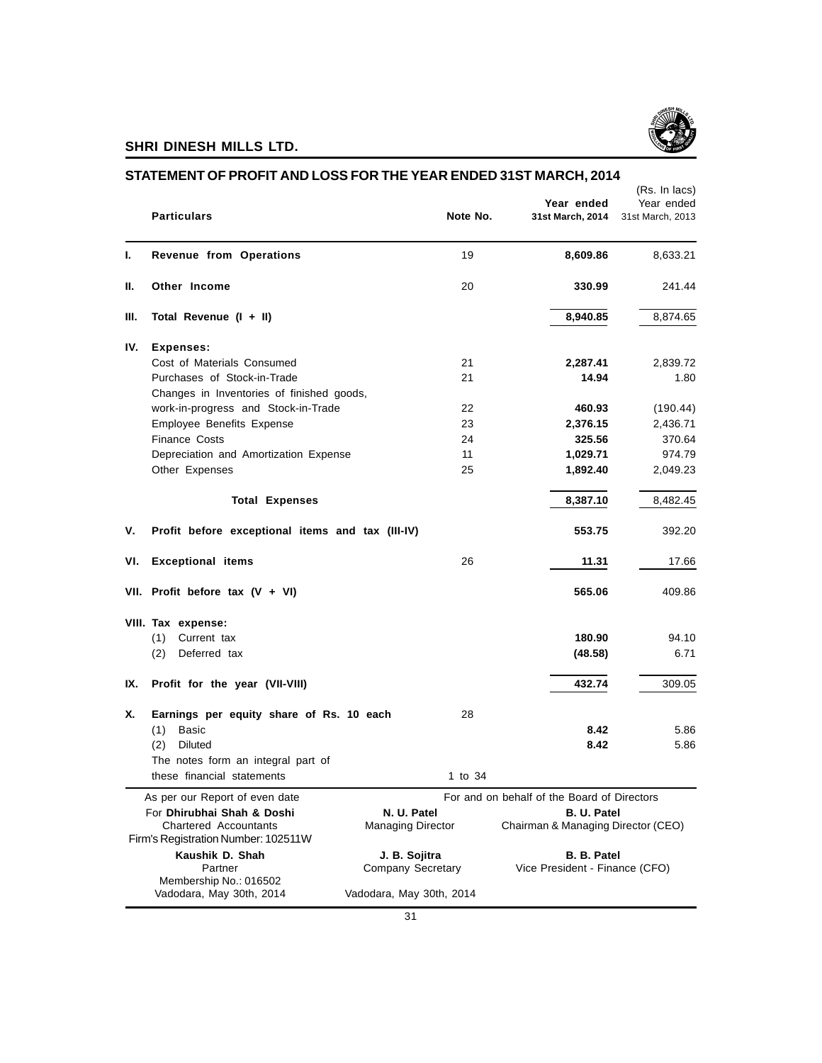## STATEMENT OF PROFIT AND LOSS FOR THE YEAR ENDED 31ST MARCH, 2014

(Rs. In lacs)

| | Particulars | Note No. | Year ended 31st March, 2014 | Year ended 31st March, 2013 |
|---|---|---|---|---|
| I. | **Revenue from Operations** | 19 | **8,609.86** | 8,633.21 |
| II. | **Other Income** | 20 | **330.99** | 241.44 |
| III. | **Total Revenue (I + II)** | | **8,940.85** | 8,874.65 |
| IV. | **Expenses:** | | | |
| | Cost of Materials Consumed | 21 | **2,287.41** | 2,839.72 |
| | Purchases of Stock-in-Trade | 21 | **14.94** | 1.80 |
| | Changes in Inventories of finished goods, work-in-progress and Stock-in-Trade | 22 | **460.93** | (190.44) |
| | Employee Benefits Expense | 23 | **2,376.15** | 2,436.71 |
| | Finance Costs | 24 | **325.56** | 370.64 |
| | Depreciation and Amortization Expense | 11 | **1,029.71** | 974.79 |
| | Other Expenses | 25 | **1,892.40** | 2,049.23 |
| | **Total Expenses** | | **8,387.10** | 8,482.45 |
| V. | **Profit before exceptional items and tax (III-IV)** | | **553.75** | 392.20 |
| VI. | **Exceptional items** | 26 | **11.31** | 17.66 |
| VII. | **Profit before tax (V + VI)** | | **565.06** | 409.86 |
| VIII. | **Tax expense:** | | | |
| | (1) Current tax | | **180.90** | 94.10 |
| | (2) Deferred tax | | **(48.58)** | 6.71 |
| IX. | **Profit for the year (VII-VIII)** | | **432.74** | 309.05 |
| X. | **Earnings per equity share of Rs. 10 each** | 28 | | |
| | (1) Basic | | **8.42** | 5.86 |
| | (2) Diluted | | **8.42** | 5.86 |
| | The notes form an integral part of these financial statements | 1 to 34 | | |

As per our Report of even date
For **Dhirubhai Shah & Doshi**
Chartered Accountants
Firm's Registration Number: 102511W

**Kaushik D. Shah**
Partner
Membership No.: 016502
Vadodara, May 30th, 2014

For and on behalf of the Board of Directors

**N. U. Patel**
Managing Director

**B. U. Patel**
Chairman & Managing Director (CEO)

**J. B. Sojitra**
Company Secretary

**B. B. Patel**
Vice President - Finance (CFO)

Vadodara, May 30th, 2014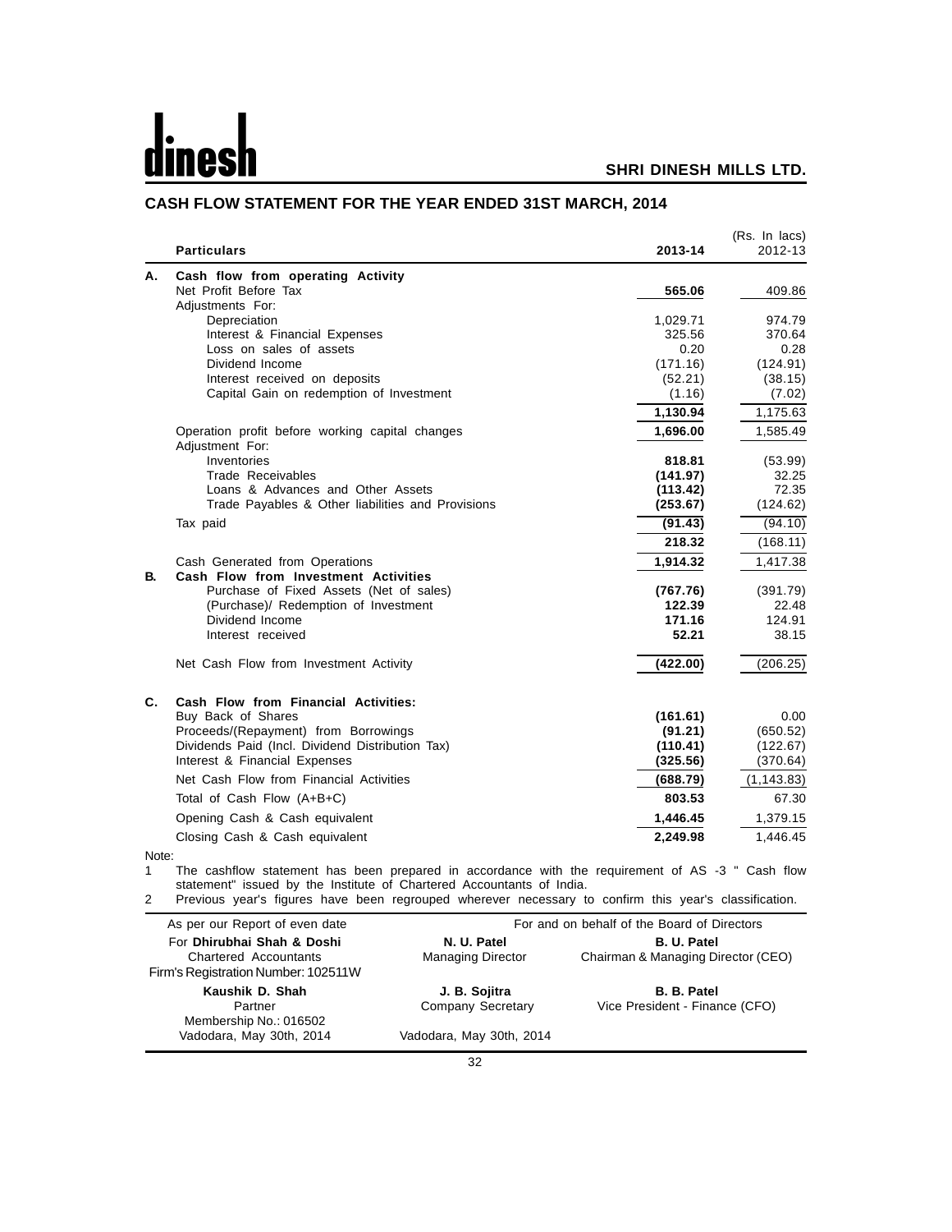# dinesh

**SHRI DINESH MILLS LTD.**

## CASH FLOW STATEMENT FOR THE YEAR ENDED 31ST MARCH, 2014

(Rs. In lacs)

| | Particulars | 2013-14 | 2012-13 |
|---|---|---|---|
| **A.** | **Cash flow from operating Activity** | | |
| | Net Profit Before Tax | **565.06** | 409.86 |
| | Adjustments For: | | |
| | Depreciation | 1,029.71 | 974.79 |
| | Interest & Financial Expenses | 325.56 | 370.64 |
| | Loss on sales of assets | 0.20 | 0.28 |
| | Dividend Income | (171.16) | (124.91) |
| | Interest received on deposits | (52.21) | (38.15) |
| | Capital Gain on redemption of Investment | (1.16) | (7.02) |
| | | **1,130.94** | 1,175.63 |
| | Operation profit before working capital changes | **1,696.00** | 1,585.49 |
| | Adjustment For: | | |
| | Inventories | **818.81** | (53.99) |
| | Trade Receivables | **(141.97)** | 32.25 |
| | Loans & Advances and Other Assets | **(113.42)** | 72.35 |
| | Trade Payables & Other liabilities and Provisions | **(253.67)** | (124.62) |
| | Tax paid | **(91.43)** | (94.10) |
| | | **218.32** | (168.11) |
| | Cash Generated from Operations | **1,914.32** | 1,417.38 |
| **B.** | **Cash Flow from Investment Activities** | | |
| | Purchase of Fixed Assets (Net of sales) | **(767.76)** | (391.79) |
| | (Purchase)/ Redemption of Investment | **122.39** | 22.48 |
| | Dividend Income | **171.16** | 124.91 |
| | Interest received | **52.21** | 38.15 |
| | Net Cash Flow from Investment Activity | **(422.00)** | (206.25) |
| **C.** | **Cash Flow from Financial Activities:** | | |
| | Buy Back of Shares | **(161.61)** | 0.00 |
| | Proceeds/(Repayment) from Borrowings | **(91.21)** | (650.52) |
| | Dividends Paid (Incl. Dividend Distribution Tax) | **(110.41)** | (122.67) |
| | Interest & Financial Expenses | **(325.56)** | (370.64) |
| | Net Cash Flow from Financial Activities | **(688.79)** | (1,143.83) |
| | Total of Cash Flow (A+B+C) | **803.53** | 67.30 |
| | Opening Cash & Cash equivalent | **1,446.45** | 1,379.15 |
| | Closing Cash & Cash equivalent | **2,249.98** | 1,446.45 |

Note:

1. The cashflow statement has been prepared in accordance with the requirement of AS -3 " Cash flow statement" issued by the Institute of Chartered Accountants of India.
2. Previous year's figures have been regrouped wherever necessary to confirm this year's classification.

| As per our Report of even date | For and on behalf of the Board of Directors | |
|---|---|---|
| For **Dhirubhai Shah & Doshi**<br>Chartered Accountants<br>Firm's Registration Number: 102511W | **N. U. Patel**<br>Managing Director | **B. U. Patel**<br>Chairman & Managing Director (CEO) |
| **Kaushik D. Shah**<br>Partner<br>Membership No.: 016502<br>Vadodara, May 30th, 2014 | **J. B. Sojitra**<br>Company Secretary<br><br>Vadodara, May 30th, 2014 | **B. B. Patel**<br>Vice President - Finance (CFO) |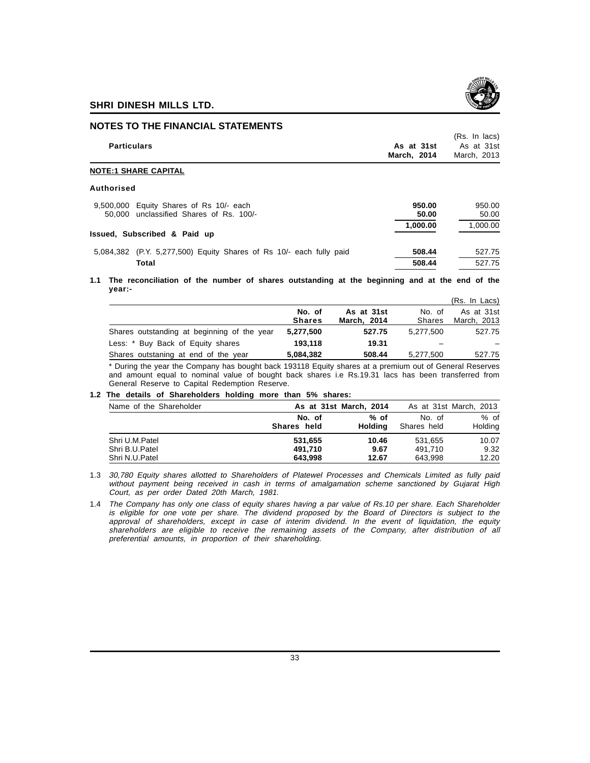## NOTES TO THE FINANCIAL STATEMENTS

| Particulars | As at 31st March, 2014 | As at 31st March, 2013 |
|---|---|---|
| | | (Rs. In lacs) |
| **NOTE:1 SHARE CAPITAL** | | |
| **Authorised** | | |
| 9,500,000 Equity Shares of Rs 10/- each | **950.00** | 950.00 |
| 50,000 unclassified Shares of Rs. 100/- | **50.00** | 50.00 |
| | **1,000.00** | 1,000.00 |
| **Issued, Subscribed & Paid up** | | |
| 5,084,382 (P.Y. 5,277,500) Equity Shares of Rs 10/- each fully paid | **508.44** | 527.75 |
| **Total** | **508.44** | 527.75 |

**1.1 The reconciliation of the number of shares outstanding at the beginning and at the end of the year:-**

(Rs. In Lacs)

| | No. of Shares | As at 31st March, 2014 | No. of Shares | As at 31st March, 2013 |
|---|---|---|---|---|
| Shares outstanding at beginning of the year | **5,277,500** | **527.75** | 5,277,500 | 527.75 |
| Less: * Buy Back of Equity shares | **193,118** | **19.31** | – | – |
| Shares outstaning at end of the year | **5,084,382** | **508.44** | 5,277,500 | 527.75 |

\* During the year the Company has bought back 193118 Equity shares at a premium out of General Reserves and amount equal to nominal value of bought back shares i.e Rs.19.31 lacs has been transferred from General Reserve to Capital Redemption Reserve.

**1.2 The details of Shareholders holding more than 5% shares:**

| Name of the Shareholder | As at 31st March, 2014 | | As at 31st March, 2013 | |
|---|---|---|---|---|
| | No. of Shares held | % of Holding | No. of Shares held | % of Holding |
| Shri U.M.Patel | **531,655** | **10.46** | 531,655 | 10.07 |
| Shri B.U.Patel | **491,710** | **9.67** | 491,710 | 9.32 |
| Shri N.U.Patel | **643,998** | **12.67** | 643,998 | 12.20 |

1.3 *30,780 Equity shares allotted to Shareholders of Platewel Processes and Chemicals Limited as fully paid without payment being received in cash in terms of amalgamation scheme sanctioned by Gujarat High Court, as per order Dated 20th March, 1981.*

1.4 *The Company has only one class of equity shares having a par value of Rs.10 per share. Each Shareholder is eligible for one vote per share. The dividend proposed by the Board of Directors is subject to the approval of shareholders, except in case of interim dividend. In the event of liquidation, the equity shareholders are eligible to receive the remaining assets of the Company, after distribution of all preferential amounts, in proportion of their shareholding.*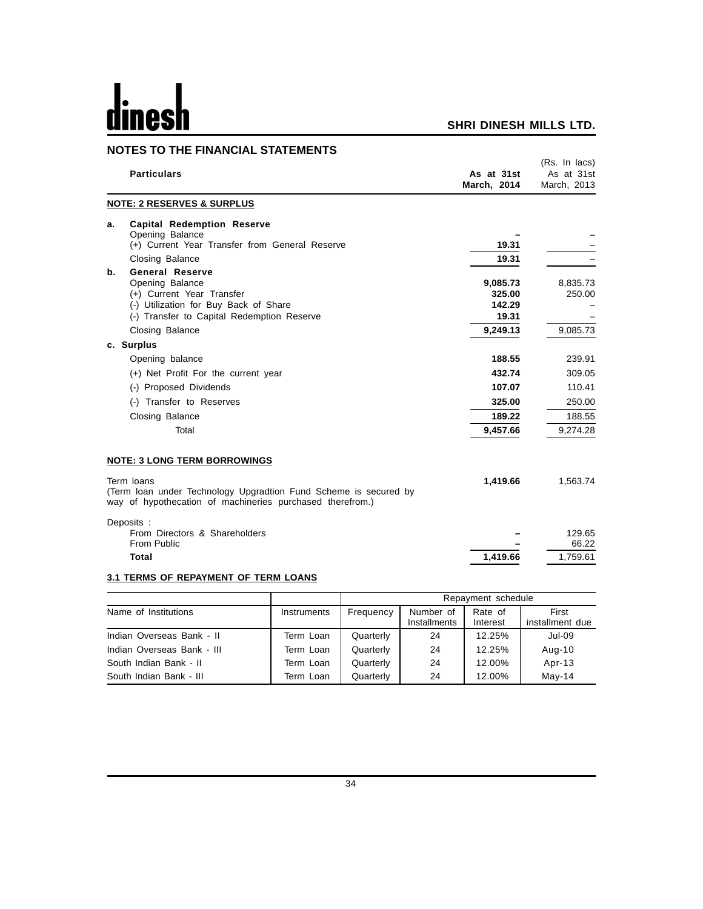## NOTES TO THE FINANCIAL STATEMENTS

(Rs. In lacs)

| | Particulars | As at 31st March, 2014 | As at 31st March, 2013 |
|---|---|---|---|
| | **NOTE: 2 RESERVES & SURPLUS** | | |
| a. | **Capital Redemption Reserve** | | |
| | Opening Balance | – | – |
| | (+) Current Year Transfer from General Reserve | 19.31 | – |
| | Closing Balance | 19.31 | – |
| b. | **General Reserve** | | |
| | Opening Balance | 9,085.73 | 8,835.73 |
| | (+) Current Year Transfer | 325.00 | 250.00 |
| | (-) Utilization for Buy Back of Share | 142.29 | – |
| | (-) Transfer to Capital Redemption Reserve | 19.31 | – |
| | Closing Balance | 9,249.13 | 9,085.73 |
| c. | **Surplus** | | |
| | Opening balance | 188.55 | 239.91 |
| | (+) Net Profit For the current year | 432.74 | 309.05 |
| | (-) Proposed Dividends | 107.07 | 110.41 |
| | (-) Transfer to Reserves | 325.00 | 250.00 |
| | Closing Balance | 189.22 | 188.55 |
| | Total | 9,457.66 | 9,274.28 |
| | **NOTE: 3 LONG TERM BORROWINGS** | | |
| | Term loans<br>(Term loan under Technology Upgradtion Fund Scheme is secured by way of hypothecation of machineries purchased therefrom.) | 1,419.66 | 1,563.74 |
| | Deposits : | | |
| | From Directors & Shareholders | – | 129.65 |
| | From Public | – | 66.22 |
| | **Total** | 1,419.66 | 1,759.61 |

### 3.1 TERMS OF REPAYMENT OF TERM LOANS

| | | Repayment schedule | | | |
|---|---|---|---|---|---|
| Name of Institutions | Instruments | Frequency | Number of Installments | Rate of Interest | First installment due |
| Indian Overseas Bank - II | Term Loan | Quarterly | 24 | 12.25% | Jul-09 |
| Indian Overseas Bank - III | Term Loan | Quarterly | 24 | 12.25% | Aug-10 |
| South Indian Bank - II | Term Loan | Quarterly | 24 | 12.00% | Apr-13 |
| South Indian Bank - III | Term Loan | Quarterly | 24 | 12.00% | May-14 |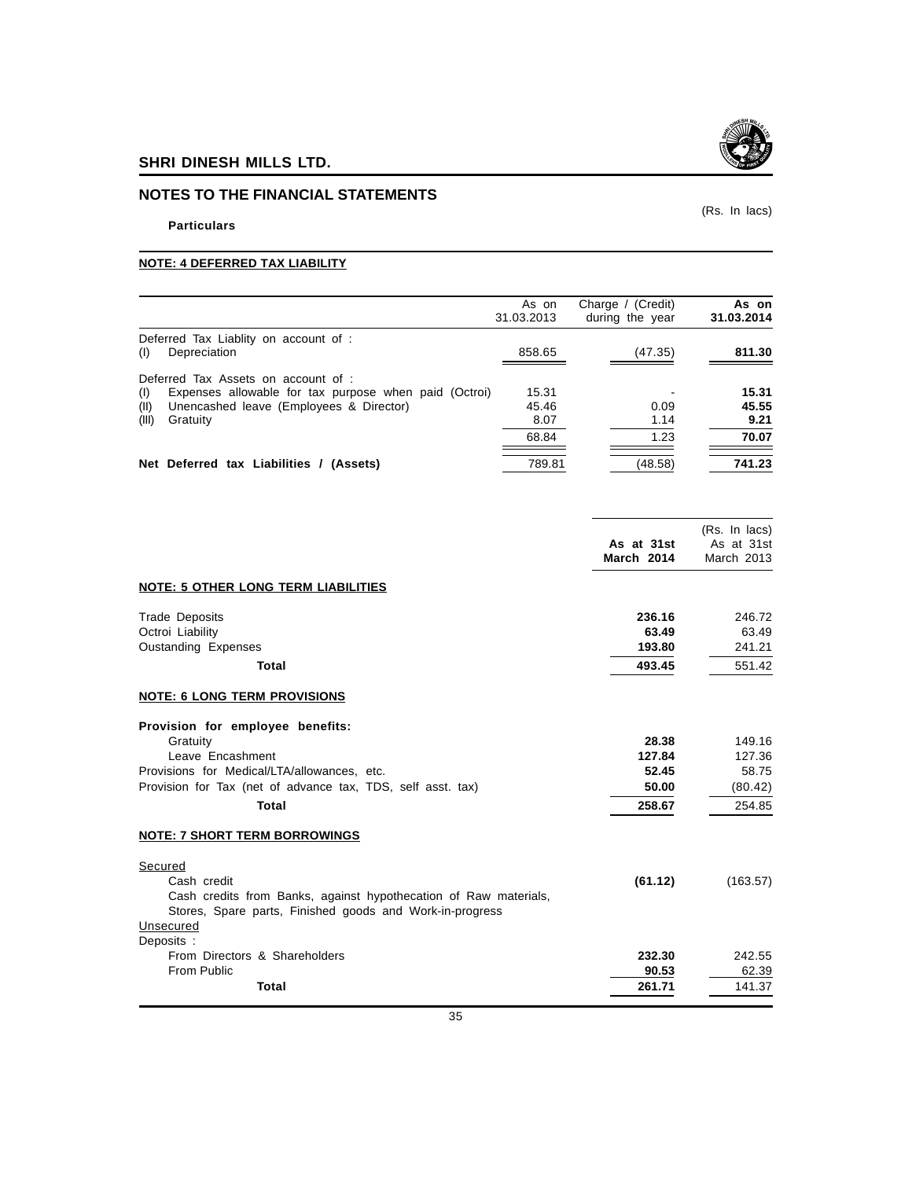## NOTES TO THE FINANCIAL STATEMENTS

(Rs. In lacs)

**Particulars**

### NOTE: 4 DEFERRED TAX LIABILITY

| | As on 31.03.2013 | Charge / (Credit) during the year | **As on 31.03.2014** |
|---|---|---|---|
| Deferred Tax Liablity on account of : | | | |
| (I) Depreciation | 858.65 | (47.35) | **811.30** |
| Deferred Tax Assets on account of : | | | |
| (I) Expenses allowable for tax purpose when paid (Octroi) | 15.31 | - | **15.31** |
| (II) Unencashed leave (Employees & Director) | 45.46 | 0.09 | **45.55** |
| (III) Gratuity | 8.07 | 1.14 | **9.21** |
| | 68.84 | 1.23 | **70.07** |
| **Net Deferred tax Liabilities / (Assets)** | 789.81 | (48.58) | **741.23** |

(Rs. In lacs)

| | **As at 31st March 2014** | As at 31st March 2013 |
|---|---|---|
| **NOTE: 5 OTHER LONG TERM LIABILITIES** | | |
| Trade Deposits | **236.16** | 246.72 |
| Octroi Liability | **63.49** | 63.49 |
| Oustanding Expenses | **193.80** | 241.21 |
| **Total** | **493.45** | 551.42 |
| **NOTE: 6 LONG TERM PROVISIONS** | | |
| **Provision for employee benefits:** | | |
| Gratuity | **28.38** | 149.16 |
| Leave Encashment | **127.84** | 127.36 |
| Provisions for Medical/LTA/allowances, etc. | **52.45** | 58.75 |
| Provision for Tax (net of advance tax, TDS, self asst. tax) | **50.00** | (80.42) |
| **Total** | **258.67** | 254.85 |
| **NOTE: 7 SHORT TERM BORROWINGS** | | |
| Secured | | |
| Cash credit | **(61.12)** | (163.57) |
| Cash credits from Banks, against hypothecation of Raw materials, Stores, Spare parts, Finished goods and Work-in-progress | | |
| Unsecured | | |
| Deposits : | | |
| From Directors & Shareholders | **232.30** | 242.55 |
| From Public | **90.53** | 62.39 |
| **Total** | **261.71** | 141.37 |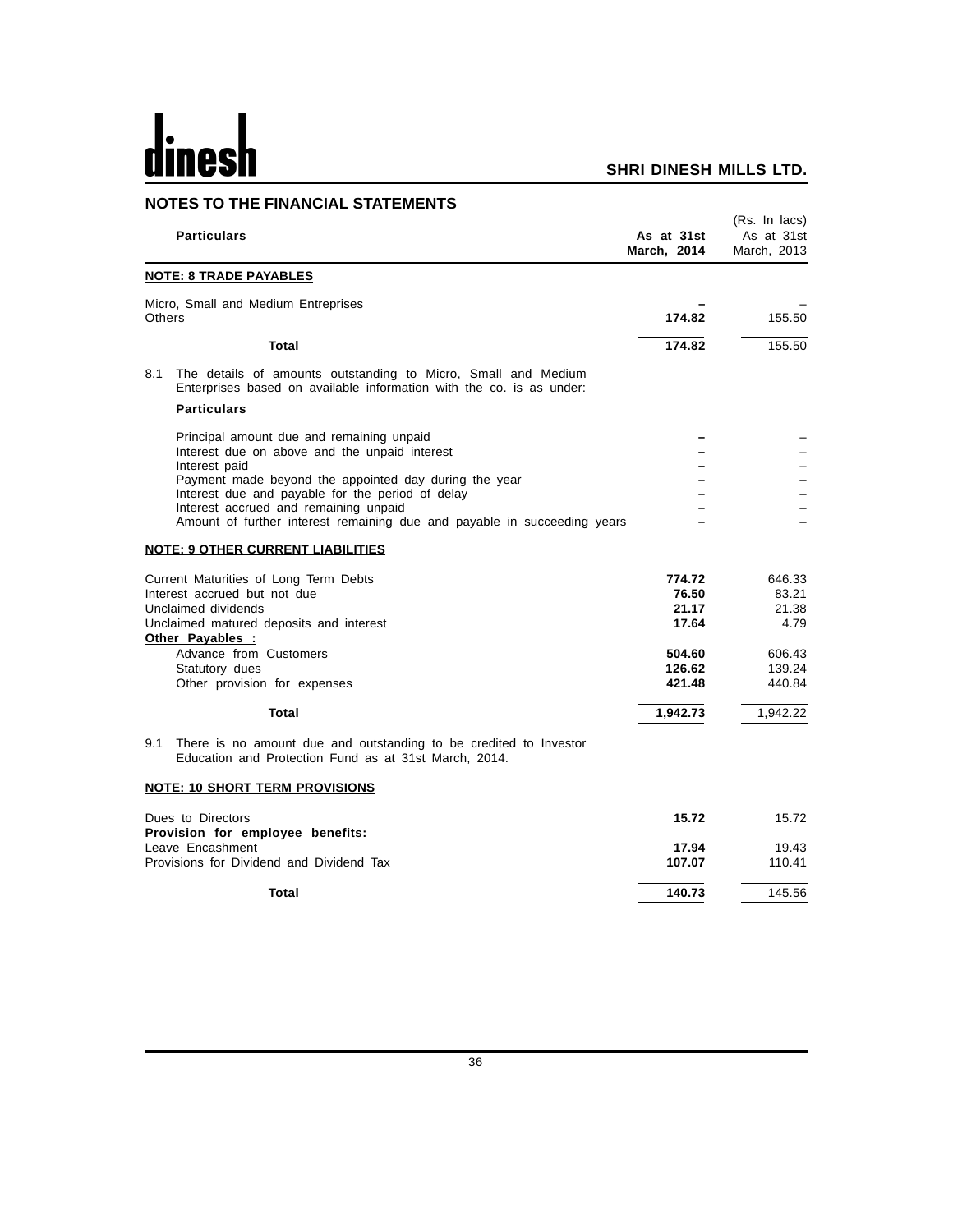## NOTES TO THE FINANCIAL STATEMENTS

(Rs. In lacs)

| Particulars | As at 31st March, 2014 | As at 31st March, 2013 |
|---|---|---|
| **NOTE: 8 TRADE PAYABLES** | | |
| Micro, Small and Medium Entreprises | – | – |
| Others | **174.82** | 155.50 |
| **Total** | **174.82** | 155.50 |

8.1 The details of amounts outstanding to Micro, Small and Medium Enterprises based on available information with the co. is as under:

| **Particulars** | | |
|---|---|---|
| Principal amount due and remaining unpaid | – | – |
| Interest due on above and the unpaid interest | – | – |
| Interest paid | – | – |
| Payment made beyond the appointed day during the year | – | – |
| Interest due and payable for the period of delay | – | – |
| Interest accrued and remaining unpaid | – | – |
| Amount of further interest remaining due and payable in succeeding years | – | – |

| Particulars | As at 31st March, 2014 | As at 31st March, 2013 |
|---|---|---|
| **NOTE: 9 OTHER CURRENT LIABILITIES** | | |
| Current Maturities of Long Term Debts | **774.72** | 646.33 |
| Interest accrued but not due | **76.50** | 83.21 |
| Unclaimed dividends | **21.17** | 21.38 |
| Unclaimed matured deposits and interest | **17.64** | 4.79 |
| **Other Payables :** | | |
| Advance from Customers | **504.60** | 606.43 |
| Statutory dues | **126.62** | 139.24 |
| Other provision for expenses | **421.48** | 440.84 |
| **Total** | **1,942.73** | 1,942.22 |

9.1 There is no amount due and outstanding to be credited to Investor Education and Protection Fund as at 31st March, 2014.

| Particulars | As at 31st March, 2014 | As at 31st March, 2013 |
|---|---|---|
| **NOTE: 10 SHORT TERM PROVISIONS** | | |
| Dues to Directors | **15.72** | 15.72 |
| **Provision for employee benefits:** | | |
| Leave Encashment | **17.94** | 19.43 |
| Provisions for Dividend and Dividend Tax | **107.07** | 110.41 |
| **Total** | **140.73** | 145.56 |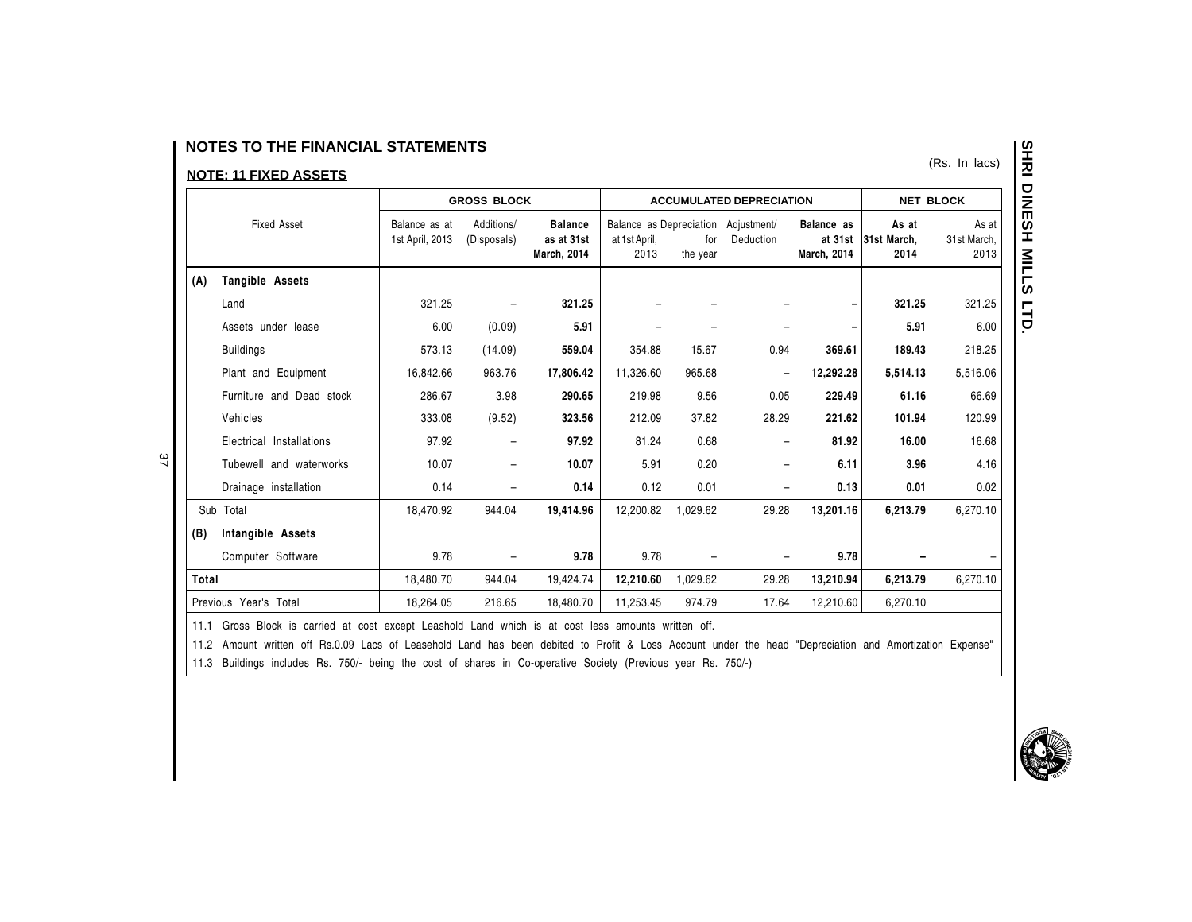# NOTES TO THE FINANCIAL STATEMENTS

## NOTE: 11 FIXED ASSETS

(Rs. In lacs)

| Fixed Asset | GROSS BLOCK | | | ACCUMULATED DEPRECIATION | | | | NET BLOCK | |
|---|---|---|---|---|---|---|---|---|---|
| | Balance as at 1st April, 2013 | Additions/ (Disposals) | Balance as at 31st March, 2014 | Balance as at 1st April, 2013 | Depreciation for the year | Adjustment/ Deduction | Balance as at 31st March, 2014 | As at 31st March, 2014 | As at 31st March, 2013 |
| **(A) Tangible Assets** | | | | | | | | | |
| Land | 321.25 | – | **321.25** | – | – | – | – | **321.25** | 321.25 |
| Assets under lease | 6.00 | (0.09) | **5.91** | – | – | – | – | **5.91** | 6.00 |
| Buildings | 573.13 | (14.09) | **559.04** | 354.88 | 15.67 | 0.94 | **369.61** | **189.43** | 218.25 |
| Plant and Equipment | 16,842.66 | 963.76 | **17,806.42** | 11,326.60 | 965.68 | – | **12,292.28** | **5,514.13** | 5,516.06 |
| Furniture and Dead stock | 286.67 | 3.98 | **290.65** | 219.98 | 9.56 | 0.05 | **229.49** | **61.16** | 66.69 |
| Vehicles | 333.08 | (9.52) | **323.56** | 212.09 | 37.82 | 28.29 | **221.62** | **101.94** | 120.99 |
| Electrical Installations | 97.92 | – | **97.92** | 81.24 | 0.68 | – | **81.92** | **16.00** | 16.68 |
| Tubewell and waterworks | 10.07 | – | **10.07** | 5.91 | 0.20 | – | **6.11** | **3.96** | 4.16 |
| Drainage installation | 0.14 | – | **0.14** | 0.12 | 0.01 | – | **0.13** | **0.01** | 0.02 |
| Sub Total | 18,470.92 | 944.04 | **19,414.96** | 12,200.82 | 1,029.62 | 29.28 | **13,201.16** | **6,213.79** | 6,270.10 |
| **(B) Intangible Assets** | | | | | | | | | |
| Computer Software | 9.78 | – | **9.78** | 9.78 | – | – | **9.78** | – | – |
| **Total** | 18,480.70 | 944.04 | 19,424.74 | **12,210.60** | 1,029.62 | 29.28 | **13,210.94** | **6,213.79** | 6,270.10 |
| Previous Year's Total | 18,264.05 | 216.65 | 18,480.70 | 11,253.45 | 974.79 | 17.64 | 12,210.60 | 6,270.10 | |

11.1 Gross Block is carried at cost except Leashold Land which is at cost less amounts written off.

11.2 Amount written off Rs.0.09 Lacs of Leasehold Land has been debited to Profit & Loss Account under the head "Depreciation and Amortization Expense"

11.3 Buildings includes Rs. 750/- being the cost of shares in Co-operative Society (Previous year Rs. 750/-)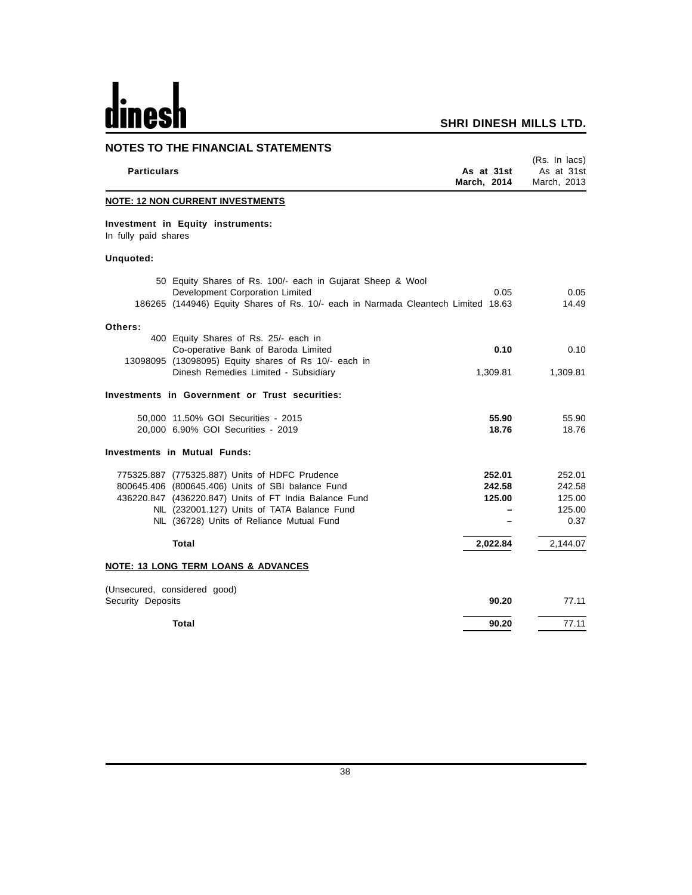## NOTES TO THE FINANCIAL STATEMENTS

(Rs. In lacs)

| Particulars | As at 31st March, 2014 | As at 31st March, 2013 |
|---|---|---|
| **NOTE: 12 NON CURRENT INVESTMENTS** | | |
| **Investment in Equity instruments:** | | |
| In fully paid shares | | |
| **Unquoted:** | | |
| 50 Equity Shares of Rs. 100/- each in Gujarat Sheep & Wool Development Corporation Limited | 0.05 | 0.05 |
| 186265 (144946) Equity Shares of Rs. 10/- each in Narmada Cleantech Limited | 18.63 | 14.49 |
| **Others:** | | |
| 400 Equity Shares of Rs. 25/- each in Co-operative Bank of Baroda Limited | **0.10** | 0.10 |
| 13098095 (13098095) Equity shares of Rs 10/- each in Dinesh Remedies Limited - Subsidiary | 1,309.81 | 1,309.81 |
| **Investments in Government or Trust securities:** | | |
| 50,000 11.50% GOI Securities - 2015 | **55.90** | 55.90 |
| 20,000 6.90% GOI Securities - 2019 | **18.76** | 18.76 |
| **Investments in Mutual Funds:** | | |
| 775325.887 (775325.887) Units of HDFC Prudence | **252.01** | 252.01 |
| 800645.406 (800645.406) Units of SBI balance Fund | **242.58** | 242.58 |
| 436220.847 (436220.847) Units of FT India Balance Fund | **125.00** | 125.00 |
| NIL (232001.127) Units of TATA Balance Fund | – | 125.00 |
| NIL (36728) Units of Reliance Mutual Fund | – | 0.37 |
| **Total** | **2,022.84** | 2,144.07 |
| **NOTE: 13 LONG TERM LOANS & ADVANCES** | | |
| (Unsecured, considered good) | | |
| Security Deposits | **90.20** | 77.11 |
| **Total** | **90.20** | 77.11 |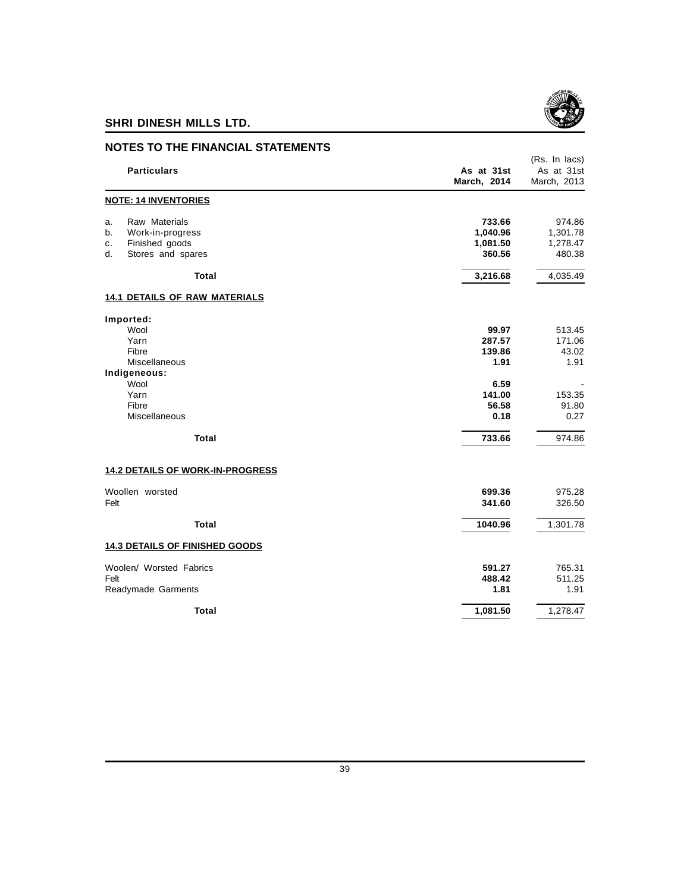**SHRI DINESH MILLS LTD.**

## NOTES TO THE FINANCIAL STATEMENTS

(Rs. In lacs)

| Particulars | As at 31st March, 2014 | As at 31st March, 2013 |
|---|---|---|
| **NOTE: 14 INVENTORIES** | | |
| a. Raw Materials | **733.66** | 974.86 |
| b. Work-in-progress | **1,040.96** | 1,301.78 |
| c. Finished goods | **1,081.50** | 1,278.47 |
| d. Stores and spares | **360.56** | 480.38 |
| **Total** | **3,216.68** | 4,035.49 |
| **14.1 DETAILS OF RAW MATERIALS** | | |
| **Imported:** | | |
| Wool | **99.97** | 513.45 |
| Yarn | **287.57** | 171.06 |
| Fibre | **139.86** | 43.02 |
| Miscellaneous | **1.91** | 1.91 |
| **Indigeneous:** | | |
| Wool | **6.59** | - |
| Yarn | **141.00** | 153.35 |
| Fibre | **56.58** | 91.80 |
| Miscellaneous | **0.18** | 0.27 |
| **Total** | **733.66** | 974.86 |
| **14.2 DETAILS OF WORK-IN-PROGRESS** | | |
| Woollen worsted | **699.36** | 975.28 |
| Felt | **341.60** | 326.50 |
| **Total** | **1040.96** | 1,301.78 |
| **14.3 DETAILS OF FINISHED GOODS** | | |
| Woolen/ Worsted Fabrics | **591.27** | 765.31 |
| Felt | **488.42** | 511.25 |
| Readymade Garments | **1.81** | 1.91 |
| **Total** | **1,081.50** | 1,278.47 |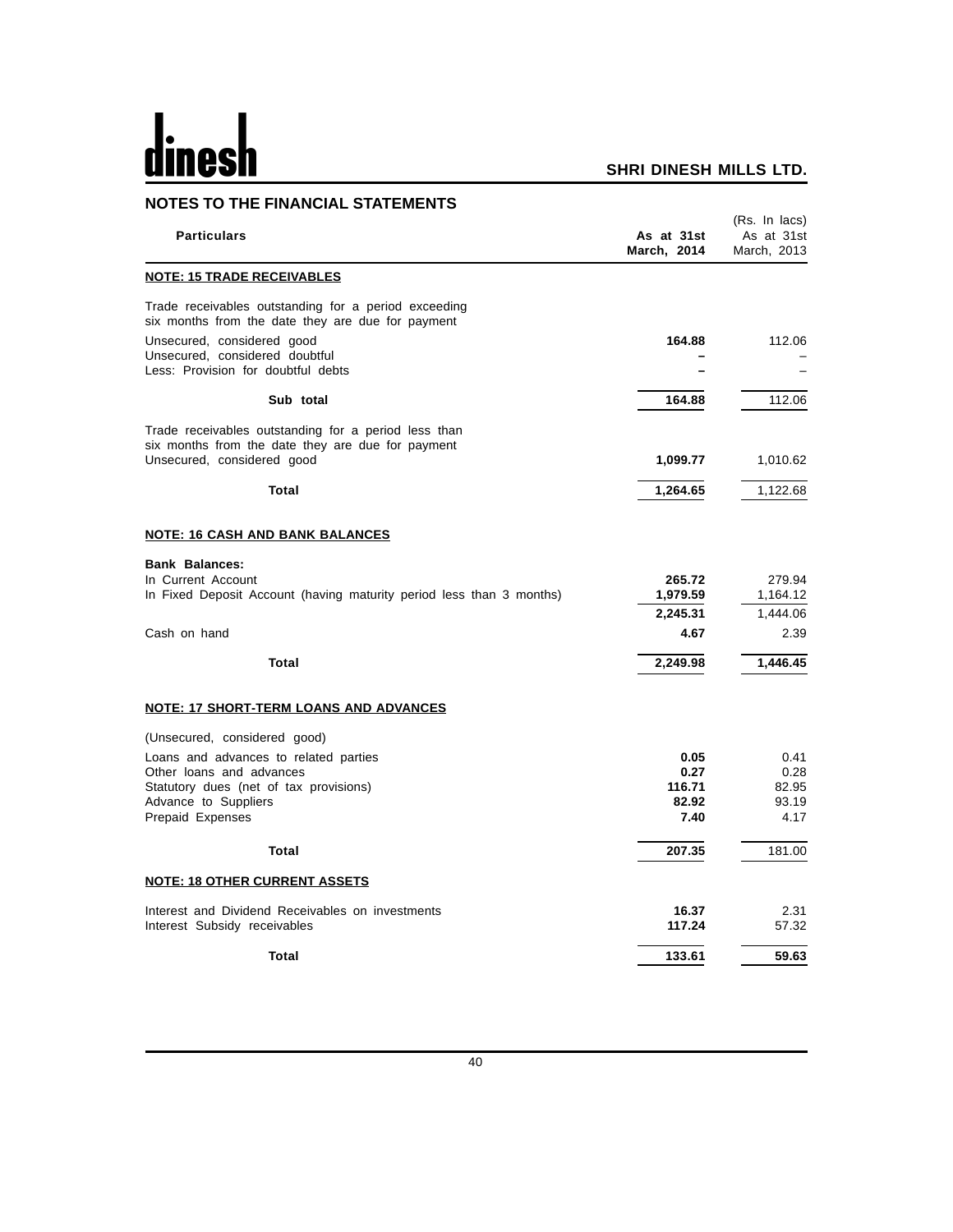## NOTES TO THE FINANCIAL STATEMENTS

(Rs. In lacs)

| Particulars | As at 31st March, 2014 | As at 31st March, 2013 |
|---|---|---|
| **NOTE: 15 TRADE RECEIVABLES** | | |
| Trade receivables outstanding for a period exceeding six months from the date they are due for payment | | |
| Unsecured, considered good | **164.88** | 112.06 |
| Unsecured, considered doubtful | **–** | – |
| Less: Provision for doubtful debts | **–** | – |
| **Sub total** | **164.88** | 112.06 |
| Trade receivables outstanding for a period less than six months from the date they are due for payment | | |
| Unsecured, considered good | **1,099.77** | 1,010.62 |
| **Total** | **1,264.65** | 1,122.68 |
| **NOTE: 16 CASH AND BANK BALANCES** | | |
| **Bank Balances:** | | |
| In Current Account | **265.72** | 279.94 |
| In Fixed Deposit Account (having maturity period less than 3 months) | **1,979.59** | 1,164.12 |
| | **2,245.31** | 1,444.06 |
| Cash on hand | **4.67** | 2.39 |
| **Total** | **2,249.98** | **1,446.45** |
| **NOTE: 17 SHORT-TERM LOANS AND ADVANCES** | | |
| (Unsecured, considered good) | | |
| Loans and advances to related parties | **0.05** | 0.41 |
| Other loans and advances | **0.27** | 0.28 |
| Statutory dues (net of tax provisions) | **116.71** | 82.95 |
| Advance to Suppliers | **82.92** | 93.19 |
| Prepaid Expenses | **7.40** | 4.17 |
| **Total** | **207.35** | 181.00 |
| **NOTE: 18 OTHER CURRENT ASSETS** | | |
| Interest and Dividend Receivables on investments | **16.37** | 2.31 |
| Interest Subsidy receivables | **117.24** | 57.32 |
| **Total** | **133.61** | **59.63** |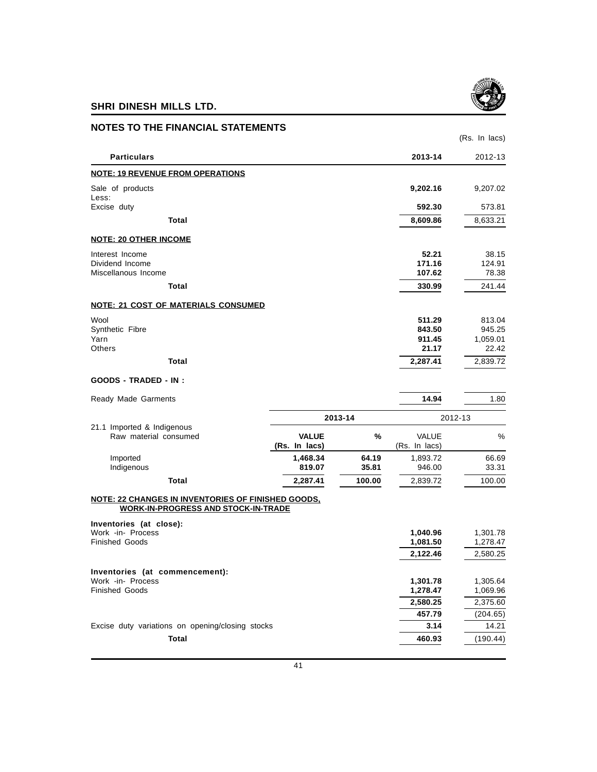## NOTES TO THE FINANCIAL STATEMENTS

(Rs. In lacs)

| Particulars | 2013-14 | 2012-13 |
|---|---|---|
| **NOTE: 19 REVENUE FROM OPERATIONS** | | |
| Sale of products | **9,202.16** | 9,207.02 |
| Less: | | |
| Excise duty | **592.30** | 573.81 |
| **Total** | **8,609.86** | 8,633.21 |
| **NOTE: 20 OTHER INCOME** | | |
| Interest Income | **52.21** | 38.15 |
| Dividend Income | **171.16** | 124.91 |
| Miscellanous Income | **107.62** | 78.38 |
| **Total** | **330.99** | 241.44 |
| **NOTE: 21 COST OF MATERIALS CONSUMED** | | |
| Wool | **511.29** | 813.04 |
| Synthetic Fibre | **843.50** | 945.25 |
| Yarn | **911.45** | 1,059.01 |
| Others | **21.17** | 22.42 |
| **Total** | **2,287.41** | 2,839.72 |
| **GOODS - TRADED - IN :** | | |
| Ready Made Garments | **14.94** | 1.80 |

| 21.1 Imported & Indigenous Raw material consumed | 2013-14 VALUE (Rs. In lacs) | 2013-14 % | 2012-13 VALUE (Rs. In lacs) | 2012-13 % |
|---|---|---|---|---|
| Imported | **1,468.34** | **64.19** | 1,893.72 | 66.69 |
| Indigenous | **819.07** | **35.81** | 946.00 | 33.31 |
| **Total** | **2,287.41** | **100.00** | 2,839.72 | 100.00 |

| Particulars | 2013-14 | 2012-13 |
|---|---|---|
| **NOTE: 22 CHANGES IN INVENTORIES OF FINISHED GOODS, WORK-IN-PROGRESS AND STOCK-IN-TRADE** | | |
| **Inventories (at close):** | | |
| Work -in- Process | **1,040.96** | 1,301.78 |
| Finished Goods | **1,081.50** | 1,278.47 |
| | **2,122.46** | 2,580.25 |
| **Inventories (at commencement):** | | |
| Work -in- Process | **1,301.78** | 1,305.64 |
| Finished Goods | **1,278.47** | 1,069.96 |
| | **2,580.25** | 2,375.60 |
| | **457.79** | (204.65) |
| Excise duty variations on opening/closing stocks | **3.14** | 14.21 |
| **Total** | **460.93** | (190.44) |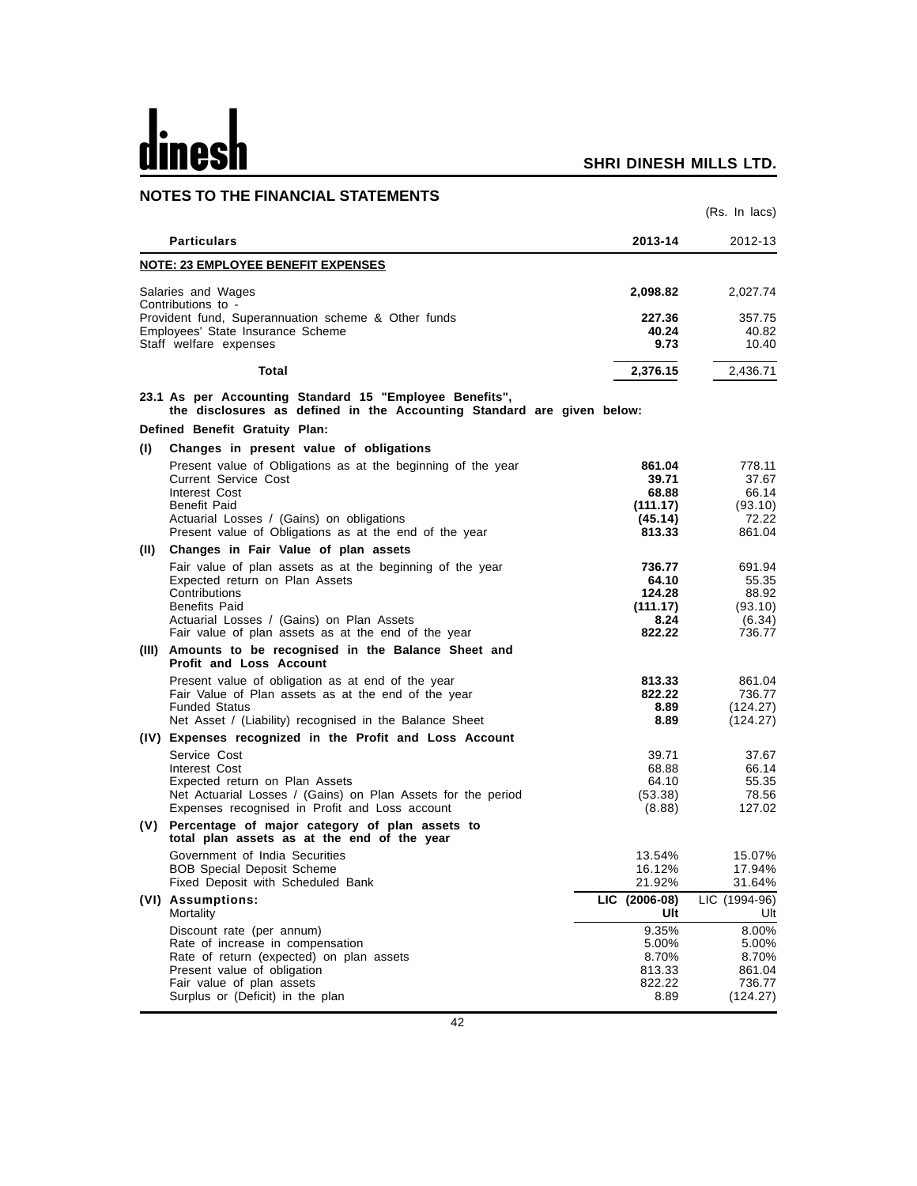## NOTES TO THE FINANCIAL STATEMENTS

(Rs. In lacs)

| Particulars | 2013-14 | 2012-13 |
|---|---|---|
| **NOTE: 23 EMPLOYEE BENEFIT EXPENSES** | | |
| Salaries and Wages | **2,098.82** | 2,027.74 |
| Contributions to - | | |
| Provident fund, Superannuation scheme & Other funds | **227.36** | 357.75 |
| Employees' State Insurance Scheme | **40.24** | 40.82 |
| Staff welfare expenses | **9.73** | 10.40 |
| **Total** | **2,376.15** | 2,436.71 |

**23.1 As per Accounting Standard 15 "Employee Benefits", the disclosures as defined in the Accounting Standard are given below:**

**Defined Benefit Gratuity Plan:**

| Particulars | 2013-14 | 2012-13 |
|---|---|---|
| **(I) Changes in present value of obligations** | | |
| Present value of Obligations as at the beginning of the year | **861.04** | 778.11 |
| Current Service Cost | **39.71** | 37.67 |
| Interest Cost | **68.88** | 66.14 |
| Benefit Paid | **(111.17)** | (93.10) |
| Actuarial Losses / (Gains) on obligations | **(45.14)** | 72.22 |
| Present value of Obligations as at the end of the year | **813.33** | 861.04 |
| **(II) Changes in Fair Value of plan assets** | | |
| Fair value of plan assets as at the beginning of the year | **736.77** | 691.94 |
| Expected return on Plan Assets | **64.10** | 55.35 |
| Contributions | **124.28** | 88.92 |
| Benefits Paid | **(111.17)** | (93.10) |
| Actuarial Losses / (Gains) on Plan Assets | **8.24** | (6.34) |
| Fair value of plan assets as at the end of the year | **822.22** | 736.77 |
| **(III) Amounts to be recognised in the Balance Sheet and Profit and Loss Account** | | |
| Present value of obligation as at end of the year | **813.33** | 861.04 |
| Fair Value of Plan assets as at the end of the year | **822.22** | 736.77 |
| Funded Status | **8.89** | (124.27) |
| Net Asset / (Liability) recognised in the Balance Sheet | **8.89** | (124.27) |
| **(IV) Expenses recognized in the Profit and Loss Account** | | |
| Service Cost | 39.71 | 37.67 |
| Interest Cost | 68.88 | 66.14 |
| Expected return on Plan Assets | 64.10 | 55.35 |
| Net Actuarial Losses / (Gains) on Plan Assets for the period | (53.38) | 78.56 |
| Expenses recognised in Profit and Loss account | (8.88) | 127.02 |
| **(V) Percentage of major category of plan assets to total plan assets as at the end of the year** | | |
| Government of India Securities | 13.54% | 15.07% |
| BOB Special Deposit Scheme | 16.12% | 17.94% |
| Fixed Deposit with Scheduled Bank | 21.92% | 31.64% |
| **(VI) Assumptions:** | **LIC (2006-08)** | LIC (1994-96) |
| Mortality | **Ult** | Ult |
| Discount rate (per annum) | 9.35% | 8.00% |
| Rate of increase in compensation | 5.00% | 5.00% |
| Rate of return (expected) on plan assets | 8.70% | 8.70% |
| Present value of obligation | 813.33 | 861.04 |
| Fair value of plan assets | 822.22 | 736.77 |
| Surplus or (Deficit) in the plan | 8.89 | (124.27) |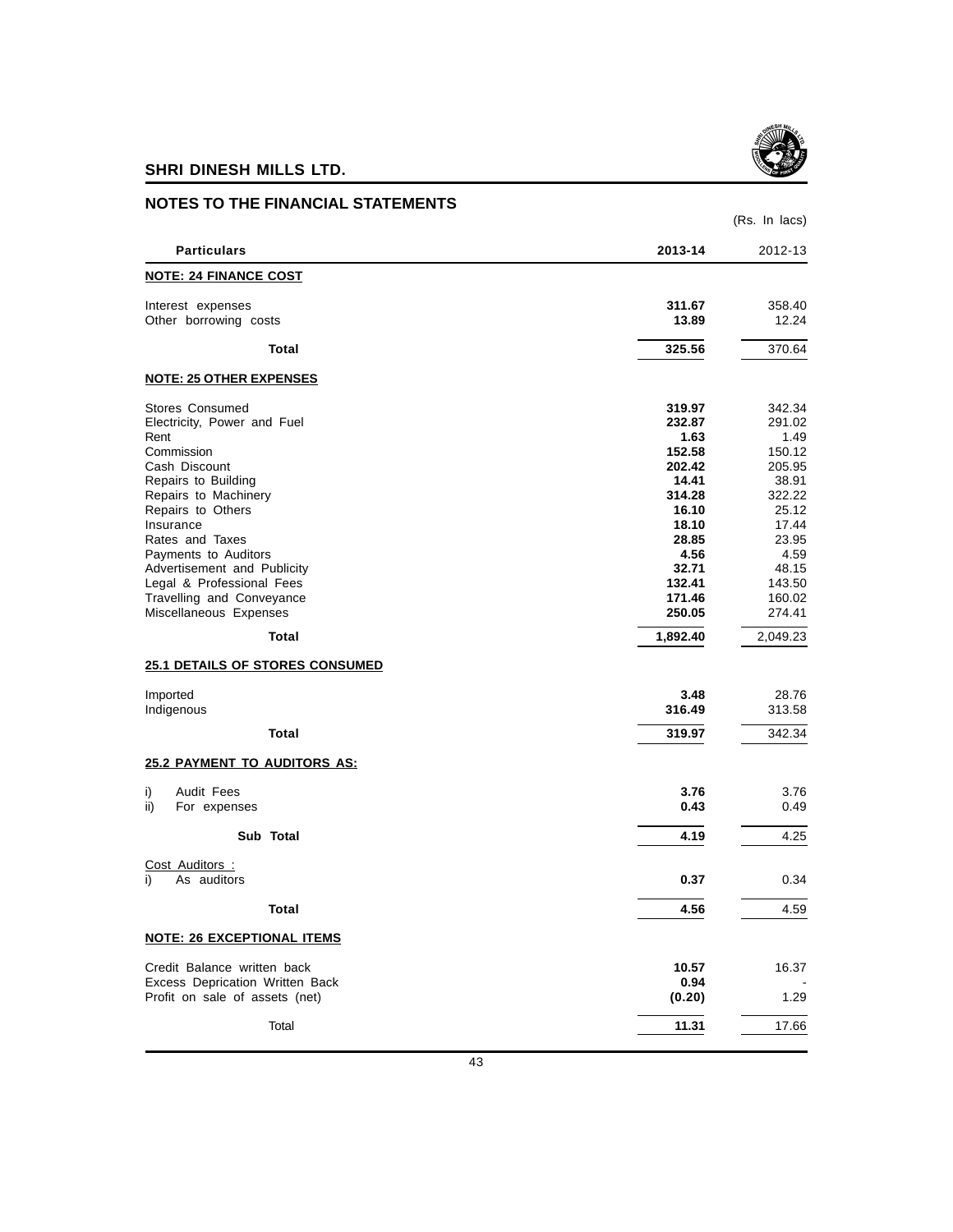## NOTES TO THE FINANCIAL STATEMENTS

(Rs. In lacs)

| Particulars | 2013-14 | 2012-13 |
|---|---|---|
| **NOTE: 24 FINANCE COST** | | |
| Interest expenses | **311.67** | 358.40 |
| Other borrowing costs | **13.89** | 12.24 |
| **Total** | **325.56** | 370.64 |
| **NOTE: 25 OTHER EXPENSES** | | |
| Stores Consumed | **319.97** | 342.34 |
| Electricity, Power and Fuel | **232.87** | 291.02 |
| Rent | **1.63** | 1.49 |
| Commission | **152.58** | 150.12 |
| Cash Discount | **202.42** | 205.95 |
| Repairs to Building | **14.41** | 38.91 |
| Repairs to Machinery | **314.28** | 322.22 |
| Repairs to Others | **16.10** | 25.12 |
| Insurance | **18.10** | 17.44 |
| Rates and Taxes | **28.85** | 23.95 |
| Payments to Auditors | **4.56** | 4.59 |
| Advertisement and Publicity | **32.71** | 48.15 |
| Legal & Professional Fees | **132.41** | 143.50 |
| Travelling and Conveyance | **171.46** | 160.02 |
| Miscellaneous Expenses | **250.05** | 274.41 |
| **Total** | **1,892.40** | 2,049.23 |
| **25.1 DETAILS OF STORES CONSUMED** | | |
| Imported | **3.48** | 28.76 |
| Indigenous | **316.49** | 313.58 |
| **Total** | **319.97** | 342.34 |
| **25.2 PAYMENT TO AUDITORS AS:** | | |
| i) Audit Fees | **3.76** | 3.76 |
| ii) For expenses | **0.43** | 0.49 |
| **Sub Total** | **4.19** | 4.25 |
| Cost Auditors : | | |
| i) As auditors | **0.37** | 0.34 |
| **Total** | **4.56** | 4.59 |
| **NOTE: 26 EXCEPTIONAL ITEMS** | | |
| Credit Balance written back | **10.57** | 16.37 |
| Excess Deprication Written Back | **0.94** | - |
| Profit on sale of assets (net) | **(0.20)** | 1.29 |
| Total | **11.31** | 17.66 |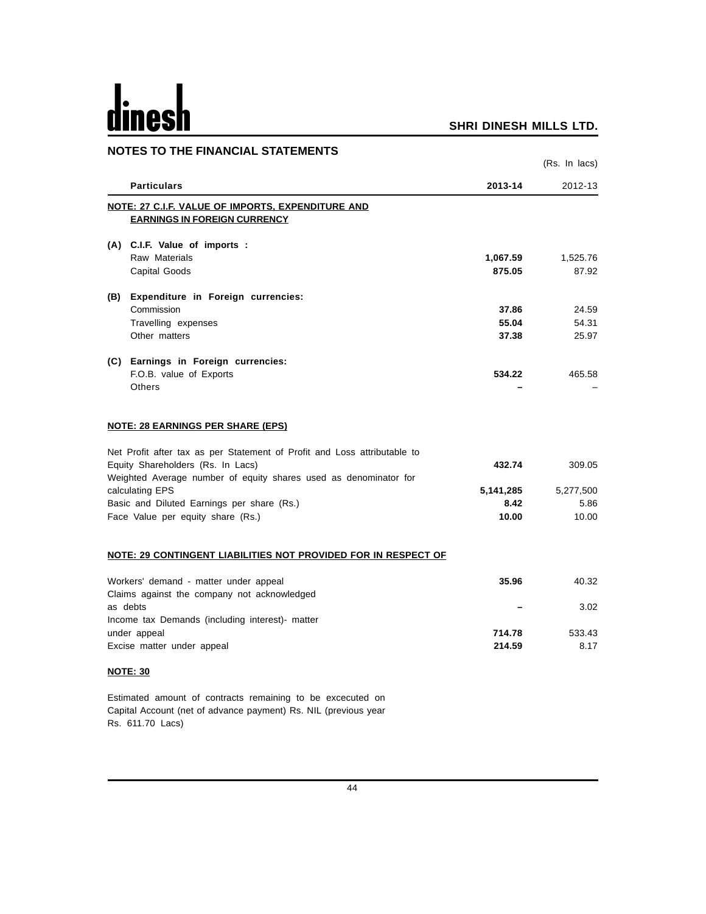## NOTES TO THE FINANCIAL STATEMENTS

(Rs. In lacs)

| | Particulars | 2013-14 | 2012-13 |
|---|---|---|---|
| | **NOTE: 27 C.I.F. VALUE OF IMPORTS, EXPENDITURE AND EARNINGS IN FOREIGN CURRENCY** | | |
| **(A)** | **C.I.F. Value of imports :** | | |
| | Raw Materials | **1,067.59** | 1,525.76 |
| | Capital Goods | **875.05** | 87.92 |
| **(B)** | **Expenditure in Foreign currencies:** | | |
| | Commission | **37.86** | 24.59 |
| | Travelling expenses | **55.04** | 54.31 |
| | Other matters | **37.38** | 25.97 |
| **(C)** | **Earnings in Foreign currencies:** | | |
| | F.O.B. value of Exports | **534.22** | 465.58 |
| | Others | **–** | – |

**NOTE: 28 EARNINGS PER SHARE (EPS)**

| Particulars | 2013-14 | 2012-13 |
|---|---|---|
| Net Profit after tax as per Statement of Profit and Loss attributable to Equity Shareholders (Rs. In Lacs) | **432.74** | 309.05 |
| Weighted Average number of equity shares used as denominator for calculating EPS | **5,141,285** | 5,277,500 |
| Basic and Diluted Earnings per share (Rs.) | **8.42** | 5.86 |
| Face Value per equity share (Rs.) | **10.00** | 10.00 |

**NOTE: 29 CONTINGENT LIABILITIES NOT PROVIDED FOR IN RESPECT OF**

| Particulars | 2013-14 | 2012-13 |
|---|---|---|
| Workers' demand - matter under appeal | **35.96** | 40.32 |
| Claims against the company not acknowledged as debts | **–** | 3.02 |
| Income tax Demands (including interest)- matter under appeal | **714.78** | 533.43 |
| Excise matter under appeal | **214.59** | 8.17 |

**NOTE: 30**

Estimated amount of contracts remaining to be excecuted on Capital Account (net of advance payment) Rs. NIL (previous year Rs. 611.70 Lacs)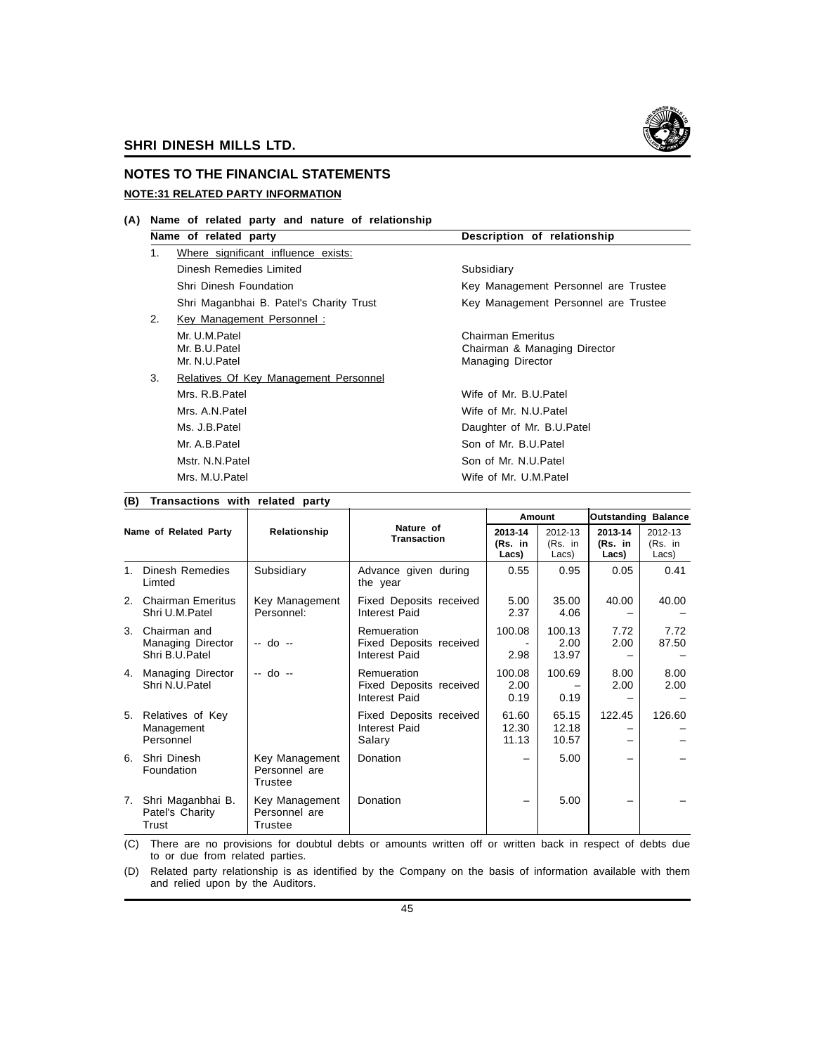## NOTES TO THE FINANCIAL STATEMENTS

### NOTE:31 RELATED PARTY INFORMATION

**(A) Name of related party and nature of relationship**

| | Name of related party | Description of relationship |
|---|---|---|
| 1. | Where significant influence exists: | |
| | Dinesh Remedies Limited | Subsidiary |
| | Shri Dinesh Foundation | Key Management Personnel are Trustee |
| | Shri Maganbhai B. Patel's Charity Trust | Key Management Personnel are Trustee |
| 2. | Key Management Personnel : | |
| | Mr. U.M.Patel<br>Mr. B.U.Patel<br>Mr. N.U.Patel | Chairman Emeritus<br>Chairman & Managing Director<br>Managing Director |
| 3. | Relatives Of Key Management Personnel | |
| | Mrs. R.B.Patel | Wife of Mr. B.U.Patel |
| | Mrs. A.N.Patel | Wife of Mr. N.U.Patel |
| | Ms. J.B.Patel | Daughter of Mr. B.U.Patel |
| | Mr. A.B.Patel | Son of Mr. B.U.Patel |
| | Mstr. N.N.Patel | Son of Mr. N.U.Patel |
| | Mrs. M.U.Patel | Wife of Mr. U.M.Patel |

**(B) Transactions with related party**

| Name of Related Party | Relationship | Nature of Transaction | Amount | | Outstanding Balance | |
|---|---|---|---|---|---|---|
| | | | **2013-14 (Rs. in Lacs)** | 2012-13 (Rs. in Lacs) | **2013-14 (Rs. in Lacs)** | 2012-13 (Rs. in Lacs) |
| 1. Dinesh Remedies Limted | Subsidiary | Advance given during the year | 0.55 | 0.95 | 0.05 | 0.41 |
| 2. Chairman Emeritus Shri U.M.Patel | Key Management Personnel: | Fixed Deposits received<br>Interest Paid | 5.00<br>2.37 | 35.00<br>4.06 | 40.00<br>– | 40.00<br>– |
| 3. Chairman and Managing Director Shri B.U.Patel | -- do -- | Remueration<br>Fixed Deposits received<br>Interest Paid | 100.08<br>-<br>2.98 | 100.13<br>2.00<br>13.97 | 7.72<br>2.00<br>– | 7.72<br>87.50<br>– |
| 4. Managing Director Shri N.U.Patel | -- do -- | Remueration<br>Fixed Deposits received<br>Interest Paid | 100.08<br>2.00<br>0.19 | 100.69<br>–<br>0.19 | 8.00<br>2.00<br>– | 8.00<br>2.00<br>– |
| 5. Relatives of Key Management Personnel | | Fixed Deposits received<br>Interest Paid<br>Salary | 61.60<br>12.30<br>11.13 | 65.15<br>12.18<br>10.57 | 122.45<br>–<br>– | 126.60<br>–<br>– |
| 6. Shri Dinesh Foundation | Key Management Personnel are Trustee | Donation | – | 5.00 | – | – |
| 7. Shri Maganbhai B. Patel's Charity Trust | Key Management Personnel are Trustee | Donation | – | 5.00 | – | – |

(C) There are no provisions for doubtful debts or amounts written off or written back in respect of debts due to or due from related parties.

(D) Related party relationship is as identified by the Company on the basis of information available with them and relied upon by the Auditors.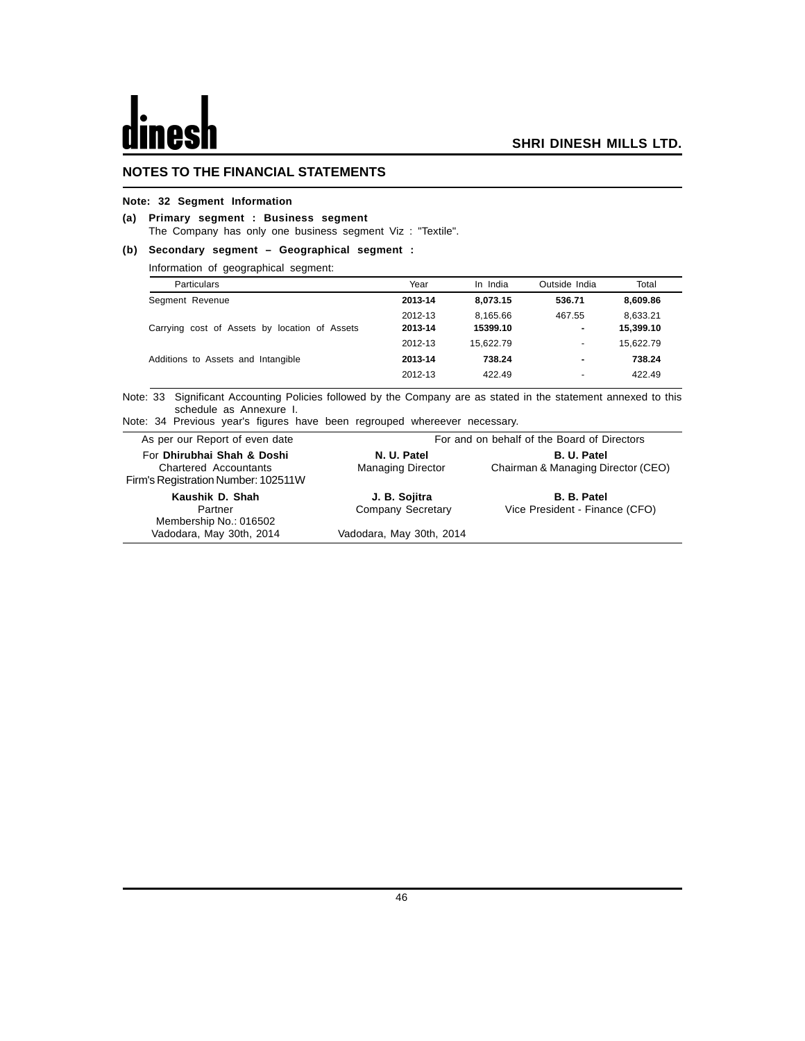## NOTES TO THE FINANCIAL STATEMENTS

**Note: 32 Segment Information**

**(a) Primary segment : Business segment**

The Company has only one business segment Viz : "Textile".

**(b) Secondary segment – Geographical segment :**

Information of geographical segment:

| Particulars | Year | In India | Outside India | Total |
|---|---|---|---|---|
| Segment Revenue | **2013-14** | **8,073.15** | **536.71** | **8,609.86** |
| | 2012-13 | 8,165.66 | 467.55 | 8,633.21 |
| Carrying cost of Assets by location of Assets | **2013-14** | **15399.10** | **-** | **15,399.10** |
| | 2012-13 | 15,622.79 | - | 15,622.79 |
| Additions to Assets and Intangible | **2013-14** | **738.24** | **-** | **738.24** |
| | 2012-13 | 422.49 | - | 422.49 |

Note: 33 Significant Accounting Policies followed by the Company are as stated in the statement annexed to this schedule as Annexure I.

Note: 34 Previous year's figures have been regrouped whereever necessary.

| As per our Report of even date | For and on behalf of the Board of Directors | |
|---|---|---|
| For **Dhirubhai Shah & Doshi**<br>Chartered Accountants<br>Firm's Registration Number: 102511W | **N. U. Patel**<br>Managing Director | **B. U. Patel**<br>Chairman & Managing Director (CEO) |
| **Kaushik D. Shah**<br>Partner<br>Membership No.: 016502<br>Vadodara, May 30th, 2014 | **J. B. Sojitra**<br>Company Secretary<br>Vadodara, May 30th, 2014 | **B. B. Patel**<br>Vice President - Finance (CFO) |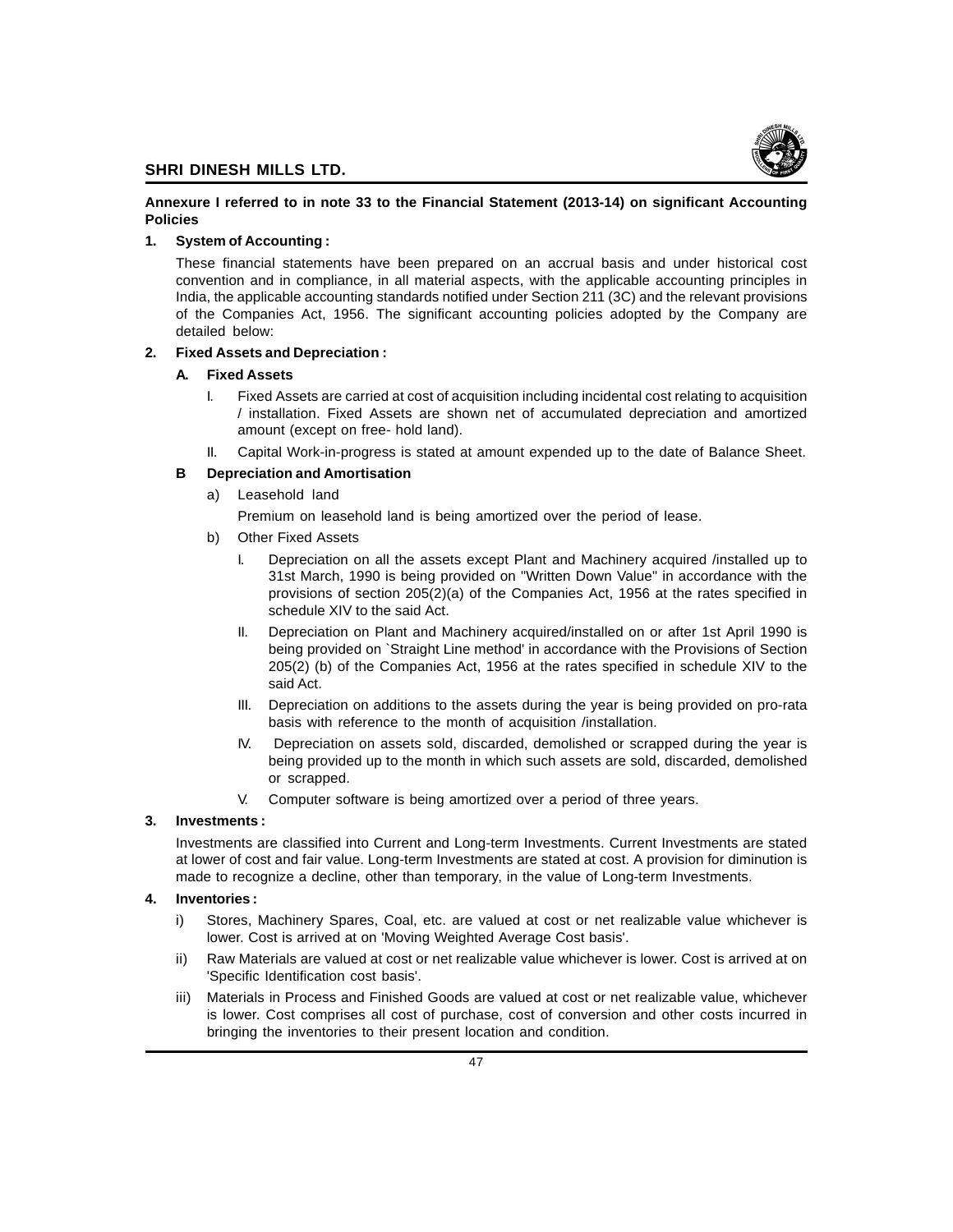**Annexure I referred to in note 33 to the Financial Statement (2013-14) on significant Accounting Policies**

**1. System of Accounting :**

These financial statements have been prepared on an accrual basis and under historical cost convention and in compliance, in all material aspects, with the applicable accounting principles in India, the applicable accounting standards notified under Section 211 (3C) and the relevant provisions of the Companies Act, 1956. The significant accounting policies adopted by the Company are detailed below:

**2. Fixed Assets and Depreciation :**

**A. Fixed Assets**

I. Fixed Assets are carried at cost of acquisition including incidental cost relating to acquisition / installation. Fixed Assets are shown net of accumulated depreciation and amortized amount (except on free- hold land).

II. Capital Work-in-progress is stated at amount expended up to the date of Balance Sheet.

**B Depreciation and Amortisation**

a) Leasehold land

Premium on leasehold land is being amortized over the period of lease.

b) Other Fixed Assets

I. Depreciation on all the assets except Plant and Machinery acquired /installed up to 31st March, 1990 is being provided on "Written Down Value" in accordance with the provisions of section 205(2)(a) of the Companies Act, 1956 at the rates specified in schedule XIV to the said Act.

II. Depreciation on Plant and Machinery acquired/installed on or after 1st April 1990 is being provided on `Straight Line method' in accordance with the Provisions of Section 205(2) (b) of the Companies Act, 1956 at the rates specified in schedule XIV to the said Act.

III. Depreciation on additions to the assets during the year is being provided on pro-rata basis with reference to the month of acquisition /installation.

IV. Depreciation on assets sold, discarded, demolished or scrapped during the year is being provided up to the month in which such assets are sold, discarded, demolished or scrapped.

V. Computer software is being amortized over a period of three years.

**3. Investments :**

Investments are classified into Current and Long-term Investments. Current Investments are stated at lower of cost and fair value. Long-term Investments are stated at cost. A provision for diminution is made to recognize a decline, other than temporary, in the value of Long-term Investments.

**4. Inventories :**

i) Stores, Machinery Spares, Coal, etc. are valued at cost or net realizable value whichever is lower. Cost is arrived at on 'Moving Weighted Average Cost basis'.

ii) Raw Materials are valued at cost or net realizable value whichever is lower. Cost is arrived at on 'Specific Identification cost basis'.

iii) Materials in Process and Finished Goods are valued at cost or net realizable value, whichever is lower. Cost comprises all cost of purchase, cost of conversion and other costs incurred in bringing the inventories to their present location and condition.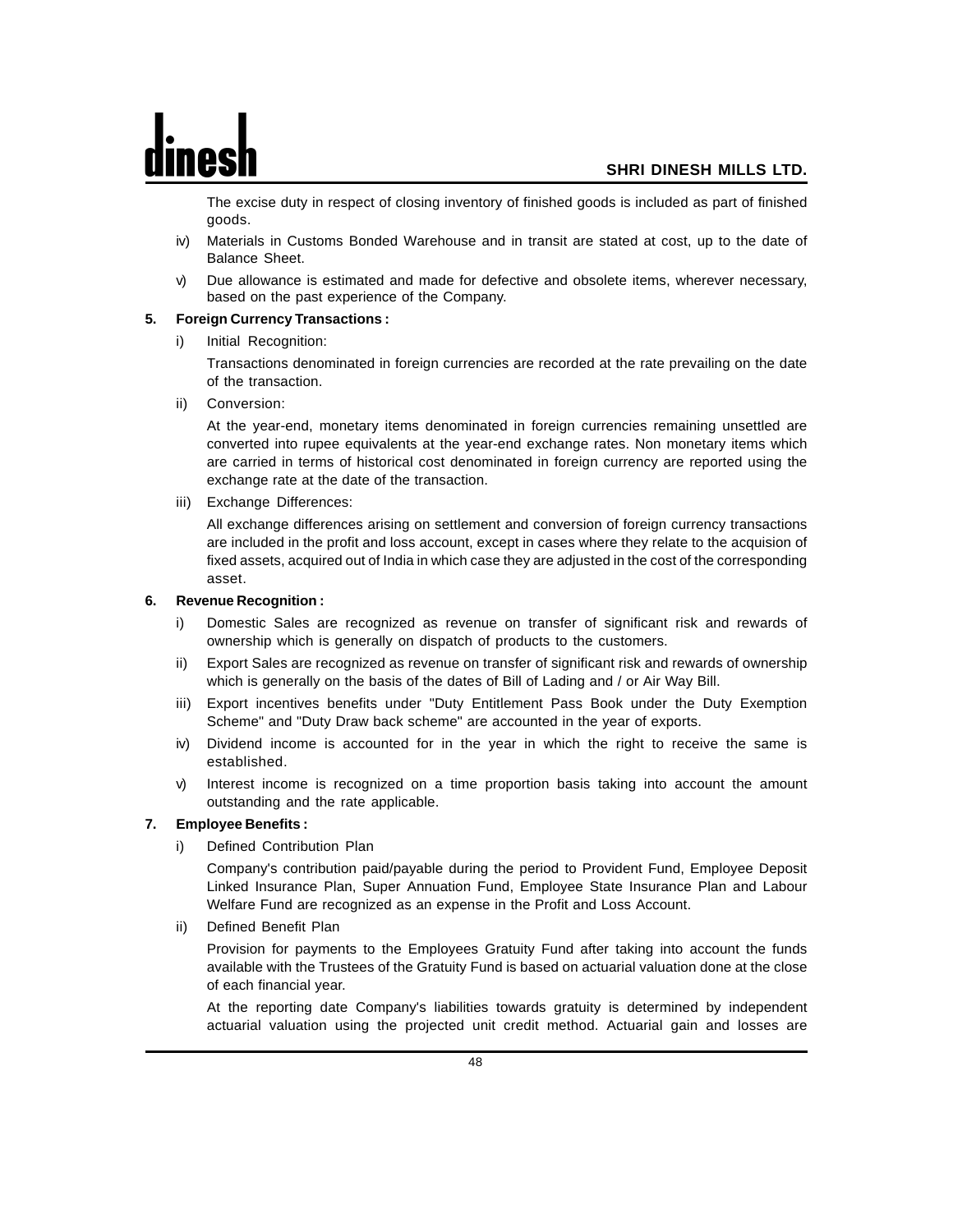The excise duty in respect of closing inventory of finished goods is included as part of finished goods.

iv) Materials in Customs Bonded Warehouse and in transit are stated at cost, up to the date of Balance Sheet.

v) Due allowance is estimated and made for defective and obsolete items, wherever necessary, based on the past experience of the Company.

**5. Foreign Currency Transactions :**

i) Initial Recognition:

Transactions denominated in foreign currencies are recorded at the rate prevailing on the date of the transaction.

ii) Conversion:

At the year-end, monetary items denominated in foreign currencies remaining unsettled are converted into rupee equivalents at the year-end exchange rates. Non monetary items which are carried in terms of historical cost denominated in foreign currency are reported using the exchange rate at the date of the transaction.

iii) Exchange Differences:

All exchange differences arising on settlement and conversion of foreign currency transactions are included in the profit and loss account, except in cases where they relate to the acquision of fixed assets, acquired out of India in which case they are adjusted in the cost of the corresponding asset.

**6. Revenue Recognition :**

i) Domestic Sales are recognized as revenue on transfer of significant risk and rewards of ownership which is generally on dispatch of products to the customers.

ii) Export Sales are recognized as revenue on transfer of significant risk and rewards of ownership which is generally on the basis of the dates of Bill of Lading and / or Air Way Bill.

iii) Export incentives benefits under "Duty Entitlement Pass Book under the Duty Exemption Scheme" and "Duty Draw back scheme" are accounted in the year of exports.

iv) Dividend income is accounted for in the year in which the right to receive the same is established.

v) Interest income is recognized on a time proportion basis taking into account the amount outstanding and the rate applicable.

**7. Employee Benefits :**

i) Defined Contribution Plan

Company's contribution paid/payable during the period to Provident Fund, Employee Deposit Linked Insurance Plan, Super Annuation Fund, Employee State Insurance Plan and Labour Welfare Fund are recognized as an expense in the Profit and Loss Account.

ii) Defined Benefit Plan

Provision for payments to the Employees Gratuity Fund after taking into account the funds available with the Trustees of the Gratuity Fund is based on actuarial valuation done at the close of each financial year.

At the reporting date Company's liabilities towards gratuity is determined by independent actuarial valuation using the projected unit credit method. Actuarial gain and losses are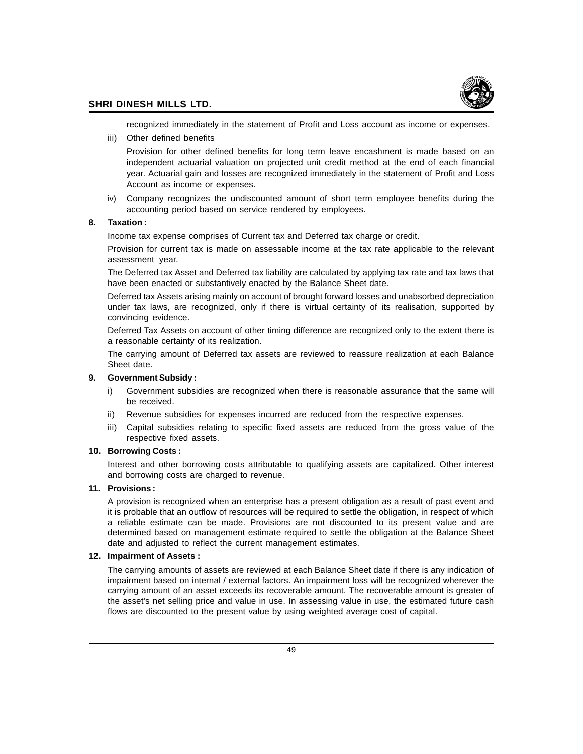recognized immediately in the statement of Profit and Loss account as income or expenses.

iii) Other defined benefits

Provision for other defined benefits for long term leave encashment is made based on an independent actuarial valuation on projected unit credit method at the end of each financial year. Actuarial gain and losses are recognized immediately in the statement of Profit and Loss Account as income or expenses.

iv) Company recognizes the undiscounted amount of short term employee benefits during the accounting period based on service rendered by employees.

**8. Taxation :**

Income tax expense comprises of Current tax and Deferred tax charge or credit.

Provision for current tax is made on assessable income at the tax rate applicable to the relevant assessment year.

The Deferred tax Asset and Deferred tax liability are calculated by applying tax rate and tax laws that have been enacted or substantively enacted by the Balance Sheet date.

Deferred tax Assets arising mainly on account of brought forward losses and unabsorbed depreciation under tax laws, are recognized, only if there is virtual certainty of its realisation, supported by convincing evidence.

Deferred Tax Assets on account of other timing difference are recognized only to the extent there is a reasonable certainty of its realization.

The carrying amount of Deferred tax assets are reviewed to reassure realization at each Balance Sheet date.

**9. Government Subsidy :**

i) Government subsidies are recognized when there is reasonable assurance that the same will be received.

ii) Revenue subsidies for expenses incurred are reduced from the respective expenses.

iii) Capital subsidies relating to specific fixed assets are reduced from the gross value of the respective fixed assets.

**10. Borrowing Costs :**

Interest and other borrowing costs attributable to qualifying assets are capitalized. Other interest and borrowing costs are charged to revenue.

**11. Provisions :**

A provision is recognized when an enterprise has a present obligation as a result of past event and it is probable that an outflow of resources will be required to settle the obligation, in respect of which a reliable estimate can be made. Provisions are not discounted to its present value and are determined based on management estimate required to settle the obligation at the Balance Sheet date and adjusted to reflect the current management estimates.

**12. Impairment of Assets :**

The carrying amounts of assets are reviewed at each Balance Sheet date if there is any indication of impairment based on internal / external factors. An impairment loss will be recognized wherever the carrying amount of an asset exceeds its recoverable amount. The recoverable amount is greater of the asset's net selling price and value in use. In assessing value in use, the estimated future cash flows are discounted to the present value by using weighted average cost of capital.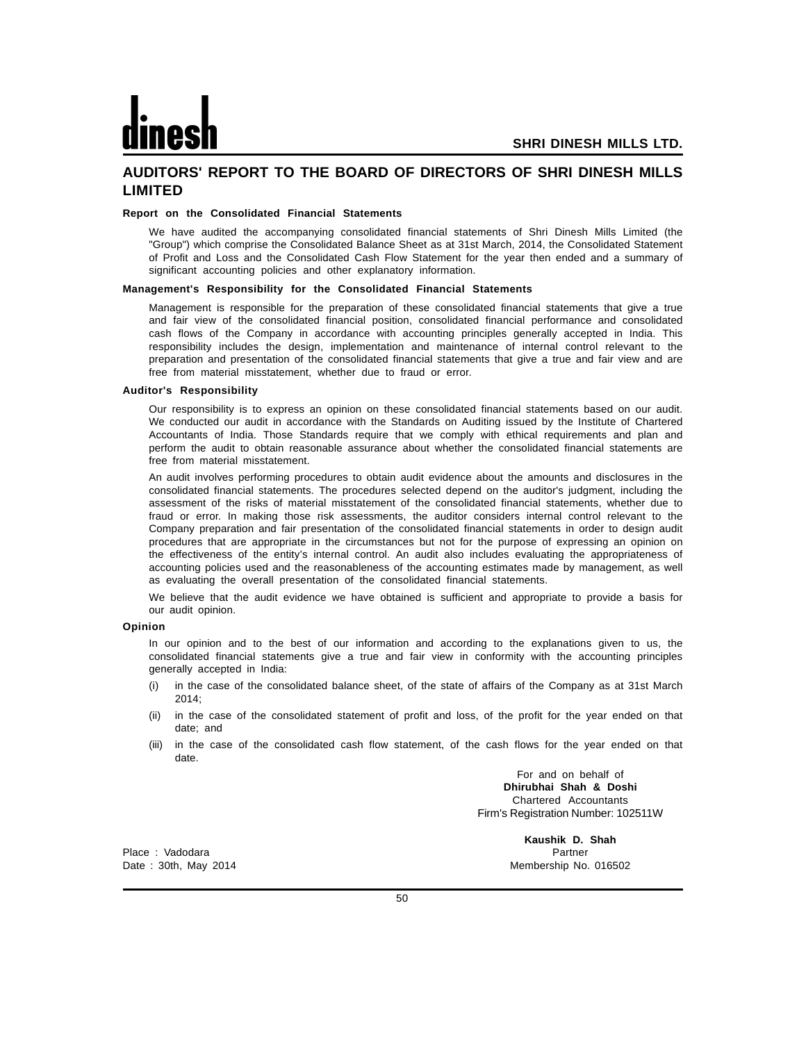# AUDITORS' REPORT TO THE BOARD OF DIRECTORS OF SHRI DINESH MILLS LIMITED

### Report on the Consolidated Financial Statements

We have audited the accompanying consolidated financial statements of Shri Dinesh Mills Limited (the "Group") which comprise the Consolidated Balance Sheet as at 31st March, 2014, the Consolidated Statement of Profit and Loss and the Consolidated Cash Flow Statement for the year then ended and a summary of significant accounting policies and other explanatory information.

### Management's Responsibility for the Consolidated Financial Statements

Management is responsible for the preparation of these consolidated financial statements that give a true and fair view of the consolidated financial position, consolidated financial performance and consolidated cash flows of the Company in accordance with accounting principles generally accepted in India. This responsibility includes the design, implementation and maintenance of internal control relevant to the preparation and presentation of the consolidated financial statements that give a true and fair view and are free from material misstatement, whether due to fraud or error.

### Auditor's Responsibility

Our responsibility is to express an opinion on these consolidated financial statements based on our audit. We conducted our audit in accordance with the Standards on Auditing issued by the Institute of Chartered Accountants of India. Those Standards require that we comply with ethical requirements and plan and perform the audit to obtain reasonable assurance about whether the consolidated financial statements are free from material misstatement.

An audit involves performing procedures to obtain audit evidence about the amounts and disclosures in the consolidated financial statements. The procedures selected depend on the auditor's judgment, including the assessment of the risks of material misstatement of the consolidated financial statements, whether due to fraud or error. In making those risk assessments, the auditor considers internal control relevant to the Company preparation and fair presentation of the consolidated financial statements in order to design audit procedures that are appropriate in the circumstances but not for the purpose of expressing an opinion on the effectiveness of the entity's internal control. An audit also includes evaluating the appropriateness of accounting policies used and the reasonableness of the accounting estimates made by management, as well as evaluating the overall presentation of the consolidated financial statements.

We believe that the audit evidence we have obtained is sufficient and appropriate to provide a basis for our audit opinion.

### Opinion

In our opinion and to the best of our information and according to the explanations given to us, the consolidated financial statements give a true and fair view in conformity with the accounting principles generally accepted in India:

(i) in the case of the consolidated balance sheet, of the state of affairs of the Company as at 31st March 2014;

(ii) in the case of the consolidated statement of profit and loss, of the profit for the year ended on that date; and

(iii) in the case of the consolidated cash flow statement, of the cash flows for the year ended on that date.

For and on behalf of
**Dhirubhai Shah & Doshi**
Chartered Accountants
Firm's Registration Number: 102511W

**Kaushik D. Shah**
Partner
Membership No. 016502

Place : Vadodara
Date : 30th, May 2014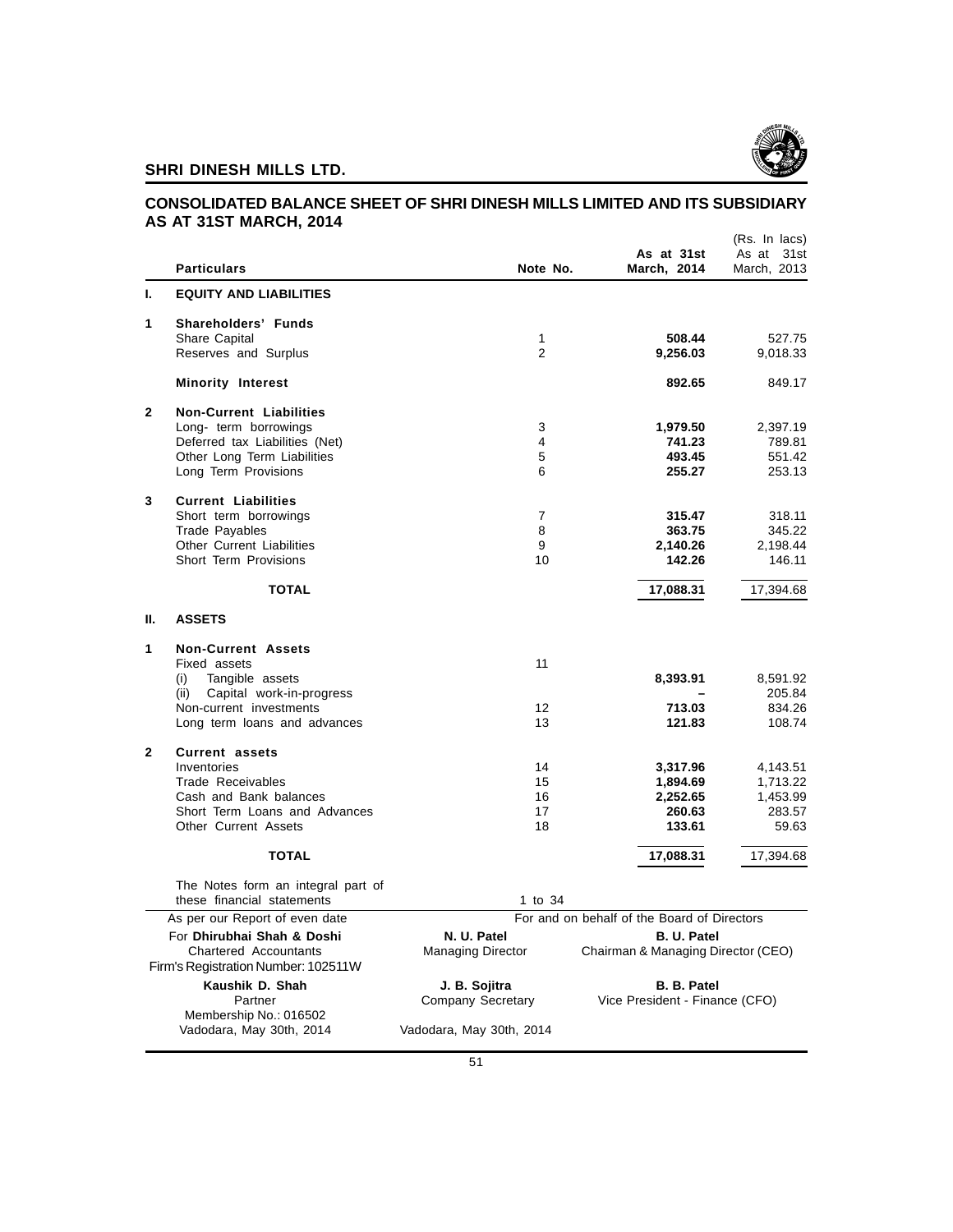## CONSOLIDATED BALANCE SHEET OF SHRI DINESH MILLS LIMITED AND ITS SUBSIDIARY AS AT 31ST MARCH, 2014

(Rs. In lacs)

| | Particulars | Note No. | As at 31st March, 2014 | As at 31st March, 2013 |
|---|---|---|---|---|
| **I.** | **EQUITY AND LIABILITIES** | | | |
| **1** | **Shareholders' Funds** | | | |
| | Share Capital | 1 | **508.44** | 527.75 |
| | Reserves and Surplus | 2 | **9,256.03** | 9,018.33 |
| | **Minority Interest** | | **892.65** | 849.17 |
| **2** | **Non-Current Liabilities** | | | |
| | Long- term borrowings | 3 | **1,979.50** | 2,397.19 |
| | Deferred tax Liabilities (Net) | 4 | **741.23** | 789.81 |
| | Other Long Term Liabilities | 5 | **493.45** | 551.42 |
| | Long Term Provisions | 6 | **255.27** | 253.13 |
| **3** | **Current Liabilities** | | | |
| | Short term borrowings | 7 | **315.47** | 318.11 |
| | Trade Payables | 8 | **363.75** | 345.22 |
| | Other Current Liabilities | 9 | **2,140.26** | 2,198.44 |
| | Short Term Provisions | 10 | **142.26** | 146.11 |
| | **TOTAL** | | **17,088.31** | 17,394.68 |
| **II.** | **ASSETS** | | | |
| **1** | **Non-Current Assets** | | | |
| | Fixed assets | 11 | | |
| | (i) Tangible assets | | **8,393.91** | 8,591.92 |
| | (ii) Capital work-in-progress | | **–** | 205.84 |
| | Non-current investments | 12 | **713.03** | 834.26 |
| | Long term loans and advances | 13 | **121.83** | 108.74 |
| **2** | **Current assets** | | | |
| | Inventories | 14 | **3,317.96** | 4,143.51 |
| | Trade Receivables | 15 | **1,894.69** | 1,713.22 |
| | Cash and Bank balances | 16 | **2,252.65** | 1,453.99 |
| | Short Term Loans and Advances | 17 | **260.63** | 283.57 |
| | Other Current Assets | 18 | **133.61** | 59.63 |
| | **TOTAL** | | **17,088.31** | 17,394.68 |
| | The Notes form an integral part of these financial statements | 1 to 34 | | |

As per our Report of even date

For **Dhirubhai Shah & Doshi**
Chartered Accountants
Firm's Registration Number: 102511W

**Kaushik D. Shah**
Partner
Membership No.: 016502
Vadodara, May 30th, 2014

For and on behalf of the Board of Directors

**N. U. Patel**
Managing Director

**B. U. Patel**
Chairman & Managing Director (CEO)

**J. B. Sojitra**
Company Secretary

**B. B. Patel**
Vice President - Finance (CFO)

Vadodara, May 30th, 2014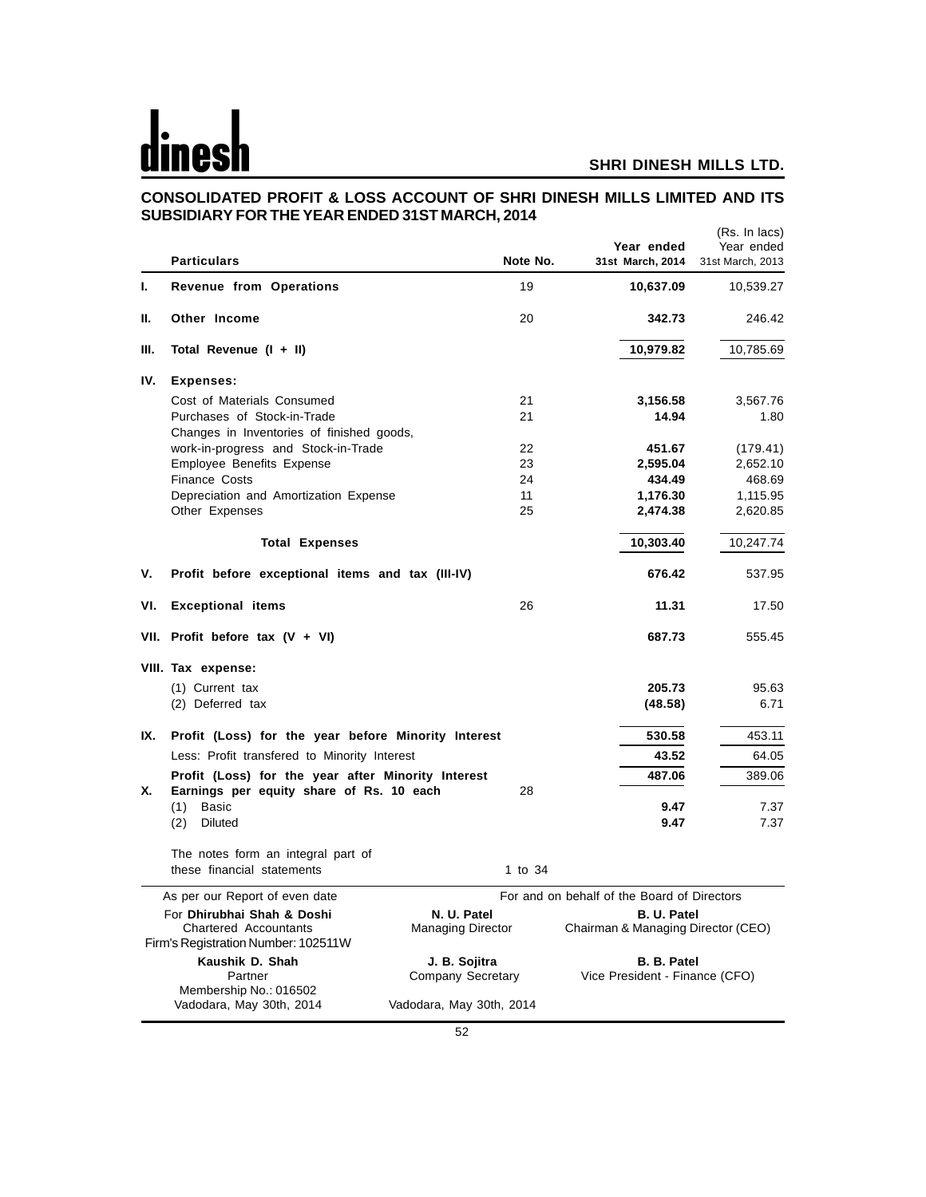# CONSOLIDATED PROFIT & LOSS ACCOUNT OF SHRI DINESH MILLS LIMITED AND ITS SUBSIDIARY FOR THE YEAR ENDED 31ST MARCH, 2014

(Rs. In lacs)

| | Particulars | Note No. | Year ended 31st March, 2014 | Year ended 31st March, 2013 |
|---|---|---|---|---|
| I. | **Revenue from Operations** | 19 | **10,637.09** | 10,539.27 |
| II. | **Other Income** | 20 | **342.73** | 246.42 |
| III. | **Total Revenue (I + II)** | | **10,979.82** | 10,785.69 |
| IV. | **Expenses:** | | | |
| | Cost of Materials Consumed | 21 | **3,156.58** | 3,567.76 |
| | Purchases of Stock-in-Trade | 21 | **14.94** | 1.80 |
| | Changes in Inventories of finished goods, work-in-progress and Stock-in-Trade | 22 | **451.67** | (179.41) |
| | Employee Benefits Expense | 23 | **2,595.04** | 2,652.10 |
| | Finance Costs | 24 | **434.49** | 468.69 |
| | Depreciation and Amortization Expense | 11 | **1,176.30** | 1,115.95 |
| | Other Expenses | 25 | **2,474.38** | 2,620.85 |
| | **Total Expenses** | | **10,303.40** | 10,247.74 |
| V. | **Profit before exceptional items and tax (III-IV)** | | **676.42** | 537.95 |
| VI. | **Exceptional items** | 26 | **11.31** | 17.50 |
| VII. | **Profit before tax (V + VI)** | | **687.73** | 555.45 |
| VIII. | **Tax expense:** | | | |
| | (1) Current tax | | **205.73** | 95.63 |
| | (2) Deferred tax | | **(48.58)** | 6.71 |
| IX. | **Profit (Loss) for the year before Minority Interest** | | **530.58** | 453.11 |
| | Less: Profit transfered to Minority Interest | | **43.52** | 64.05 |
| | **Profit (Loss) for the year after Minority Interest** | | **487.06** | 389.06 |
| X. | **Earnings per equity share of Rs. 10 each** | 28 | | |
| | (1) Basic | | **9.47** | 7.37 |
| | (2) Diluted | | **9.47** | 7.37 |
| | The notes form an integral part of these financial statements | 1 to 34 | | |

As per our Report of even date
For **Dhirubhai Shah & Doshi**
Chartered Accountants
Firm's Registration Number: 102511W

**Kaushik D. Shah**
Partner
Membership No.: 016502
Vadodara, May 30th, 2014

For and on behalf of the Board of Directors

**N. U. Patel**
Managing Director

**B. U. Patel**
Chairman & Managing Director (CEO)

**J. B. Sojitra**
Company Secretary

**B. B. Patel**
Vice President - Finance (CFO)

Vadodara, May 30th, 2014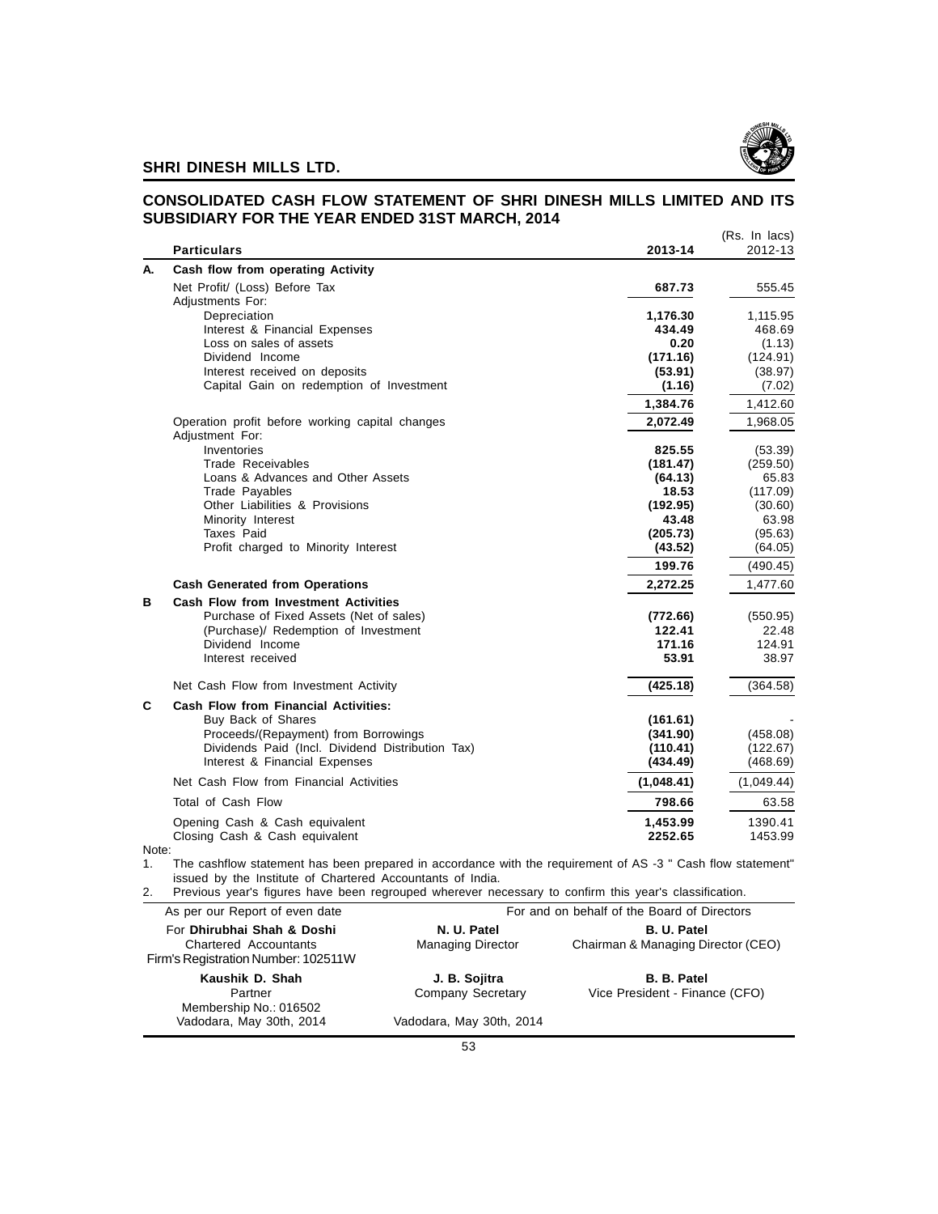## SHRI DINESH MILLS LTD.

## CONSOLIDATED CASH FLOW STATEMENT OF SHRI DINESH MILLS LIMITED AND ITS SUBSIDIARY FOR THE YEAR ENDED 31ST MARCH, 2014

(Rs. In lacs)

| | Particulars | 2013-14 | 2012-13 |
|---|---|---|---|
| **A.** | **Cash flow from operating Activity** | | |
| | Net Profit/ (Loss) Before Tax | **687.73** | 555.45 |
| | Adjustments For: | | |
| | Depreciation | **1,176.30** | 1,115.95 |
| | Interest & Financial Expenses | **434.49** | 468.69 |
| | Loss on sales of assets | **0.20** | (1.13) |
| | Dividend Income | **(171.16)** | (124.91) |
| | Interest received on deposits | **(53.91)** | (38.97) |
| | Capital Gain on redemption of Investment | **(1.16)** | (7.02) |
| | | **1,384.76** | 1,412.60 |
| | Operation profit before working capital changes | **2,072.49** | 1,968.05 |
| | Adjustment For: | | |
| | Inventories | **825.55** | (53.39) |
| | Trade Receivables | **(181.47)** | (259.50) |
| | Loans & Advances and Other Assets | **(64.13)** | 65.83 |
| | Trade Payables | **18.53** | (117.09) |
| | Other Liabilities & Provisions | **(192.95)** | (30.60) |
| | Minority Interest | **43.48** | 63.98 |
| | Taxes Paid | **(205.73)** | (95.63) |
| | Profit charged to Minority Interest | **(43.52)** | (64.05) |
| | | **199.76** | (490.45) |
| | **Cash Generated from Operations** | **2,272.25** | 1,477.60 |
| **B** | **Cash Flow from Investment Activities** | | |
| | Purchase of Fixed Assets (Net of sales) | **(772.66)** | (550.95) |
| | (Purchase)/ Redemption of Investment | **122.41** | 22.48 |
| | Dividend Income | **171.16** | 124.91 |
| | Interest received | **53.91** | 38.97 |
| | Net Cash Flow from Investment Activity | **(425.18)** | (364.58) |
| **C** | **Cash Flow from Financial Activities:** | | |
| | Buy Back of Shares | **(161.61)** | - |
| | Proceeds/(Repayment) from Borrowings | **(341.90)** | (458.08) |
| | Dividends Paid (Incl. Dividend Distribution Tax) | **(110.41)** | (122.67) |
| | Interest & Financial Expenses | **(434.49)** | (468.69) |
| | Net Cash Flow from Financial Activities | **(1,048.41)** | (1,049.44) |
| | Total of Cash Flow | **798.66** | 63.58 |
| | Opening Cash & Cash equivalent | **1,453.99** | 1390.41 |
| | Closing Cash & Cash equivalent | **2252.65** | 1453.99 |

Note:

1. The cashflow statement has been prepared in accordance with the requirement of AS -3 " Cash flow statement" issued by the Institute of Chartered Accountants of India.
2. Previous year's figures have been regrouped wherever necessary to confirm this year's classification.

| As per our Report of even date | For and on behalf of the Board of Directors | |
|---|---|---|
| For **Dhirubhai Shah & Doshi**<br>Chartered Accountants<br>Firm's Registration Number: 102511W | **N. U. Patel**<br>Managing Director | **B. U. Patel**<br>Chairman & Managing Director (CEO) |
| **Kaushik D. Shah**<br>Partner<br>Membership No.: 016502<br>Vadodara, May 30th, 2014 | **J. B. Sojitra**<br>Company Secretary<br><br>Vadodara, May 30th, 2014 | **B. B. Patel**<br>Vice President - Finance (CFO) |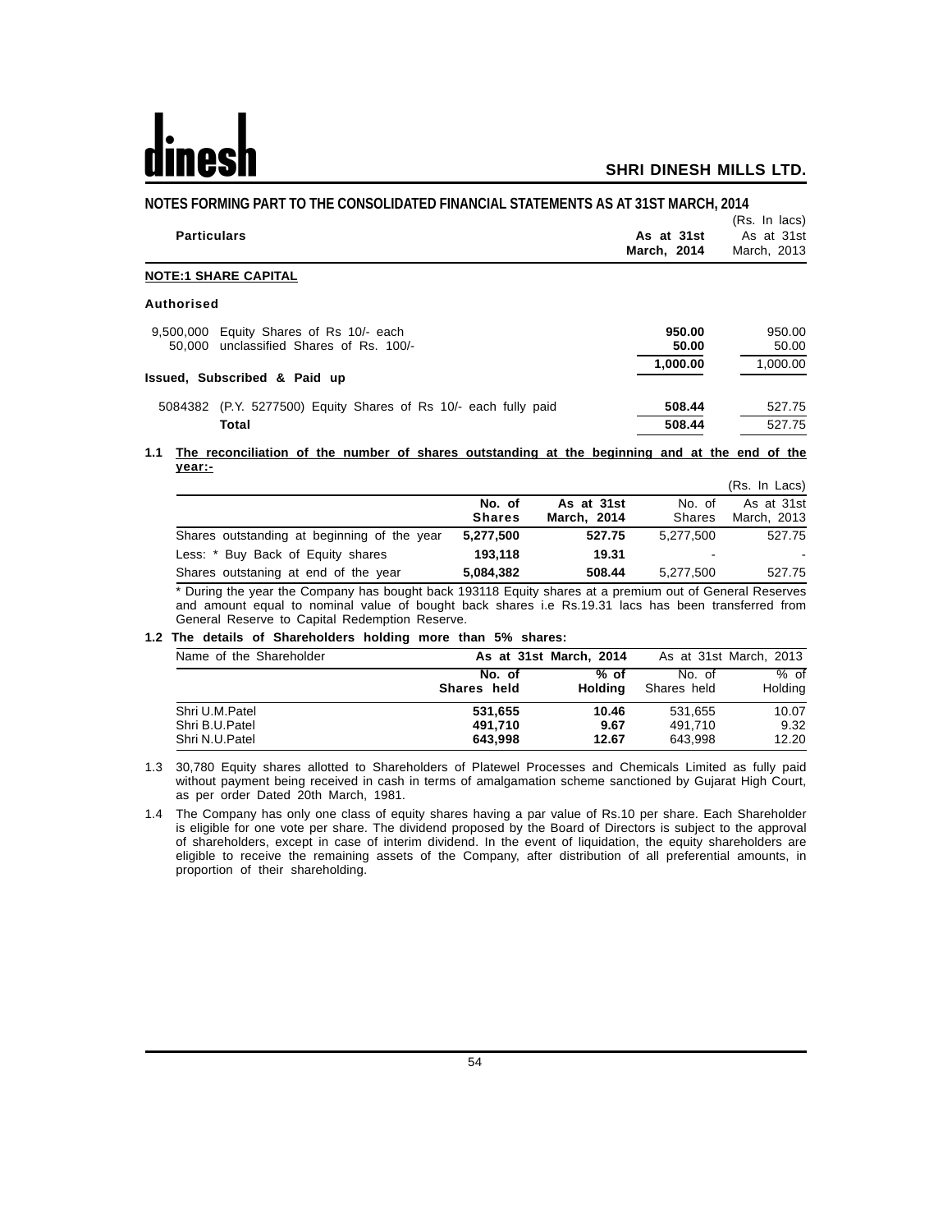## NOTES FORMING PART TO THE CONSOLIDATED FINANCIAL STATEMENTS AS AT 31ST MARCH, 2014

(Rs. In lacs)

| Particulars | As at 31st March, 2014 | As at 31st March, 2013 |
|---|---|---|
| **NOTE:1 SHARE CAPITAL** | | |
| **Authorised** | | |
| 9,500,000 Equity Shares of Rs 10/- each | **950.00** | 950.00 |
| 50,000 unclassified Shares of Rs. 100/- | **50.00** | 50.00 |
| | **1,000.00** | 1,000.00 |
| **Issued, Subscribed & Paid up** | | |
| 5084382 (P.Y. 5277500) Equity Shares of Rs 10/- each fully paid | **508.44** | 527.75 |
| **Total** | **508.44** | 527.75 |

**1.1 The reconciliation of the number of shares outstanding at the beginning and at the end of the year:-**

(Rs. In Lacs)

| | No. of Shares | As at 31st March, 2014 | No. of Shares | As at 31st March, 2013 |
|---|---|---|---|---|
| Shares outstanding at beginning of the year | **5,277,500** | **527.75** | 5,277,500 | 527.75 |
| Less: * Buy Back of Equity shares | **193,118** | **19.31** | - | - |
| Shares outstaning at end of the year | **5,084,382** | **508.44** | 5,277,500 | 527.75 |

\* During the year the Company has bought back 193118 Equity shares at a premium out of General Reserves and amount equal to nominal value of bought back shares i.e Rs.19.31 lacs has been transferred from General Reserve to Capital Redemption Reserve.

**1.2 The details of Shareholders holding more than 5% shares:**

| Name of the Shareholder | As at 31st March, 2014 | | As at 31st March, 2013 | |
|---|---|---|---|---|
| | No. of Shares held | % of Holding | No. of Shares held | % of Holding |
| Shri U.M.Patel | **531,655** | **10.46** | 531,655 | 10.07 |
| Shri B.U.Patel | **491,710** | **9.67** | 491,710 | 9.32 |
| Shri N.U.Patel | **643,998** | **12.67** | 643,998 | 12.20 |

1.3 30,780 Equity shares allotted to Shareholders of Platewel Processes and Chemicals Limited as fully paid without payment being received in cash in terms of amalgamation scheme sanctioned by Gujarat High Court, as per order Dated 20th March, 1981.

1.4 The Company has only one class of equity shares having a par value of Rs.10 per share. Each Shareholder is eligible for one vote per share. The dividend proposed by the Board of Directors is subject to the approval of shareholders, except in case of interim dividend. In the event of liquidation, the equity shareholders are eligible to receive the remaining assets of the Company, after distribution of all preferential amounts, in proportion of their shareholding.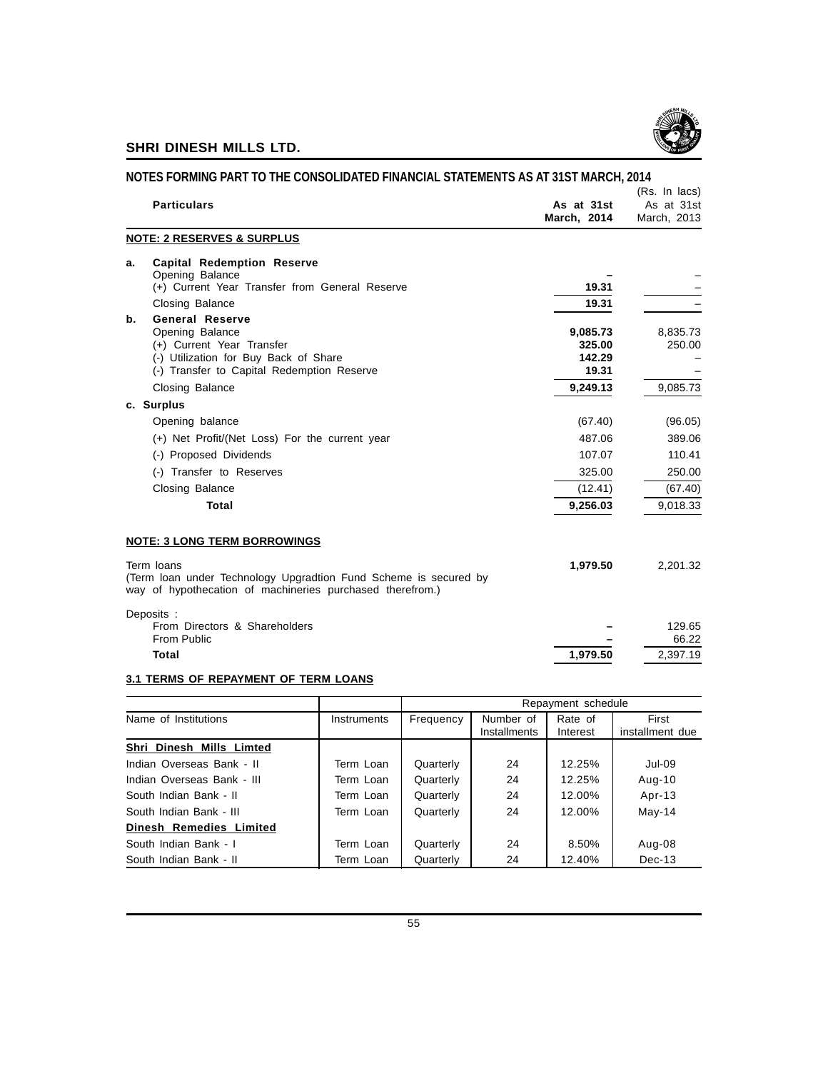# SHRI DINESH MILLS LTD.

## NOTES FORMING PART TO THE CONSOLIDATED FINANCIAL STATEMENTS AS AT 31ST MARCH, 2014

(Rs. In lacs)

| Particulars | As at 31st March, 2014 | As at 31st March, 2013 |
|---|---|---|
| **NOTE: 2 RESERVES & SURPLUS** | | |
| **a. Capital Redemption Reserve** | | |
| Opening Balance | – | – |
| (+) Current Year Transfer from General Reserve | **19.31** | – |
| Closing Balance | **19.31** | – |
| **b. General Reserve** | | |
| Opening Balance | **9,085.73** | 8,835.73 |
| (+) Current Year Transfer | **325.00** | 250.00 |
| (-) Utilization for Buy Back of Share | **142.29** | – |
| (-) Transfer to Capital Redemption Reserve | **19.31** | – |
| Closing Balance | **9,249.13** | 9,085.73 |
| **c. Surplus** | | |
| Opening balance | (67.40) | (96.05) |
| (+) Net Profit/(Net Loss) For the current year | 487.06 | 389.06 |
| (-) Proposed Dividends | 107.07 | 110.41 |
| (-) Transfer to Reserves | 325.00 | 250.00 |
| Closing Balance | (12.41) | (67.40) |
| **Total** | **9,256.03** | 9,018.33 |

### NOTE: 3 LONG TERM BORROWINGS

| Particulars | As at 31st March, 2014 | As at 31st March, 2013 |
|---|---|---|
| Term loans (Term loan under Technology Upgradtion Fund Scheme is secured by way of hypothecation of machineries purchased therefrom.) | **1,979.50** | 2,201.32 |
| Deposits : | | |
| From Directors & Shareholders | – | 129.65 |
| From Public | – | 66.22 |
| **Total** | **1,979.50** | 2,397.19 |

### 3.1 TERMS OF REPAYMENT OF TERM LOANS

| | | Repayment schedule | | | |
|---|---|---|---|---|---|
| Name of Institutions | Instruments | Frequency | Number of Installments | Rate of Interest | First installment due |
| **Shri Dinesh Mills Limted** | | | | | |
| Indian Overseas Bank - II | Term Loan | Quarterly | 24 | 12.25% | Jul-09 |
| Indian Overseas Bank - III | Term Loan | Quarterly | 24 | 12.25% | Aug-10 |
| South Indian Bank - II | Term Loan | Quarterly | 24 | 12.00% | Apr-13 |
| South Indian Bank - III | Term Loan | Quarterly | 24 | 12.00% | May-14 |
| **Dinesh Remedies Limited** | | | | | |
| South Indian Bank - I | Term Loan | Quarterly | 24 | 8.50% | Aug-08 |
| South Indian Bank - II | Term Loan | Quarterly | 24 | 12.40% | Dec-13 |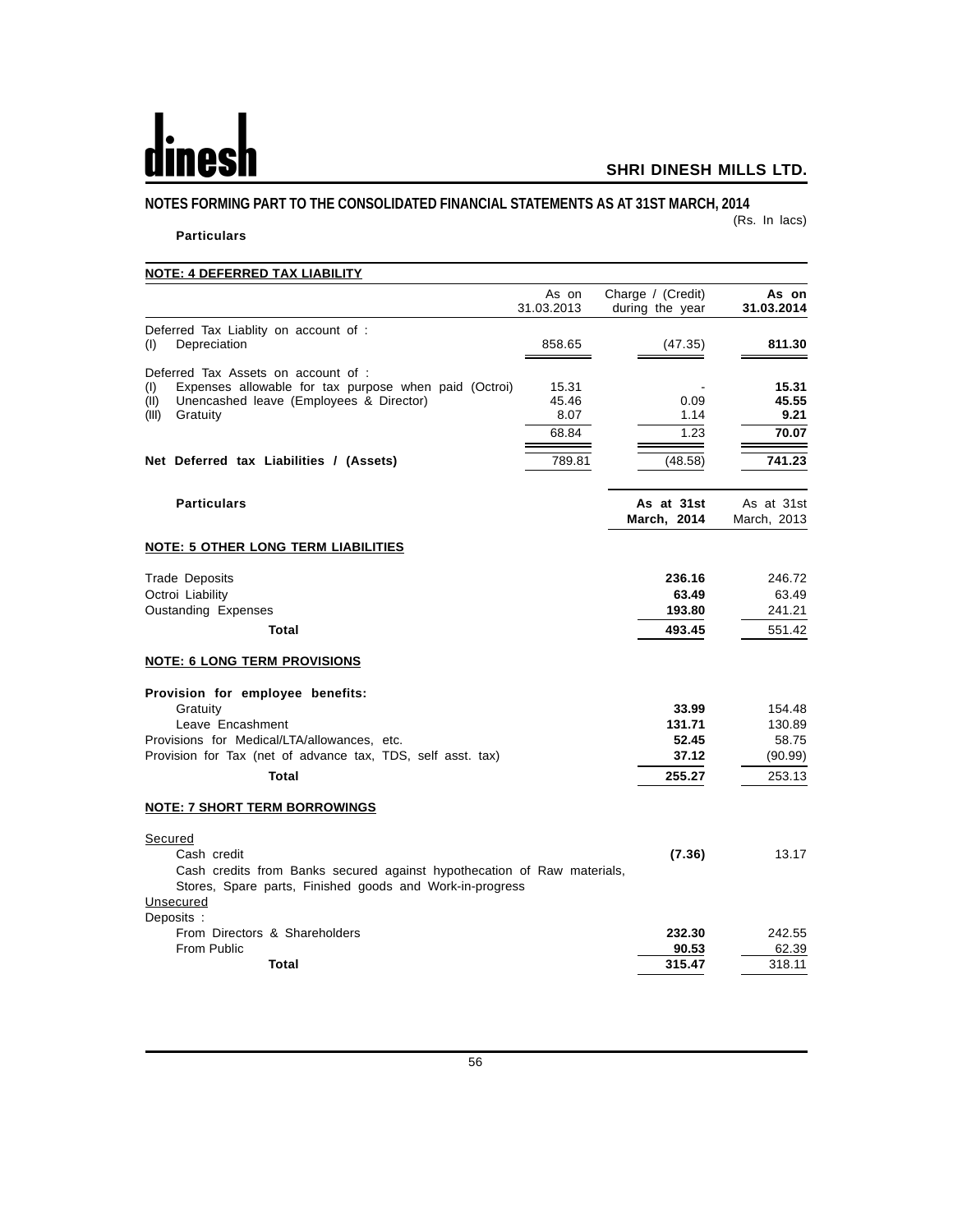## NOTES FORMING PART TO THE CONSOLIDATED FINANCIAL STATEMENTS AS AT 31ST MARCH, 2014

(Rs. In lacs)

**Particulars**

**NOTE: 4 DEFERRED TAX LIABILITY**

| | As on 31.03.2013 | Charge / (Credit) during the year | **As on 31.03.2014** |
|---|---|---|---|
| Deferred Tax Liablity on account of : | | | |
| (I) Depreciation | 858.65 | (47.35) | **811.30** |
| Deferred Tax Assets on account of : | | | |
| (I) Expenses allowable for tax purpose when paid (Octroi) | 15.31 | - | **15.31** |
| (II) Unencashed leave (Employees & Director) | 45.46 | 0.09 | **45.55** |
| (III) Gratuity | 8.07 | 1.14 | **9.21** |
| | 68.84 | 1.23 | **70.07** |
| **Net Deferred tax Liabilities / (Assets)** | 789.81 | (48.58) | **741.23** |

| **Particulars** | **As at 31st March, 2014** | As at 31st March, 2013 |
|---|---|---|
| **NOTE: 5 OTHER LONG TERM LIABILITIES** | | |
| Trade Deposits | **236.16** | 246.72 |
| Octroi Liability | **63.49** | 63.49 |
| Oustanding Expenses | **193.80** | 241.21 |
| **Total** | **493.45** | 551.42 |
| **NOTE: 6 LONG TERM PROVISIONS** | | |
| **Provision for employee benefits:** | | |
| Gratuity | **33.99** | 154.48 |
| Leave Encashment | **131.71** | 130.89 |
| Provisions for Medical/LTA/allowances, etc. | **52.45** | 58.75 |
| Provision for Tax (net of advance tax, TDS, self asst. tax) | **37.12** | (90.99) |
| **Total** | **255.27** | 253.13 |
| **NOTE: 7 SHORT TERM BORROWINGS** | | |
| Secured | | |
| Cash credit | **(7.36)** | 13.17 |
| Cash credits from Banks secured against hypothecation of Raw materials, Stores, Spare parts, Finished goods and Work-in-progress | | |
| Unsecured | | |
| Deposits : | | |
| From Directors & Shareholders | **232.30** | 242.55 |
| From Public | **90.53** | 62.39 |
| **Total** | **315.47** | 318.11 |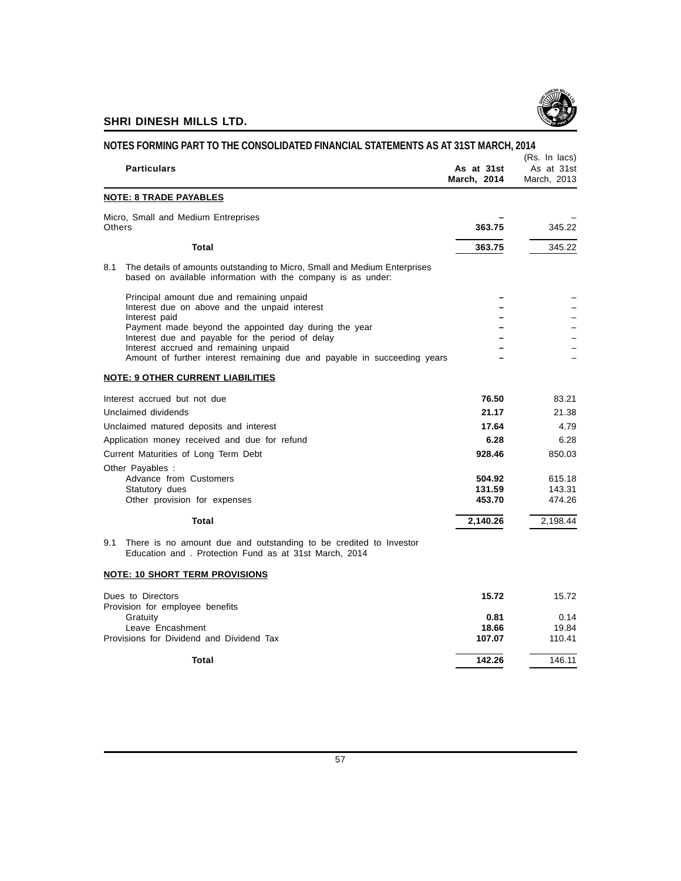## NOTES FORMING PART TO THE CONSOLIDATED FINANCIAL STATEMENTS AS AT 31ST MARCH, 2014

(Rs. In lacs)

| Particulars | As at 31st March, 2014 | As at 31st March, 2013 |
|---|---|---|
| **NOTE: 8 TRADE PAYABLES** | | |
| Micro, Small and Medium Entreprises | – | – |
| Others | **363.75** | 345.22 |
| **Total** | **363.75** | 345.22 |
| 8.1 The details of amounts outstanding to Micro, Small and Medium Enterprises based on available information with the company is as under: | | |
| Principal amount due and remaining unpaid | – | – |
| Interest due on above and the unpaid interest | – | – |
| Interest paid | – | – |
| Payment made beyond the appointed day during the year | – | – |
| Interest due and payable for the period of delay | – | – |
| Interest accrued and remaining unpaid | – | – |
| Amount of further interest remaining due and payable in succeeding years | – | – |
| **NOTE: 9 OTHER CURRENT LIABILITIES** | | |
| Interest accrued but not due | **76.50** | 83.21 |
| Unclaimed dividends | **21.17** | 21.38 |
| Unclaimed matured deposits and interest | **17.64** | 4.79 |
| Application money received and due for refund | **6.28** | 6.28 |
| Current Maturities of Long Term Debt | **928.46** | 850.03 |
| Other Payables : | | |
| Advance from Customers | **504.92** | 615.18 |
| Statutory dues | **131.59** | 143.31 |
| Other provision for expenses | **453.70** | 474.26 |
| **Total** | **2,140.26** | 2,198.44 |
| 9.1 There is no amount due and outstanding to be credited to Investor Education and . Protection Fund as at 31st March, 2014 | | |
| **NOTE: 10 SHORT TERM PROVISIONS** | | |
| Dues to Directors | **15.72** | 15.72 |
| Provision for employee benefits | | |
| Gratuity | **0.81** | 0.14 |
| Leave Encashment | **18.66** | 19.84 |
| Provisions for Dividend and Dividend Tax | **107.07** | 110.41 |
| **Total** | **142.26** | 146.11 |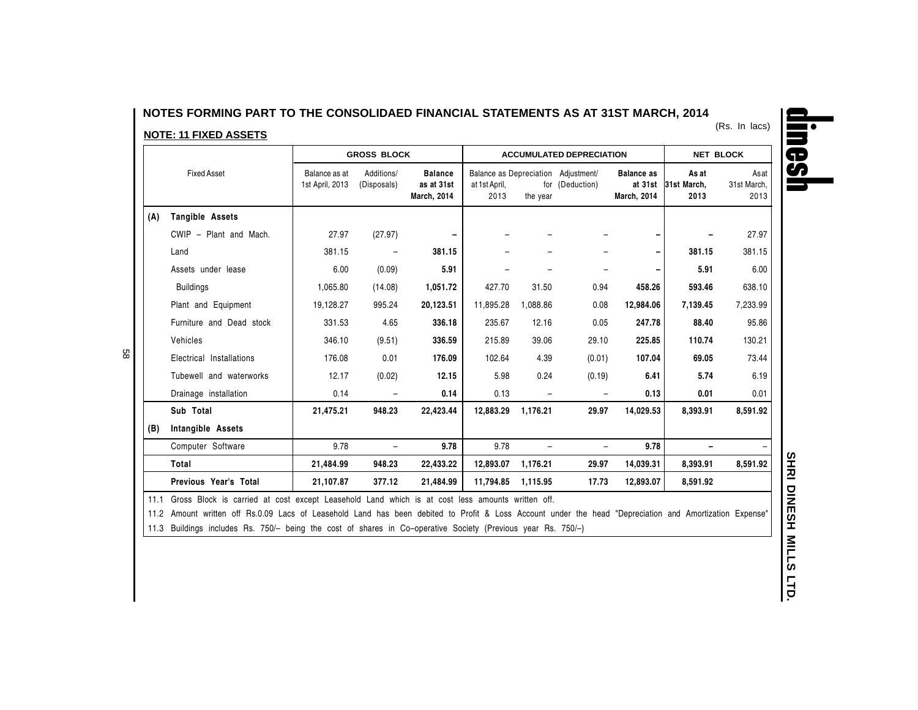# NOTES FORMING PART TO THE CONSOLIDAED FINANCIAL STATEMENTS AS AT 31ST MARCH, 2014

(Rs. In lacs)

## NOTE: 11 FIXED ASSETS

| | Fixed Asset | GROSS BLOCK | | | ACCUMULATED DEPRECIATION | | | | NET BLOCK | |
|---|---|---|---|---|---|---|---|---|---|---|
| | | Balance as at 1st April, 2013 | Additions/ (Disposals) | **Balance as at 31st March, 2014** | Balance as at 1st April, 2013 | Depreciation for the year | Adjustment/ (Deduction) | **Balance as at 31st March, 2014** | **As at 31st March, 2013** | As at 31st March, 2013 |
| **(A)** | **Tangible Assets** | | | | | | | | | |
| | CWIP – Plant and Mach. | 27.97 | (27.97) | **–** | – | – | – | **–** | **–** | 27.97 |
| | Land | 381.15 | – | **381.15** | – | – | – | **–** | **381.15** | 381.15 |
| | Assets under lease | 6.00 | (0.09) | **5.91** | – | – | – | **–** | **5.91** | 6.00 |
| | Buildings | 1,065.80 | (14.08) | **1,051.72** | 427.70 | 31.50 | 0.94 | **458.26** | **593.46** | 638.10 |
| | Plant and Equipment | 19,128.27 | 995.24 | **20,123.51** | 11,895.28 | 1,088.86 | 0.08 | **12,984.06** | **7,139.45** | 7,233.99 |
| | Furniture and Dead stock | 331.53 | 4.65 | **336.18** | 235.67 | 12.16 | 0.05 | **247.78** | **88.40** | 95.86 |
| | Vehicles | 346.10 | (9.51) | **336.59** | 215.89 | 39.06 | 29.10 | **225.85** | **110.74** | 130.21 |
| | Electrical Installations | 176.08 | 0.01 | **176.09** | 102.64 | 4.39 | (0.01) | **107.04** | **69.05** | 73.44 |
| | Tubewell and waterworks | 12.17 | (0.02) | **12.15** | 5.98 | 0.24 | (0.19) | **6.41** | **5.74** | 6.19 |
| | Drainage installation | 0.14 | – | **0.14** | 0.13 | – | – | **0.13** | **0.01** | 0.01 |
| | **Sub Total** | **21,475.21** | **948.23** | **22,423.44** | **12,883.29** | **1,176.21** | **29.97** | **14,029.53** | **8,393.91** | **8,591.92** |
| **(B)** | **Intangible Assets** | | | | | | | | | |
| | Computer Software | 9.78 | – | **9.78** | 9.78 | – | – | **9.78** | **–** | – |
| | **Total** | **21,484.99** | **948.23** | **22,433.22** | **12,893.07** | **1,176.21** | **29.97** | **14,039.31** | **8,393.91** | **8,591.92** |
| | **Previous Year's Total** | **21,107.87** | **377.12** | **21,484.99** | **11,794.85** | **1,115.95** | **17.73** | **12,893.07** | **8,591.92** | |

11.1 Gross Block is carried at cost except Leasehold Land which is at cost less amounts written off.

11.2 Amount written off Rs.0.09 Lacs of Leasehold Land has been debited to Profit & Loss Account under the head "Depreciation and Amortization Expense"

11.3 Buildings includes Rs. 750/– being the cost of shares in Co–operative Society (Previous year Rs. 750/–)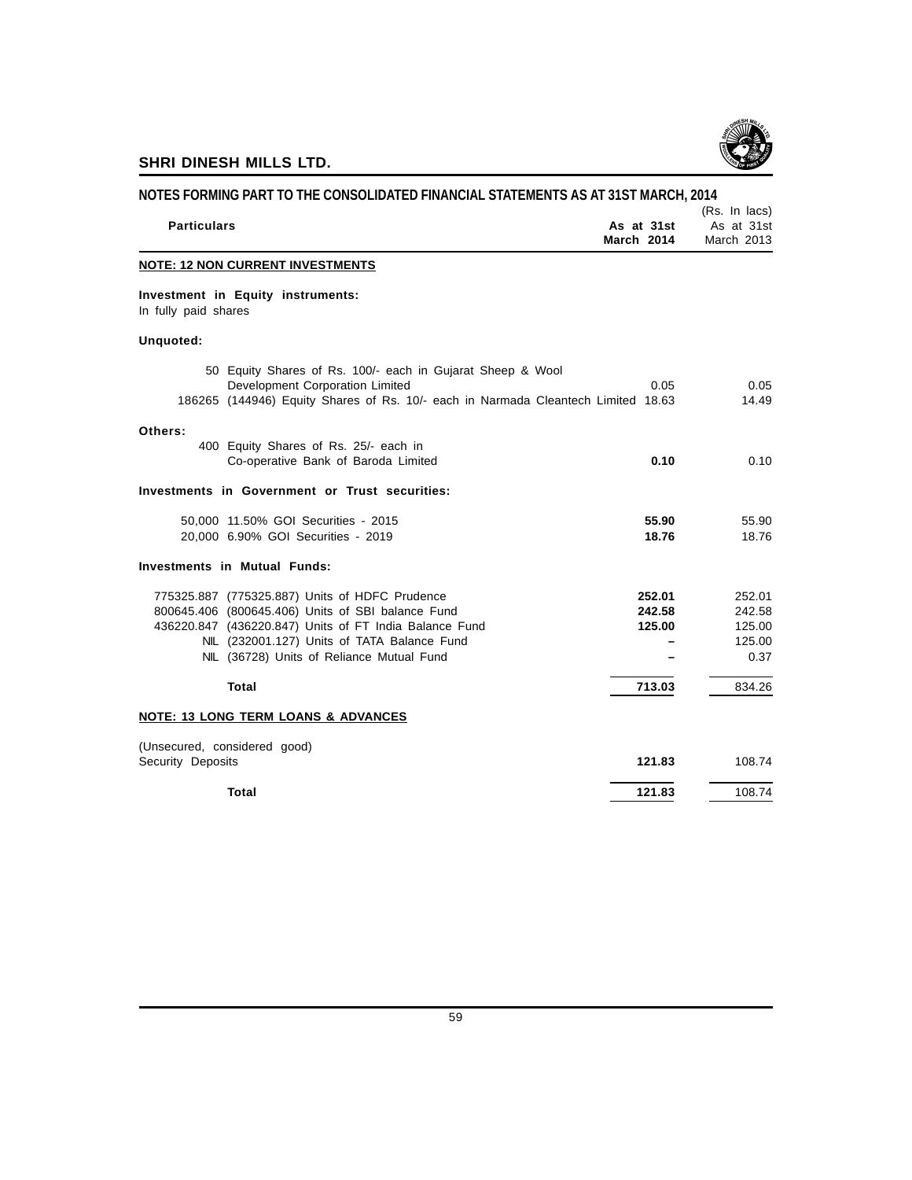## NOTES FORMING PART TO THE CONSOLIDATED FINANCIAL STATEMENTS AS AT 31ST MARCH, 2014

(Rs. In lacs)

| Particulars | As at 31st March 2014 | As at 31st March 2013 |
|---|---|---|
| **NOTE: 12 NON CURRENT INVESTMENTS** | | |
| **Investment in Equity instruments:** | | |
| In fully paid shares | | |
| **Unquoted:** | | |
| 50 Equity Shares of Rs. 100/- each in Gujarat Sheep & Wool Development Corporation Limited | 0.05 | 0.05 |
| 186265 (144946) Equity Shares of Rs. 10/- each in Narmada Cleantech Limited | 18.63 | 14.49 |
| **Others:** | | |
| 400 Equity Shares of Rs. 25/- each in Co-operative Bank of Baroda Limited | **0.10** | 0.10 |
| **Investments in Government or Trust securities:** | | |
| 50,000 11.50% GOI Securities - 2015 | **55.90** | 55.90 |
| 20,000 6.90% GOI Securities - 2019 | **18.76** | 18.76 |
| **Investments in Mutual Funds:** | | |
| 775325.887 (775325.887) Units of HDFC Prudence | **252.01** | 252.01 |
| 800645.406 (800645.406) Units of SBI balance Fund | **242.58** | 242.58 |
| 436220.847 (436220.847) Units of FT India Balance Fund | **125.00** | 125.00 |
| NIL (232001.127) Units of TATA Balance Fund | – | 125.00 |
| NIL (36728) Units of Reliance Mutual Fund | – | 0.37 |
| **Total** | **713.03** | 834.26 |
| **NOTE: 13 LONG TERM LOANS & ADVANCES** | | |
| (Unsecured, considered good) | | |
| Security Deposits | **121.83** | 108.74 |
| **Total** | **121.83** | 108.74 |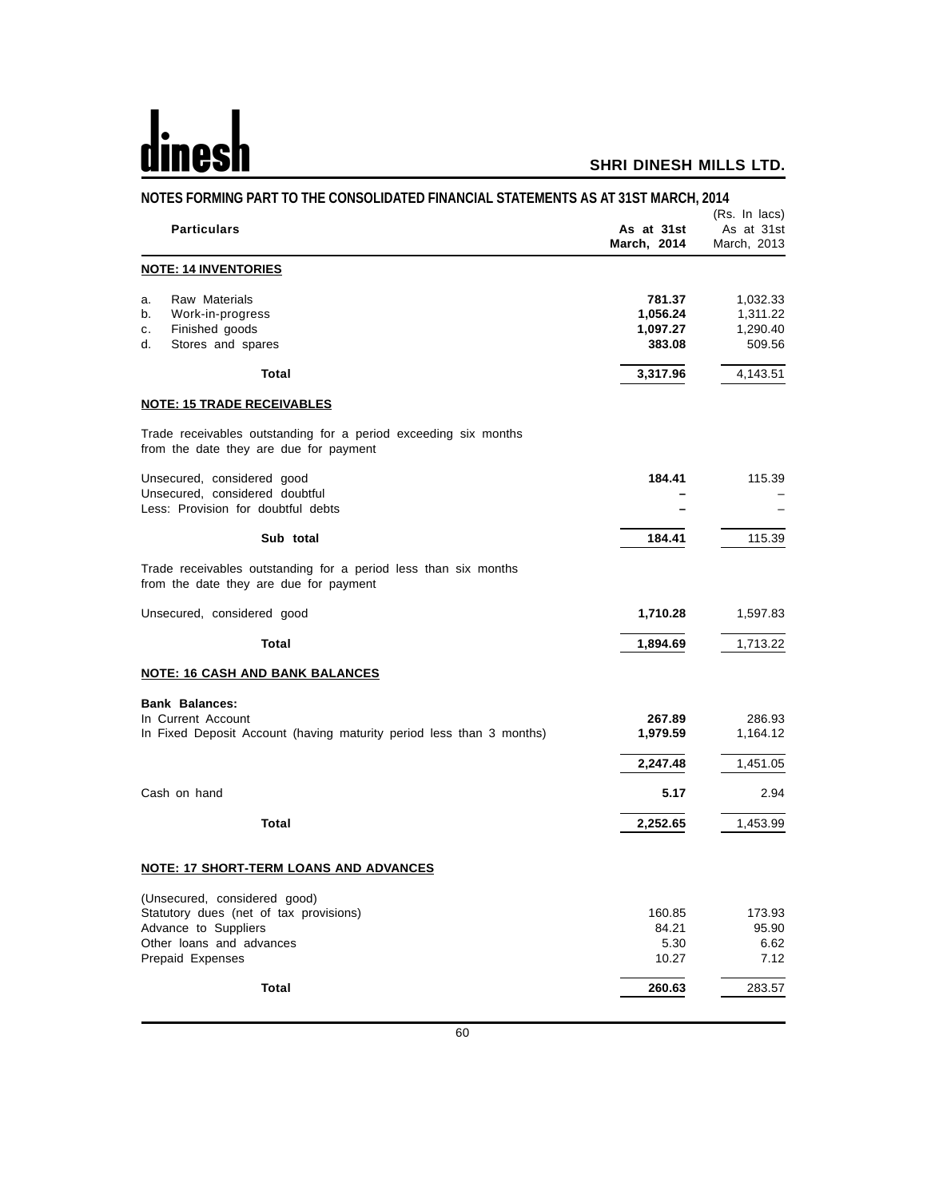## NOTES FORMING PART TO THE CONSOLIDATED FINANCIAL STATEMENTS AS AT 31ST MARCH, 2014

(Rs. In lacs)

| Particulars | As at 31st March, 2014 | As at 31st March, 2013 |
|---|---|---|
| **NOTE: 14 INVENTORIES** | | |
| a. Raw Materials | **781.37** | 1,032.33 |
| b. Work-in-progress | **1,056.24** | 1,311.22 |
| c. Finished goods | **1,097.27** | 1,290.40 |
| d. Stores and spares | **383.08** | 509.56 |
| **Total** | **3,317.96** | 4,143.51 |
| **NOTE: 15 TRADE RECEIVABLES** | | |
| Trade receivables outstanding for a period exceeding six months from the date they are due for payment | | |
| Unsecured, considered good | **184.41** | 115.39 |
| Unsecured, considered doubtful | **–** | – |
| Less: Provision for doubtful debts | **–** | – |
| **Sub total** | **184.41** | 115.39 |
| Trade receivables outstanding for a period less than six months from the date they are due for payment | | |
| Unsecured, considered good | **1,710.28** | 1,597.83 |
| **Total** | **1,894.69** | 1,713.22 |
| **NOTE: 16 CASH AND BANK BALANCES** | | |
| **Bank Balances:** | | |
| In Current Account | **267.89** | 286.93 |
| In Fixed Deposit Account (having maturity period less than 3 months) | **1,979.59** | 1,164.12 |
| | **2,247.48** | 1,451.05 |
| Cash on hand | **5.17** | 2.94 |
| **Total** | **2,252.65** | 1,453.99 |
| **NOTE: 17 SHORT-TERM LOANS AND ADVANCES** | | |
| (Unsecured, considered good) | | |
| Statutory dues (net of tax provisions) | 160.85 | 173.93 |
| Advance to Suppliers | 84.21 | 95.90 |
| Other loans and advances | 5.30 | 6.62 |
| Prepaid Expenses | 10.27 | 7.12 |
| **Total** | **260.63** | 283.57 |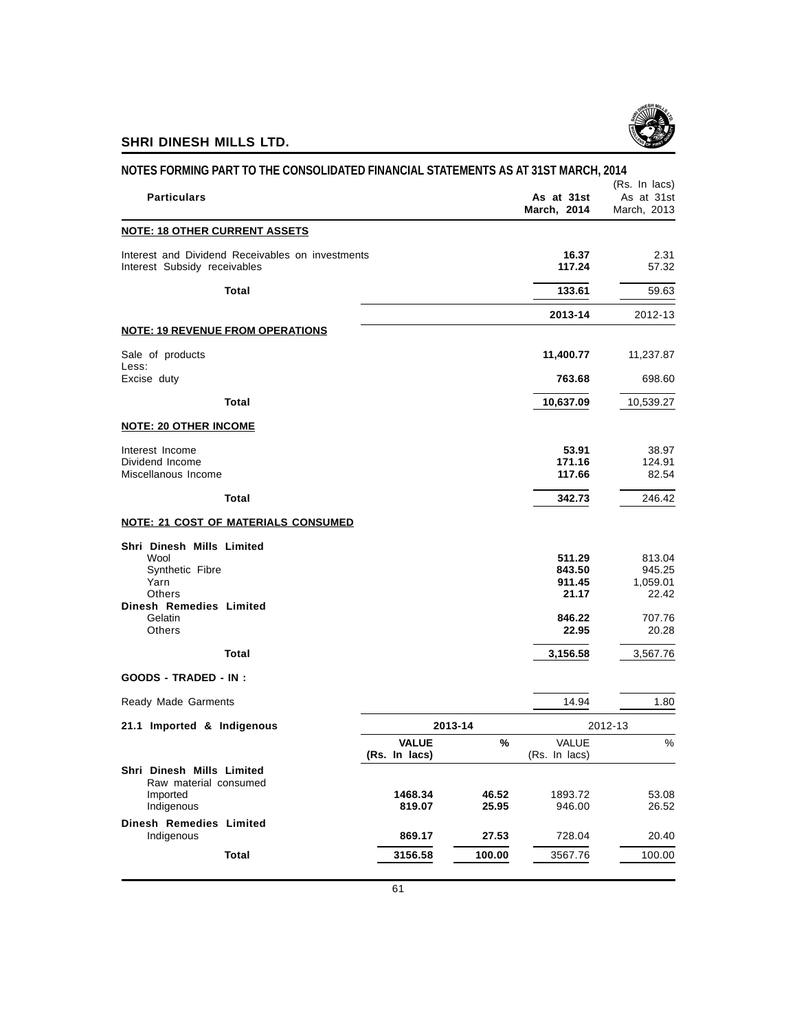**SHRI DINESH MILLS LTD.**

## NOTES FORMING PART TO THE CONSOLIDATED FINANCIAL STATEMENTS AS AT 31ST MARCH, 2014

(Rs. In lacs)

| Particulars | As at 31st March, 2014 | As at 31st March, 2013 |
|---|---|---|
| **NOTE: 18 OTHER CURRENT ASSETS** | | |
| Interest and Dividend Receivables on investments | **16.37** | 2.31 |
| Interest Subsidy receivables | **117.24** | 57.32 |
| **Total** | **133.61** | 59.63 |

| Particulars | 2013-14 | 2012-13 |
|---|---|---|
| **NOTE: 19 REVENUE FROM OPERATIONS** | | |
| Sale of products | **11,400.77** | 11,237.87 |
| Less: | | |
| Excise duty | **763.68** | 698.60 |
| **Total** | **10,637.09** | 10,539.27 |
| **NOTE: 20 OTHER INCOME** | | |
| Interest Income | **53.91** | 38.97 |
| Dividend Income | **171.16** | 124.91 |
| Miscellanous Income | **117.66** | 82.54 |
| **Total** | **342.73** | 246.42 |
| **NOTE: 21 COST OF MATERIALS CONSUMED** | | |
| **Shri Dinesh Mills Limited** | | |
| Wool | **511.29** | 813.04 |
| Synthetic Fibre | **843.50** | 945.25 |
| Yarn | **911.45** | 1,059.01 |
| Others | **21.17** | 22.42 |
| **Dinesh Remedies Limited** | | |
| Gelatin | **846.22** | 707.76 |
| Others | **22.95** | 20.28 |
| **Total** | **3,156.58** | 3,567.76 |
| **GOODS - TRADED - IN :** | | |
| Ready Made Garments | 14.94 | 1.80 |

| 21.1 Imported & Indigenous | 2013-14 | | 2012-13 | |
|---|---|---|---|---|
| | **VALUE (Rs. In lacs)** | **%** | VALUE (Rs. In lacs) | % |
| **Shri Dinesh Mills Limited** | | | | |
| Raw material consumed | | | | |
| Imported | **1468.34** | **46.52** | 1893.72 | 53.08 |
| Indigenous | **819.07** | **25.95** | 946.00 | 26.52 |
| **Dinesh Remedies Limited** | | | | |
| Indigenous | **869.17** | **27.53** | 728.04 | 20.40 |
| **Total** | **3156.58** | **100.00** | 3567.76 | 100.00 |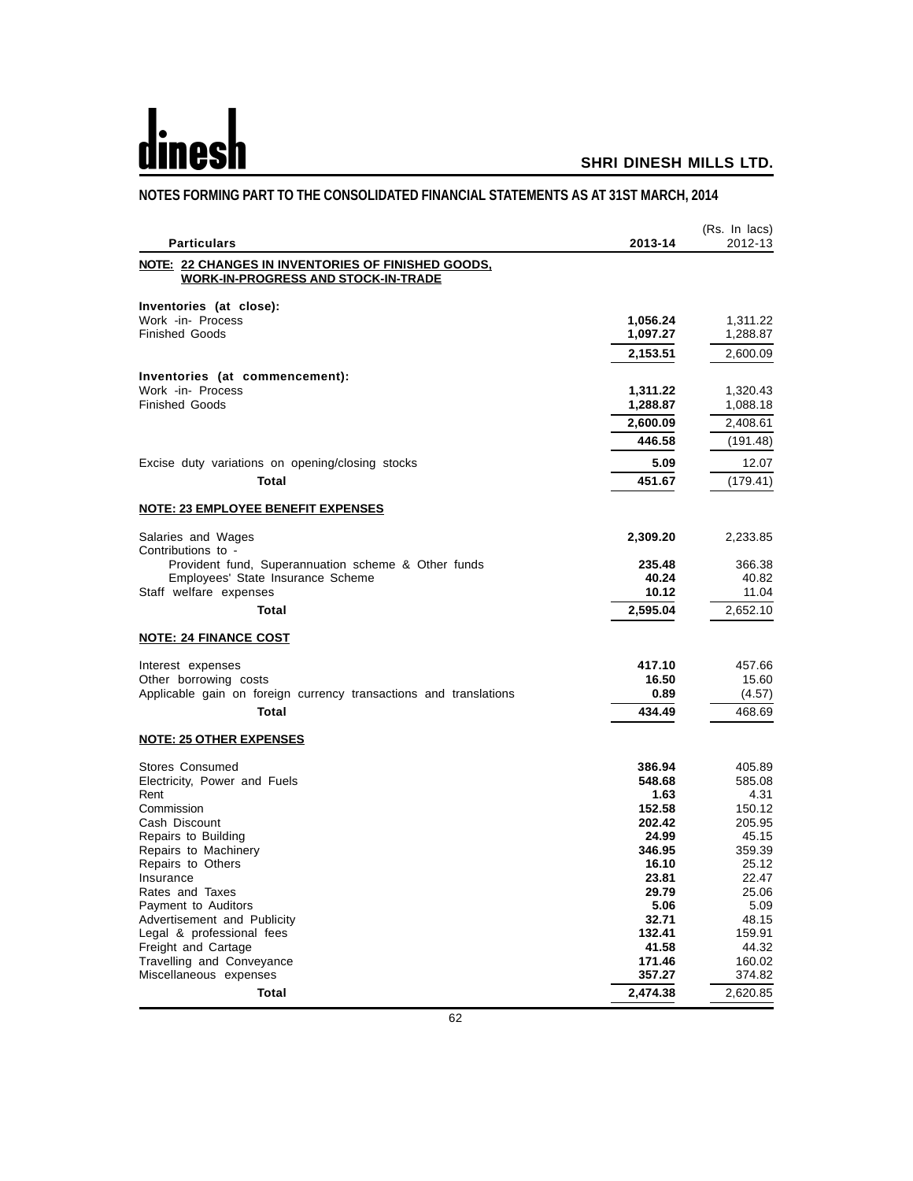# NOTES FORMING PART TO THE CONSOLIDATED FINANCIAL STATEMENTS AS AT 31ST MARCH, 2014

(Rs. In lacs)

| Particulars | 2013-14 | 2012-13 |
|---|---|---|
| **NOTE: 22 CHANGES IN INVENTORIES OF FINISHED GOODS, WORK-IN-PROGRESS AND STOCK-IN-TRADE** | | |
| **Inventories (at close):** | | |
| Work -in- Process | **1,056.24** | 1,311.22 |
| Finished Goods | **1,097.27** | 1,288.87 |
| | **2,153.51** | 2,600.09 |
| **Inventories (at commencement):** | | |
| Work -in- Process | **1,311.22** | 1,320.43 |
| Finished Goods | **1,288.87** | 1,088.18 |
| | **2,600.09** | 2,408.61 |
| | **446.58** | (191.48) |
| Excise duty variations on opening/closing stocks | **5.09** | 12.07 |
| **Total** | **451.67** | (179.41) |
| **NOTE: 23 EMPLOYEE BENEFIT EXPENSES** | | |
| Salaries and Wages | **2,309.20** | 2,233.85 |
| Contributions to - | | |
| Provident fund, Superannuation scheme & Other funds | **235.48** | 366.38 |
| Employees' State Insurance Scheme | **40.24** | 40.82 |
| Staff welfare expenses | **10.12** | 11.04 |
| **Total** | **2,595.04** | 2,652.10 |
| **NOTE: 24 FINANCE COST** | | |
| Interest expenses | **417.10** | 457.66 |
| Other borrowing costs | **16.50** | 15.60 |
| Applicable gain on foreign currency transactions and translations | **0.89** | (4.57) |
| **Total** | **434.49** | 468.69 |
| **NOTE: 25 OTHER EXPENSES** | | |
| Stores Consumed | **386.94** | 405.89 |
| Electricity, Power and Fuels | **548.68** | 585.08 |
| Rent | **1.63** | 4.31 |
| Commission | **152.58** | 150.12 |
| Cash Discount | **202.42** | 205.95 |
| Repairs to Building | **24.99** | 45.15 |
| Repairs to Machinery | **346.95** | 359.39 |
| Repairs to Others | **16.10** | 25.12 |
| Insurance | **23.81** | 22.47 |
| Rates and Taxes | **29.79** | 25.06 |
| Payment to Auditors | **5.06** | 5.09 |
| Advertisement and Publicity | **32.71** | 48.15 |
| Legal & professional fees | **132.41** | 159.91 |
| Freight and Cartage | **41.58** | 44.32 |
| Travelling and Conveyance | **171.46** | 160.02 |
| Miscellaneous expenses | **357.27** | 374.82 |
| **Total** | **2,474.38** | 2,620.85 |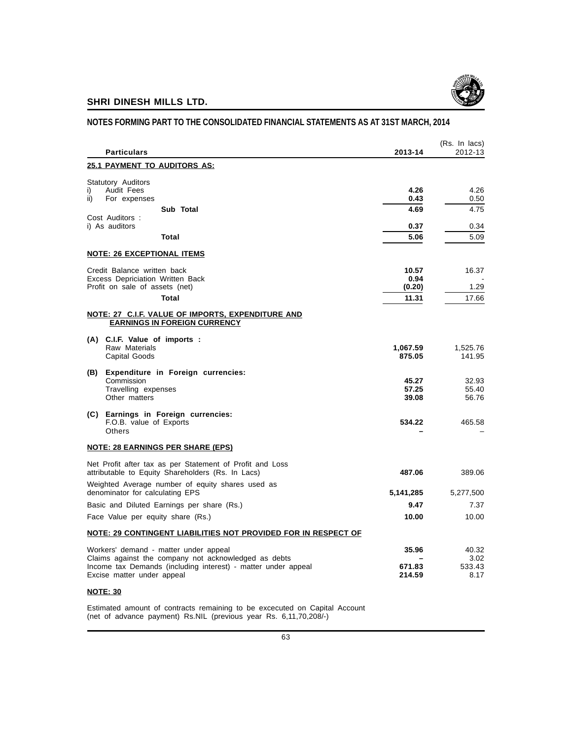## NOTES FORMING PART TO THE CONSOLIDATED FINANCIAL STATEMENTS AS AT 31ST MARCH, 2014

(Rs. In lacs)

| Particulars | 2013-14 | 2012-13 |
|---|---|---|
| **25.1 PAYMENT TO AUDITORS AS:** | | |
| Statutory Auditors | | |
| i) Audit Fees | **4.26** | 4.26 |
| ii) For expenses | **0.43** | 0.50 |
| **Sub Total** | **4.69** | 4.75 |
| Cost Auditors : | | |
| i) As auditors | **0.37** | 0.34 |
| **Total** | **5.06** | 5.09 |
| **NOTE: 26 EXCEPTIONAL ITEMS** | | |
| Credit Balance written back | **10.57** | 16.37 |
| Excess Depriciation Written Back | **0.94** | - |
| Profit on sale of assets (net) | **(0.20)** | 1.29 |
| **Total** | **11.31** | 17.66 |
| **NOTE: 27 C.I.F. VALUE OF IMPORTS, EXPENDITURE AND EARNINGS IN FOREIGN CURRENCY** | | |
| **(A) C.I.F. Value of imports :** | | |
| Raw Materials | **1,067.59** | 1,525.76 |
| Capital Goods | **875.05** | 141.95 |
| **(B) Expenditure in Foreign currencies:** | | |
| Commission | **45.27** | 32.93 |
| Travelling expenses | **57.25** | 55.40 |
| Other matters | **39.08** | 56.76 |
| **(C) Earnings in Foreign currencies:** | | |
| F.O.B. value of Exports | **534.22** | 465.58 |
| Others | **–** | – |
| **NOTE: 28 EARNINGS PER SHARE (EPS)** | | |
| Net Profit after tax as per Statement of Profit and Loss attributable to Equity Shareholders (Rs. In Lacs) | **487.06** | 389.06 |
| Weighted Average number of equity shares used as denominator for calculating EPS | **5,141,285** | 5,277,500 |
| Basic and Diluted Earnings per share (Rs.) | **9.47** | 7.37 |
| Face Value per equity share (Rs.) | **10.00** | 10.00 |
| **NOTE: 29 CONTINGENT LIABILITIES NOT PROVIDED FOR IN RESPECT OF** | | |
| Workers' demand - matter under appeal | **35.96** | 40.32 |
| Claims against the company not acknowledged as debts | **–** | 3.02 |
| Income tax Demands (including interest) - matter under appeal | **671.83** | 533.43 |
| Excise matter under appeal | **214.59** | 8.17 |

**NOTE: 30**

Estimated amount of contracts remaining to be excecuted on Capital Account (net of advance payment) Rs.NIL (previous year Rs. 6,11,70,208/-)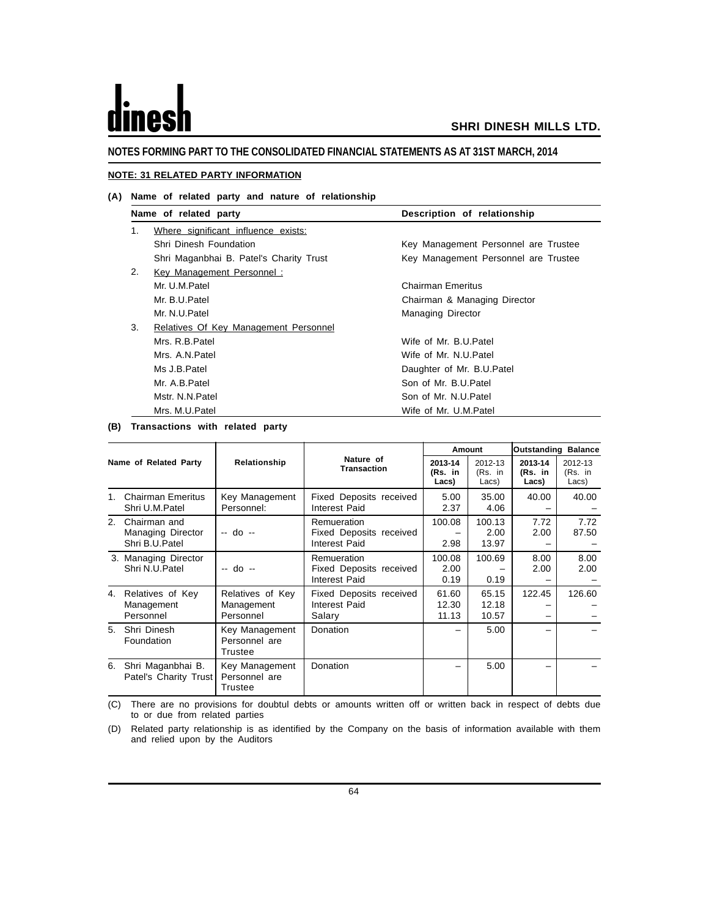## NOTES FORMING PART TO THE CONSOLIDATED FINANCIAL STATEMENTS AS AT 31ST MARCH, 2014

### NOTE: 31 RELATED PARTY INFORMATION

**(A) Name of related party and nature of relationship**

| | Name of related party | Description of relationship |
|---|---|---|
| 1. | Where significant influence exists: | |
| | Shri Dinesh Foundation | Key Management Personnel are Trustee |
| | Shri Maganbhai B. Patel's Charity Trust | Key Management Personnel are Trustee |
| 2. | Key Management Personnel : | |
| | Mr. U.M.Patel | Chairman Emeritus |
| | Mr. B.U.Patel | Chairman & Managing Director |
| | Mr. N.U.Patel | Managing Director |
| 3. | Relatives Of Key Management Personnel | |
| | Mrs. R.B.Patel | Wife of Mr. B.U.Patel |
| | Mrs. A.N.Patel | Wife of Mr. N.U.Patel |
| | Ms J.B.Patel | Daughter of Mr. B.U.Patel |
| | Mr. A.B.Patel | Son of Mr. B.U.Patel |
| | Mstr. N.N.Patel | Son of Mr. N.U.Patel |
| | Mrs. M.U.Patel | Wife of Mr. U.M.Patel |

**(B) Transactions with related party**

| Name of Related Party | Relationship | Nature of Transaction | Amount | | Outstanding Balance | |
|---|---|---|---|---|---|---|
| | | | 2013-14 (Rs. in Lacs) | 2012-13 (Rs. in Lacs) | 2013-14 (Rs. in Lacs) | 2012-13 (Rs. in Lacs) |
| 1. Chairman Emeritus Shri U.M.Patel | Key Management Personnel: | Fixed Deposits received | 5.00 | 35.00 | 40.00 | 40.00 |
| | | Interest Paid | 2.37 | 4.06 | – | – |
| 2. Chairman and Managing Director Shri B.U.Patel | -- do -- | Remueration | 100.08 | 100.13 | 7.72 | 7.72 |
| | | Fixed Deposits received | – | 2.00 | 2.00 | 87.50 |
| | | Interest Paid | 2.98 | 13.97 | – | – |
| 3. Managing Director Shri N.U.Patel | -- do -- | Remueration | 100.08 | 100.69 | 8.00 | 8.00 |
| | | Fixed Deposits received | 2.00 | – | 2.00 | 2.00 |
| | | Interest Paid | 0.19 | 0.19 | – | – |
| 4. Relatives of Key Management Personnel | Relatives of Key Management Personnel | Fixed Deposits received | 61.60 | 65.15 | 122.45 | 126.60 |
| | | Interest Paid | 12.30 | 12.18 | – | – |
| | | Salary | 11.13 | 10.57 | – | – |
| 5. Shri Dinesh Foundation | Key Management Personnel are Trustee | Donation | – | 5.00 | – | – |
| 6. Shri Maganbhai B. Patel's Charity Trust | Key Management Personnel are Trustee | Donation | – | 5.00 | – | – |

(C) There are no provisions for doubtful debts or amounts written off or written back in respect of debts due to or due from related parties

(D) Related party relationship is as identified by the Company on the basis of information available with them and relied upon by the Auditors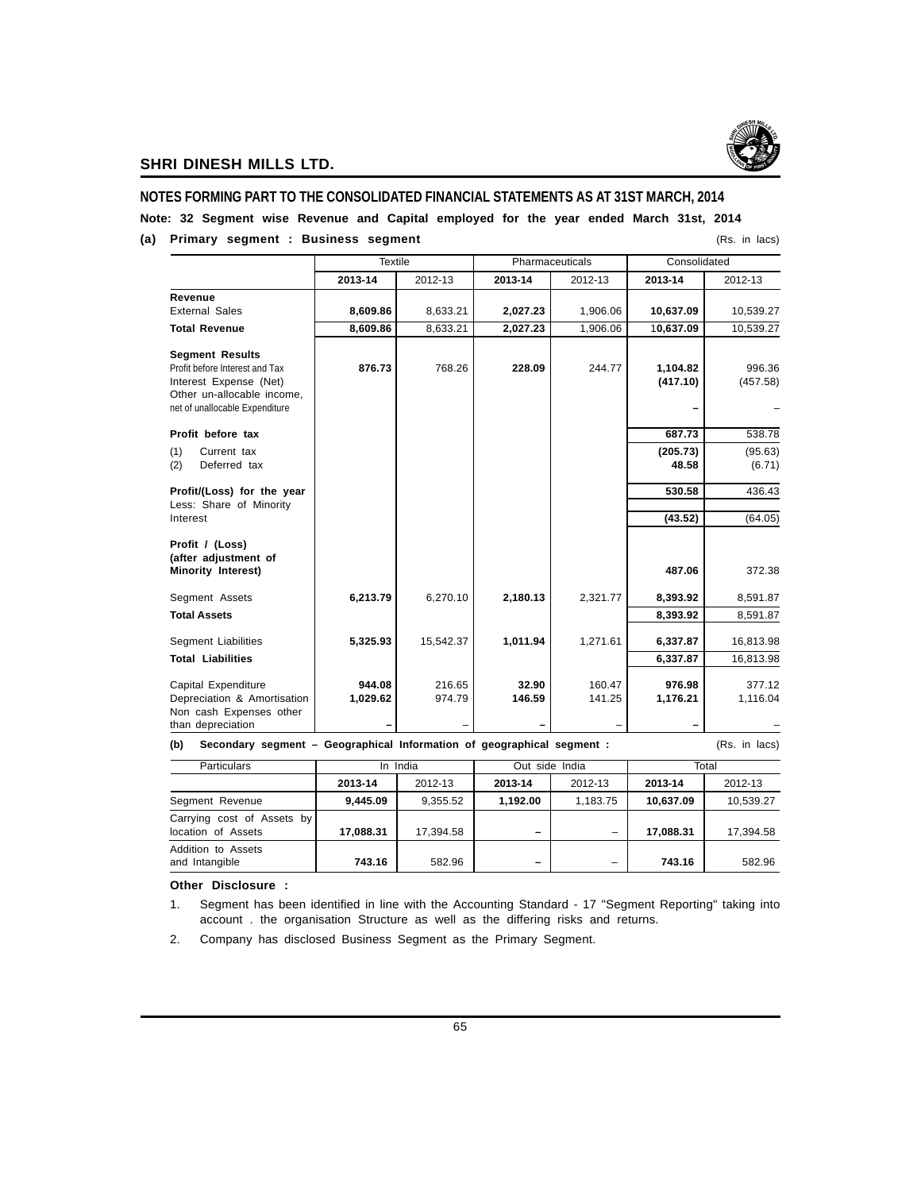## NOTES FORMING PART TO THE CONSOLIDATED FINANCIAL STATEMENTS AS AT 31ST MARCH, 2014

**Note: 32 Segment wise Revenue and Capital employed for the year ended March 31st, 2014**

**(a) Primary segment : Business segment** (Rs. in lacs)

| | Textile | | Pharmaceuticals | | Consolidated | |
|---|---|---|---|---|---|---|
| | **2013-14** | 2012-13 | **2013-14** | 2012-13 | **2013-14** | 2012-13 |
| **Revenue** | | | | | | |
| External Sales | **8,609.86** | 8,633.21 | **2,027.23** | 1,906.06 | **10,637.09** | 10,539.27 |
| **Total Revenue** | **8,609.86** | 8,633.21 | **2,027.23** | 1,906.06 | **10,637.09** | 10,539.27 |
| **Segment Results** | | | | | | |
| Profit before Interest and Tax | **876.73** | 768.26 | **228.09** | 244.77 | **1,104.82** | 996.36 |
| Interest Expense (Net) | | | | | **(417.10)** | (457.58) |
| Other un-allocable income, net of unallocable Expenditure | | | | | **–** | – |
| **Profit before tax** | | | | | **687.73** | 538.78 |
| (1) Current tax | | | | | **(205.73)** | (95.63) |
| (2) Deferred tax | | | | | **48.58** | (6.71) |
| **Profit/(Loss) for the year** | | | | | **530.58** | 436.43 |
| Less: Share of Minority Interest | | | | | **(43.52)** | (64.05) |
| **Profit / (Loss) (after adjustment of Minority Interest)** | | | | | **487.06** | 372.38 |
| Segment Assets | **6,213.79** | 6,270.10 | **2,180.13** | 2,321.77 | **8,393.92** | 8,591.87 |
| **Total Assets** | | | | | **8,393.92** | 8,591.87 |
| Segment Liabilities | **5,325.93** | 15,542.37 | **1,011.94** | 1,271.61 | **6,337.87** | 16,813.98 |
| **Total Liabilities** | | | | | **6,337.87** | 16,813.98 |
| Capital Expenditure | **944.08** | 216.65 | **32.90** | 160.47 | **976.98** | 377.12 |
| Depreciation & Amortisation | **1,029.62** | 974.79 | **146.59** | 141.25 | **1,176.21** | 1,116.04 |
| Non cash Expenses other than depreciation | **–** | – | **–** | – | **–** | – |

**(b) Secondary segment – Geographical Information of geographical segment :** (Rs. in lacs)

| Particulars | In India | | Out side India | | Total | |
|---|---|---|---|---|---|---|
| | **2013-14** | 2012-13 | **2013-14** | 2012-13 | **2013-14** | 2012-13 |
| Segment Revenue | **9,445.09** | 9,355.52 | **1,192.00** | 1,183.75 | **10,637.09** | 10,539.27 |
| Carrying cost of Assets by location of Assets | **17,088.31** | 17,394.58 | **–** | – | **17,088.31** | 17,394.58 |
| Addition to Assets and Intangible | **743.16** | 582.96 | **–** | – | **743.16** | 582.96 |

**Other Disclosure :**

1. Segment has been identified in line with the Accounting Standard - 17 "Segment Reporting" taking into account . the organisation Structure as well as the differing risks and returns.
2. Company has disclosed Business Segment as the Primary Segment.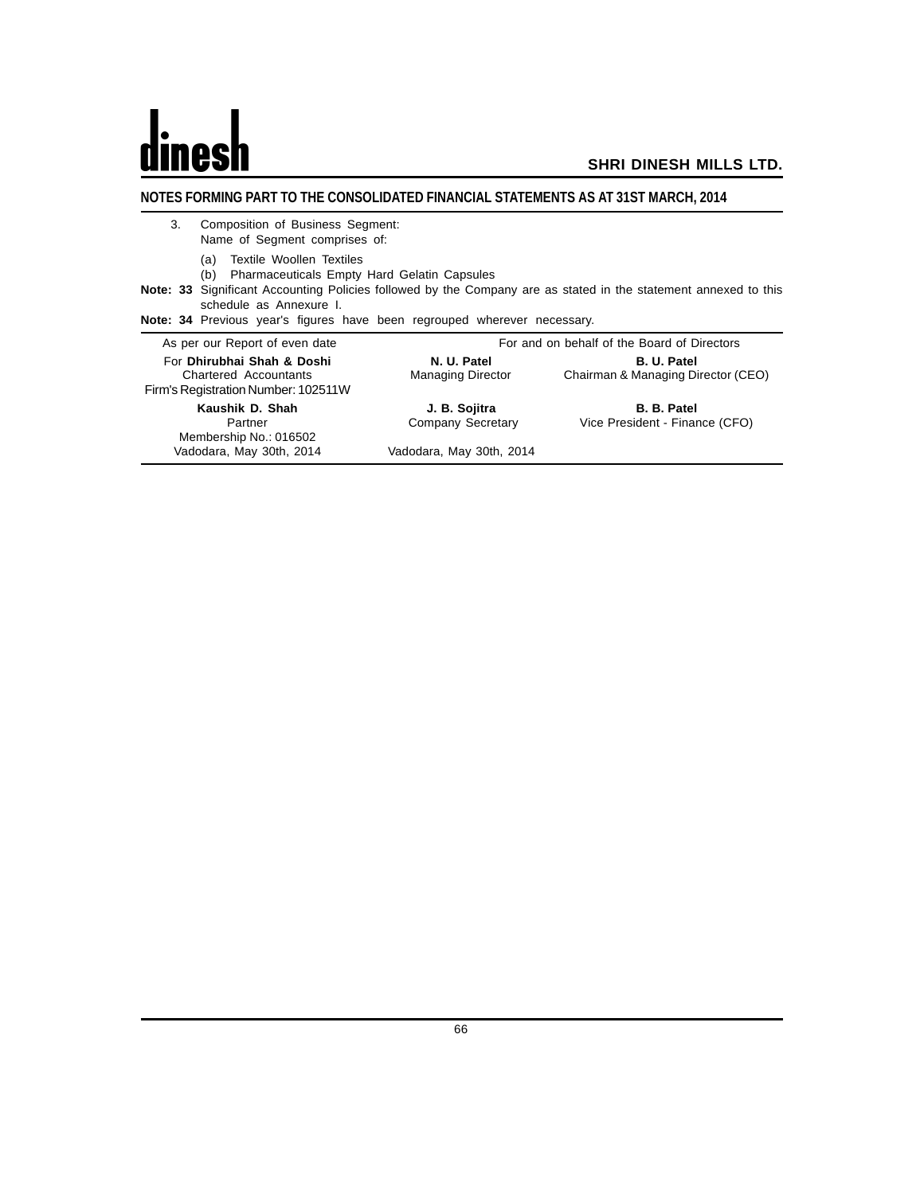## NOTES FORMING PART TO THE CONSOLIDATED FINANCIAL STATEMENTS AS AT 31ST MARCH, 2014

3. Composition of Business Segment:
   Name of Segment comprises of:
   (a) Textile Woollen Textiles
   (b) Pharmaceuticals Empty Hard Gelatin Capsules

**Note: 33** Significant Accounting Policies followed by the Company are as stated in the statement annexed to this schedule as Annexure I.

**Note: 34** Previous year's figures have been regrouped wherever necessary.

| As per our Report of even date | For and on behalf of the Board of Directors | |
|---|---|---|
| For **Dhirubhai Shah & Doshi**<br>Chartered Accountants<br>Firm's Registration Number: 102511W | **N. U. Patel**<br>Managing Director | **B. U. Patel**<br>Chairman & Managing Director (CEO) |
| **Kaushik D. Shah**<br>Partner<br>Membership No.: 016502<br>Vadodara, May 30th, 2014 | **J. B. Sojitra**<br>Company Secretary<br><br>Vadodara, May 30th, 2014 | **B. B. Patel**<br>Vice President - Finance (CFO) |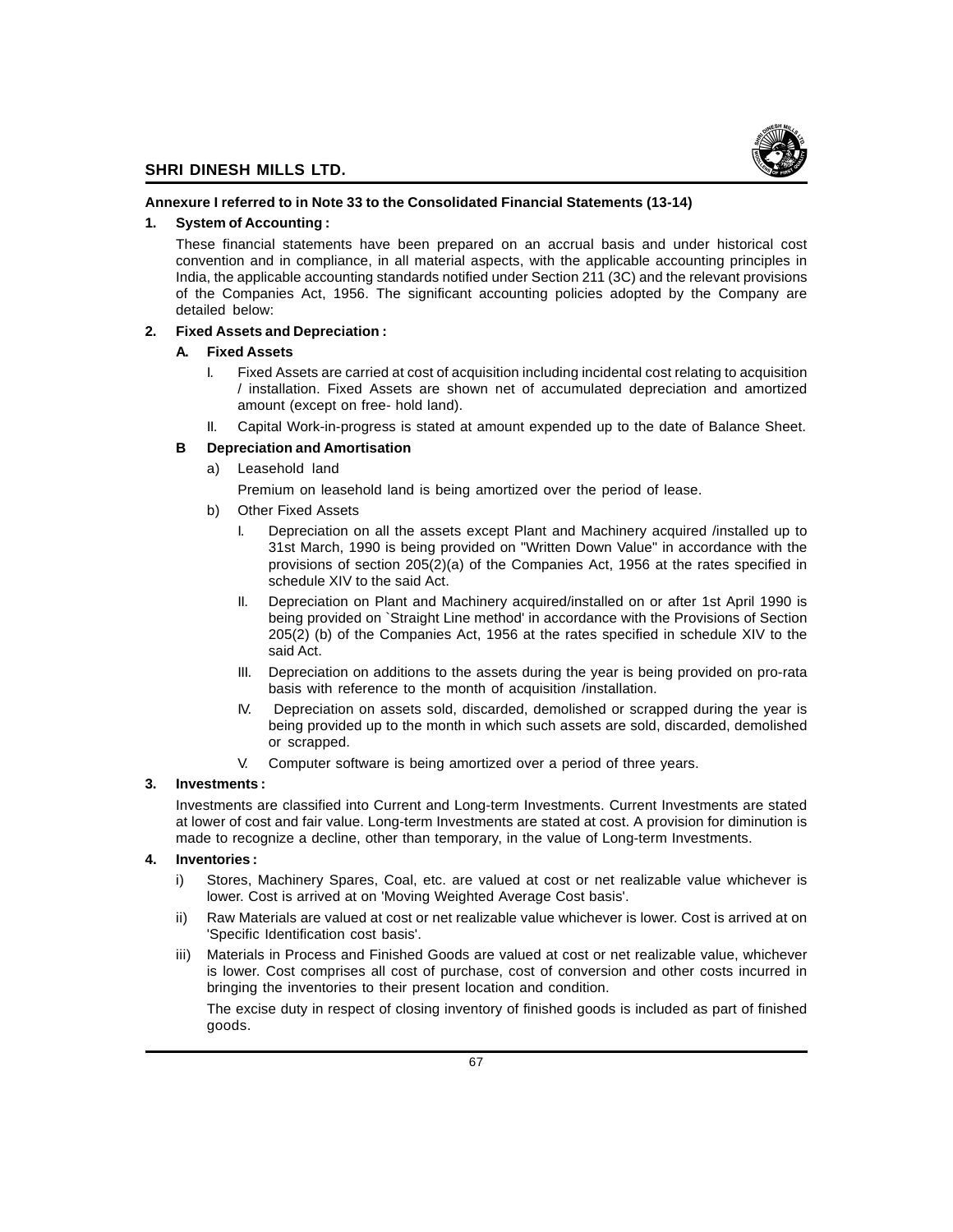**Annexure I referred to in Note 33 to the Consolidated Financial Statements (13-14)**

**1. System of Accounting :**

These financial statements have been prepared on an accrual basis and under historical cost convention and in compliance, in all material aspects, with the applicable accounting principles in India, the applicable accounting standards notified under Section 211 (3C) and the relevant provisions of the Companies Act, 1956. The significant accounting policies adopted by the Company are detailed below:

**2. Fixed Assets and Depreciation :**

**A. Fixed Assets**

I. Fixed Assets are carried at cost of acquisition including incidental cost relating to acquisition / installation. Fixed Assets are shown net of accumulated depreciation and amortized amount (except on free- hold land).

II. Capital Work-in-progress is stated at amount expended up to the date of Balance Sheet.

**B Depreciation and Amortisation**

a) Leasehold land

Premium on leasehold land is being amortized over the period of lease.

b) Other Fixed Assets

I. Depreciation on all the assets except Plant and Machinery acquired /installed up to 31st March, 1990 is being provided on "Written Down Value" in accordance with the provisions of section 205(2)(a) of the Companies Act, 1956 at the rates specified in schedule XIV to the said Act.

II. Depreciation on Plant and Machinery acquired/installed on or after 1st April 1990 is being provided on `Straight Line method' in accordance with the Provisions of Section 205(2) (b) of the Companies Act, 1956 at the rates specified in schedule XIV to the said Act.

III. Depreciation on additions to the assets during the year is being provided on pro-rata basis with reference to the month of acquisition /installation.

IV. Depreciation on assets sold, discarded, demolished or scrapped during the year is being provided up to the month in which such assets are sold, discarded, demolished or scrapped.

V. Computer software is being amortized over a period of three years.

**3. Investments :**

Investments are classified into Current and Long-term Investments. Current Investments are stated at lower of cost and fair value. Long-term Investments are stated at cost. A provision for diminution is made to recognize a decline, other than temporary, in the value of Long-term Investments.

**4. Inventories :**

i) Stores, Machinery Spares, Coal, etc. are valued at cost or net realizable value whichever is lower. Cost is arrived at on 'Moving Weighted Average Cost basis'.

ii) Raw Materials are valued at cost or net realizable value whichever is lower. Cost is arrived at on 'Specific Identification cost basis'.

iii) Materials in Process and Finished Goods are valued at cost or net realizable value, whichever is lower. Cost comprises all cost of purchase, cost of conversion and other costs incurred in bringing the inventories to their present location and condition.

The excise duty in respect of closing inventory of finished goods is included as part of finished goods.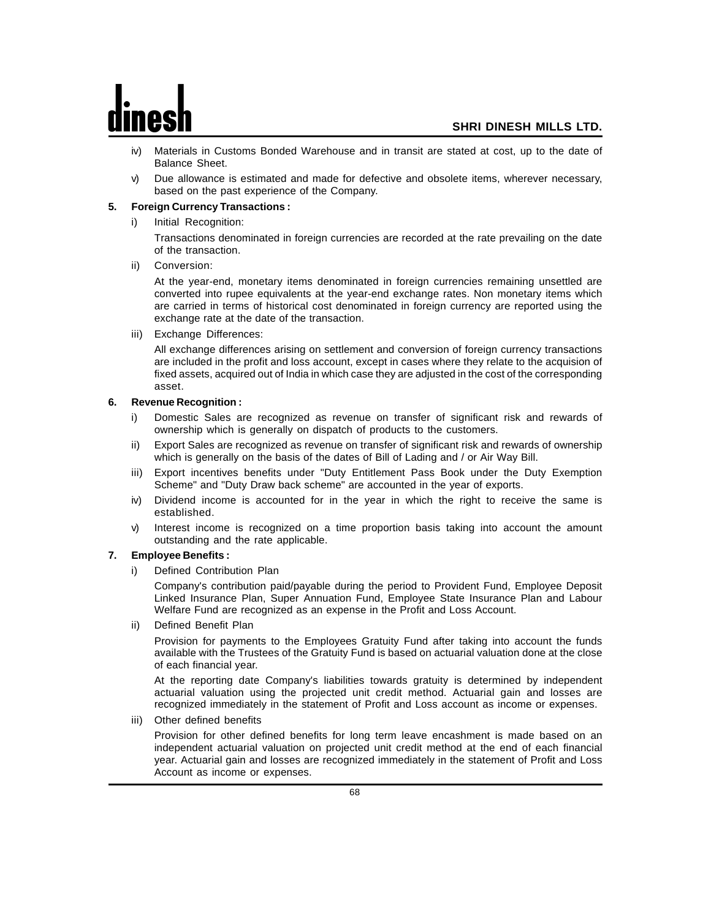iv) Materials in Customs Bonded Warehouse and in transit are stated at cost, up to the date of Balance Sheet.

v) Due allowance is estimated and made for defective and obsolete items, wherever necessary, based on the past experience of the Company.

**5. Foreign Currency Transactions :**

i) Initial Recognition:

Transactions denominated in foreign currencies are recorded at the rate prevailing on the date of the transaction.

ii) Conversion:

At the year-end, monetary items denominated in foreign currencies remaining unsettled are converted into rupee equivalents at the year-end exchange rates. Non monetary items which are carried in terms of historical cost denominated in foreign currency are reported using the exchange rate at the date of the transaction.

iii) Exchange Differences:

All exchange differences arising on settlement and conversion of foreign currency transactions are included in the profit and loss account, except in cases where they relate to the acquision of fixed assets, acquired out of India in which case they are adjusted in the cost of the corresponding asset.

**6. Revenue Recognition :**

i) Domestic Sales are recognized as revenue on transfer of significant risk and rewards of ownership which is generally on dispatch of products to the customers.

ii) Export Sales are recognized as revenue on transfer of significant risk and rewards of ownership which is generally on the basis of the dates of Bill of Lading and / or Air Way Bill.

iii) Export incentives benefits under "Duty Entitlement Pass Book under the Duty Exemption Scheme" and "Duty Draw back scheme" are accounted in the year of exports.

iv) Dividend income is accounted for in the year in which the right to receive the same is established.

v) Interest income is recognized on a time proportion basis taking into account the amount outstanding and the rate applicable.

**7. Employee Benefits :**

i) Defined Contribution Plan

Company's contribution paid/payable during the period to Provident Fund, Employee Deposit Linked Insurance Plan, Super Annuation Fund, Employee State Insurance Plan and Labour Welfare Fund are recognized as an expense in the Profit and Loss Account.

ii) Defined Benefit Plan

Provision for payments to the Employees Gratuity Fund after taking into account the funds available with the Trustees of the Gratuity Fund is based on actuarial valuation done at the close of each financial year.

At the reporting date Company's liabilities towards gratuity is determined by independent actuarial valuation using the projected unit credit method. Actuarial gain and losses are recognized immediately in the statement of Profit and Loss account as income or expenses.

iii) Other defined benefits

Provision for other defined benefits for long term leave encashment is made based on an independent actuarial valuation on projected unit credit method at the end of each financial year. Actuarial gain and losses are recognized immediately in the statement of Profit and Loss Account as income or expenses.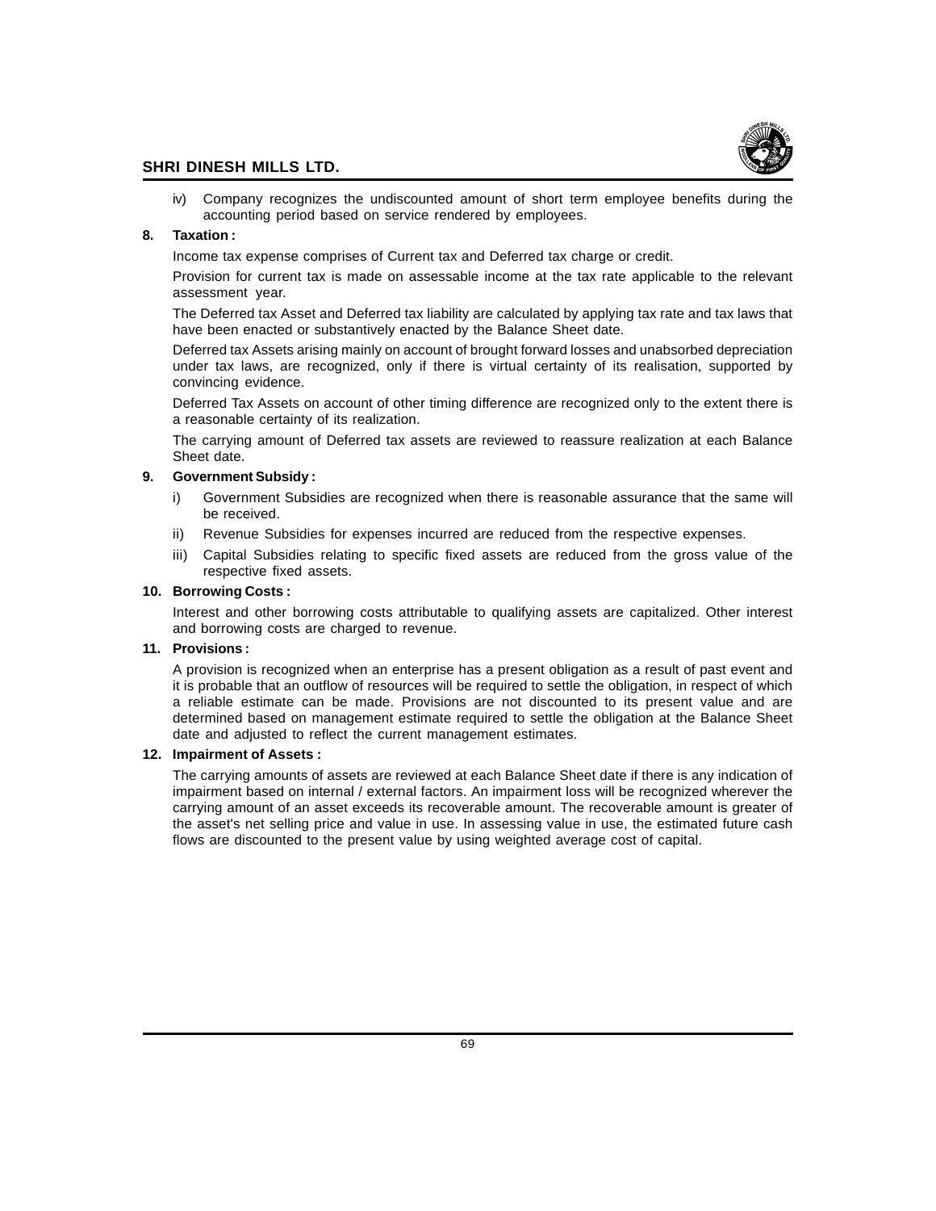iv) Company recognizes the undiscounted amount of short term employee benefits during the accounting period based on service rendered by employees.

**8. Taxation :**

Income tax expense comprises of Current tax and Deferred tax charge or credit.

Provision for current tax is made on assessable income at the tax rate applicable to the relevant assessment year.

The Deferred tax Asset and Deferred tax liability are calculated by applying tax rate and tax laws that have been enacted or substantively enacted by the Balance Sheet date.

Deferred tax Assets arising mainly on account of brought forward losses and unabsorbed depreciation under tax laws, are recognized, only if there is virtual certainty of its realisation, supported by convincing evidence.

Deferred Tax Assets on account of other timing difference are recognized only to the extent there is a reasonable certainty of its realization.

The carrying amount of Deferred tax assets are reviewed to reassure realization at each Balance Sheet date.

**9. Government Subsidy :**

i) Government Subsidies are recognized when there is reasonable assurance that the same will be received.

ii) Revenue Subsidies for expenses incurred are reduced from the respective expenses.

iii) Capital Subsidies relating to specific fixed assets are reduced from the gross value of the respective fixed assets.

**10. Borrowing Costs :**

Interest and other borrowing costs attributable to qualifying assets are capitalized. Other interest and borrowing costs are charged to revenue.

**11. Provisions :**

A provision is recognized when an enterprise has a present obligation as a result of past event and it is probable that an outflow of resources will be required to settle the obligation, in respect of which a reliable estimate can be made. Provisions are not discounted to its present value and are determined based on management estimate required to settle the obligation at the Balance Sheet date and adjusted to reflect the current management estimates.

**12. Impairment of Assets :**

The carrying amounts of assets are reviewed at each Balance Sheet date if there is any indication of impairment based on internal / external factors. An impairment loss will be recognized wherever the carrying amount of an asset exceeds its recoverable amount. The recoverable amount is greater of the asset's net selling price and value in use. In assessing value in use, the estimated future cash flows are discounted to the present value by using weighted average cost of capital.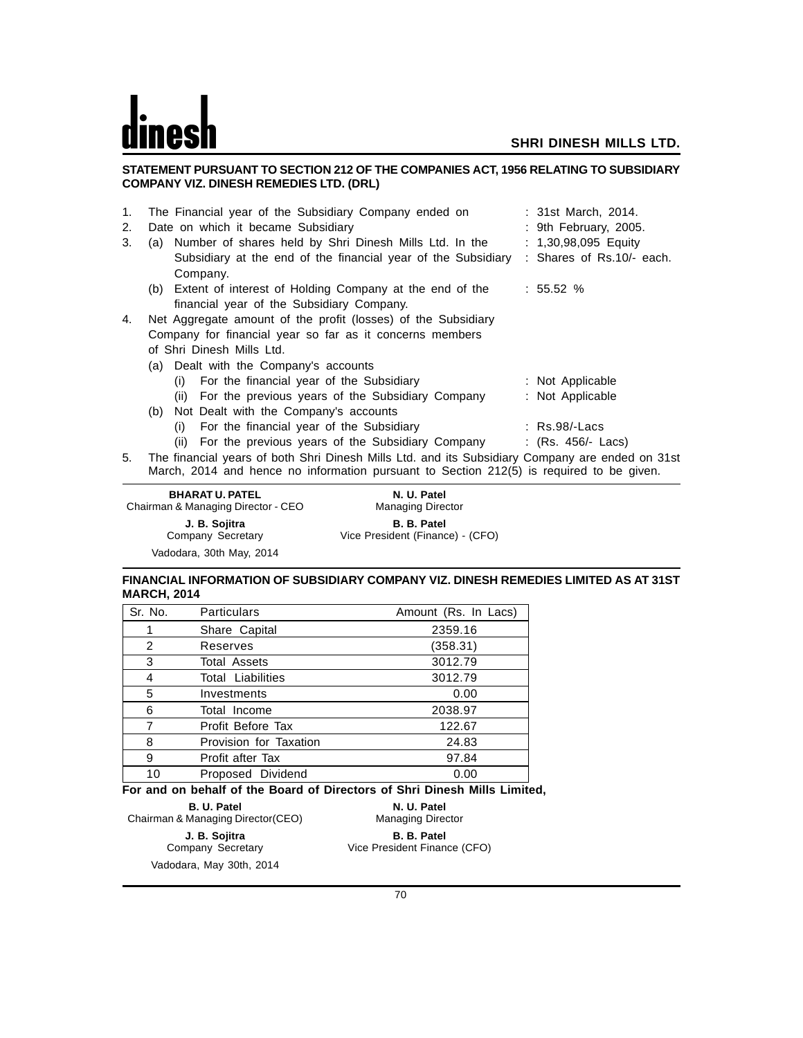## STATEMENT PURSUANT TO SECTION 212 OF THE COMPANIES ACT, 1956 RELATING TO SUBSIDIARY COMPANY VIZ. DINESH REMEDIES LTD. (DRL)

1. The Financial year of the Subsidiary Company ended on : 31st March, 2014.
2. Date on which it became Subsidiary : 9th February, 2005.
3. (a) Number of shares held by Shri Dinesh Mills Ltd. In the Subsidiary at the end of the financial year of the Subsidiary Company. : 1,30,98,095 Equity Shares of Rs.10/- each.

   (b) Extent of interest of Holding Company at the end of the financial year of the Subsidiary Company. : 55.52 %
4. Net Aggregate amount of the profit (losses) of the Subsidiary Company for financial year so far as it concerns members of Shri Dinesh Mills Ltd.

   (a) Dealt with the Company's accounts
      - (i) For the financial year of the Subsidiary : Not Applicable
      - (ii) For the previous years of the Subsidiary Company : Not Applicable

   (b) Not Dealt with the Company's accounts
      - (i) For the financial year of the Subsidiary : Rs.98/-Lacs
      - (ii) For the previous years of the Subsidiary Company : (Rs. 456/- Lacs)
5. The financial years of both Shri Dinesh Mills Ltd. and its Subsidiary Company are ended on 31st March, 2014 and hence no information pursuant to Section 212(5) is required to be given.

**BHARAT U. PATEL**
Chairman & Managing Director - CEO

**N. U. Patel**
Managing Director

**J. B. Sojitra**
Company Secretary

**B. B. Patel**
Vice President (Finance) - (CFO)

Vadodara, 30th May, 2014

## FINANCIAL INFORMATION OF SUBSIDIARY COMPANY VIZ. DINESH REMEDIES LIMITED AS AT 31ST MARCH, 2014

| Sr. No. | Particulars | Amount (Rs. In Lacs) |
|---|---|---|
| 1 | Share Capital | 2359.16 |
| 2 | Reserves | (358.31) |
| 3 | Total Assets | 3012.79 |
| 4 | Total Liabilities | 3012.79 |
| 5 | Investments | 0.00 |
| 6 | Total Income | 2038.97 |
| 7 | Profit Before Tax | 122.67 |
| 8 | Provision for Taxation | 24.83 |
| 9 | Profit after Tax | 97.84 |
| 10 | Proposed Dividend | 0.00 |

**For and on behalf of the Board of Directors of Shri Dinesh Mills Limited,**

**B. U. Patel**
Chairman & Managing Director(CEO)

**N. U. Patel**
Managing Director

**J. B. Sojitra**
Company Secretary

**B. B. Patel**
Vice President Finance (CFO)

Vadodara, May 30th, 2014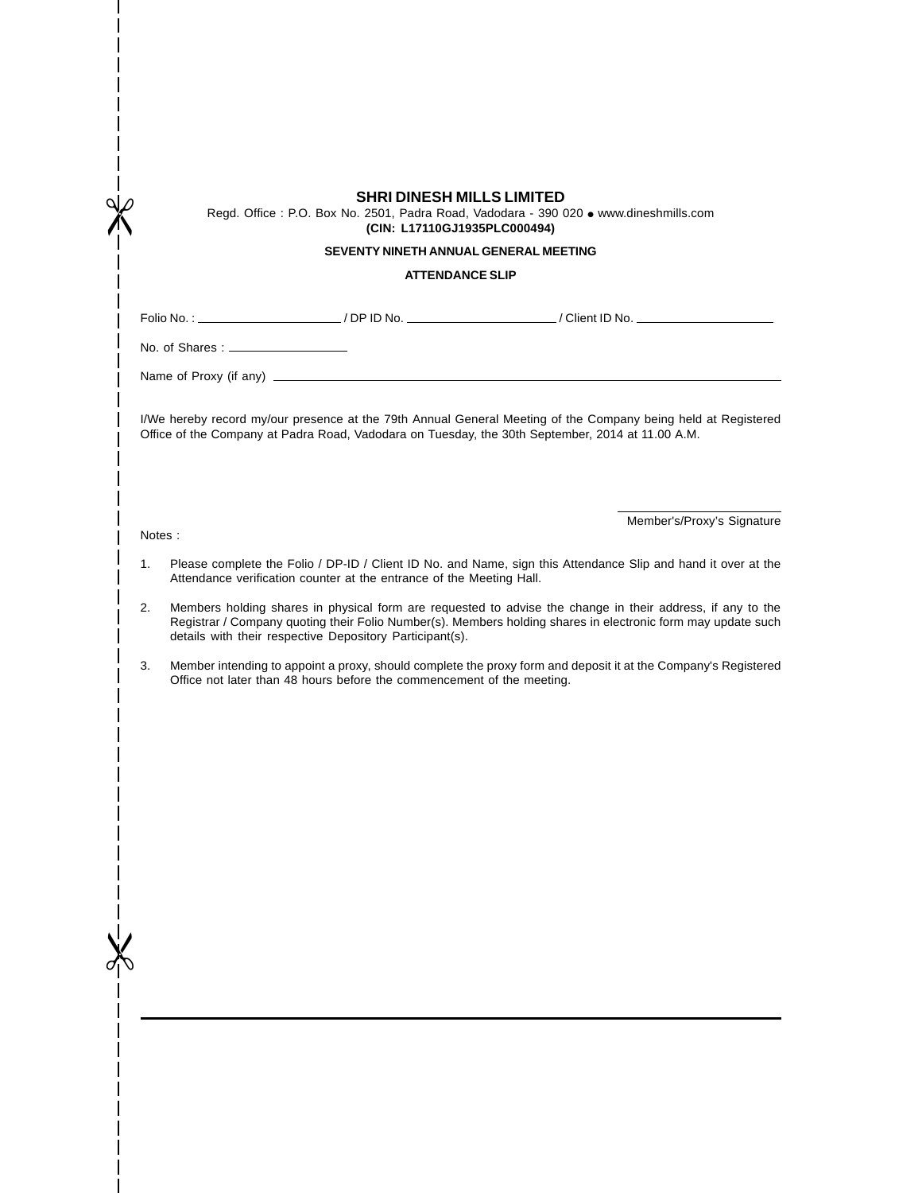# SHRI DINESH MILLS LIMITED

Regd. Office : P.O. Box No. 2501, Padra Road, Vadodara - 390 020 • www.dineshmills.com

**(CIN: L17110GJ1935PLC000494)**

**SEVENTY NINETH ANNUAL GENERAL MEETING**

**ATTENDANCE SLIP**

Folio No. : ____________________ / DP ID No. ____________________ / Client ID No. ____________________

No. of Shares : ________________

Name of Proxy (if any) ________________________________________________________________

I/We hereby record my/our presence at the 79th Annual General Meeting of the Company being held at Registered Office of the Company at Padra Road, Vadodara on Tuesday, the 30th September, 2014 at 11.00 A.M.

____________________

Member's/Proxy's Signature

Notes :

1. Please complete the Folio / DP-ID / Client ID No. and Name, sign this Attendance Slip and hand it over at the Attendance verification counter at the entrance of the Meeting Hall.

2. Members holding shares in physical form are requested to advise the change in their address, if any to the Registrar / Company quoting their Folio Number(s). Members holding shares in electronic form may update such details with their respective Depository Participant(s).

3. Member intending to appoint a proxy, should complete the proxy form and deposit it at the Company's Registered Office not later than 48 hours before the commencement of the meeting.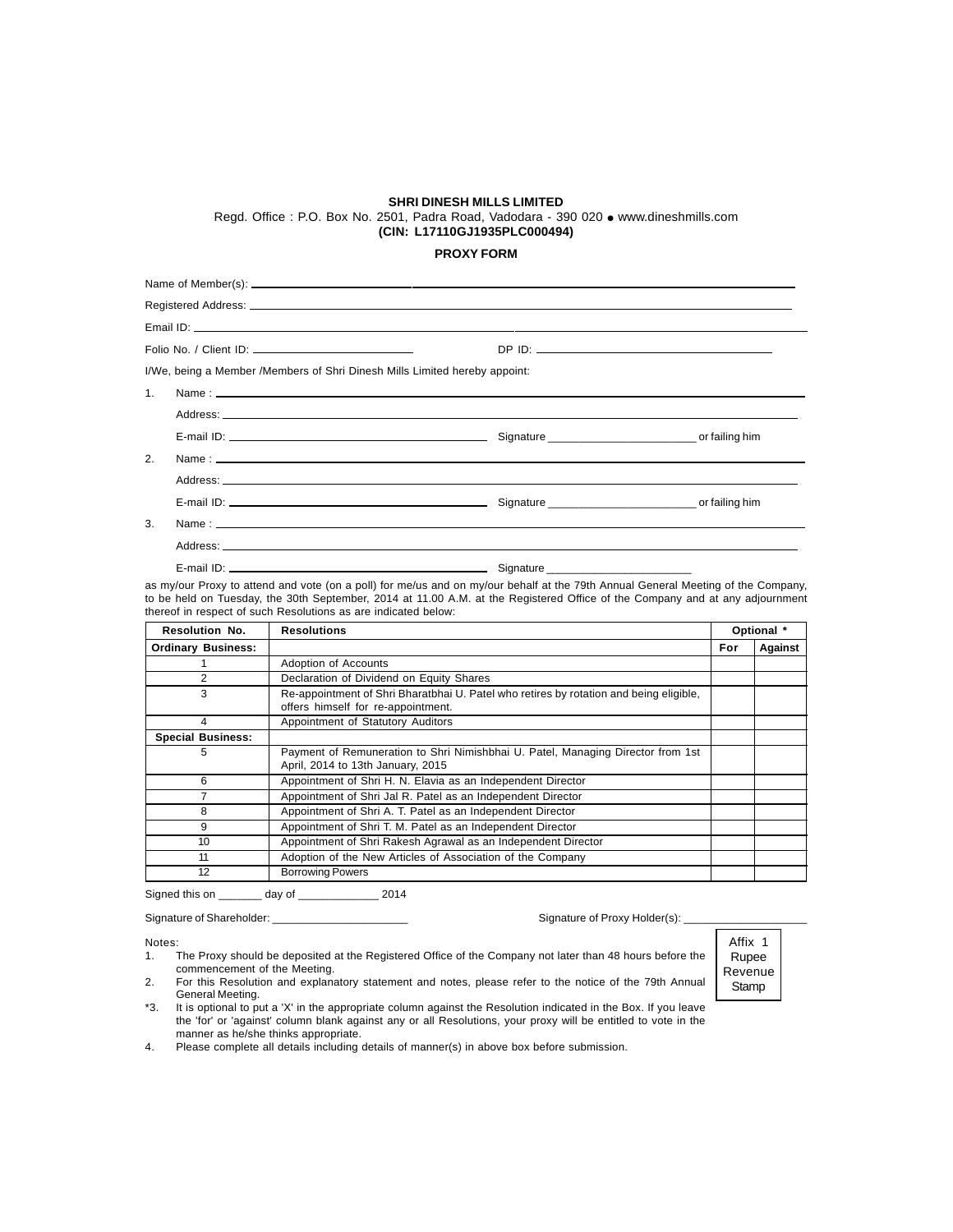**SHRI DINESH MILLS LIMITED**

Regd. Office : P.O. Box No. 2501, Padra Road, Vadodara - 390 020 ● www.dineshmills.com

**(CIN: L17110GJ1935PLC000494)**

## PROXY FORM

Name of Member(s): ____________________

Registered Address: ____________________

Email ID: ____________________

Folio No. / Client ID: ____________________ DP ID: ____________________

I/We, being a Member /Members of Shri Dinesh Mills Limited hereby appoint:

1. Name : ____________________

   Address: ____________________

   E-mail ID: ____________________ Signature ____________________ or failing him

2. Name : ____________________

   Address: ____________________

   E-mail ID: ____________________ Signature ____________________ or failing him

3. Name : ____________________

   Address: ____________________

   E-mail ID: ____________________ Signature ____________________

as my/our Proxy to attend and vote (on a poll) for me/us and on my/our behalf at the 79th Annual General Meeting of the Company, to be held on Tuesday, the 30th September, 2014 at 11.00 A.M. at the Registered Office of the Company and at any adjournment thereof in respect of such Resolutions as are indicated below:

| Resolution No. | Resolutions | Optional * | |
|---|---|---|---|
| **Ordinary Business:** | | **For** | **Against** |
| 1 | Adoption of Accounts | | |
| 2 | Declaration of Dividend on Equity Shares | | |
| 3 | Re-appointment of Shri Bharatbhai U. Patel who retires by rotation and being eligible, offers himself for re-appointment. | | |
| 4 | Appointment of Statutory Auditors | | |
| **Special Business:** | | | |
| 5 | Payment of Remuneration to Shri Nimishbhai U. Patel, Managing Director from 1st April, 2014 to 13th January, 2015 | | |
| 6 | Appointment of Shri H. N. Elavia as an Independent Director | | |
| 7 | Appointment of Shri Jal R. Patel as an Independent Director | | |
| 8 | Appointment of Shri A. T. Patel as an Independent Director | | |
| 9 | Appointment of Shri T. M. Patel as an Independent Director | | |
| 10 | Appointment of Shri Rakesh Agrawal as an Independent Director | | |
| 11 | Adoption of the New Articles of Association of the Company | | |
| 12 | Borrowing Powers | | |

Signed this on _______ day of _____________ 2014

Signature of Shareholder: ____________________ Signature of Proxy Holder(s): ____________________

Affix 1 Rupee Revenue Stamp

Notes:

1. The Proxy should be deposited at the Registered Office of the Company not later than 48 hours before the commencement of the Meeting.
2. For this Resolution and explanatory statement and notes, please refer to the notice of the 79th Annual General Meeting.

*3. It is optional to put a 'X' in the appropriate column against the Resolution indicated in the Box. If you leave the 'for' or 'against' column blank against any or all Resolutions, your proxy will be entitled to vote in the manner as he/she thinks appropriate.

4. Please complete all details including details of manner(s) in above box before submission.